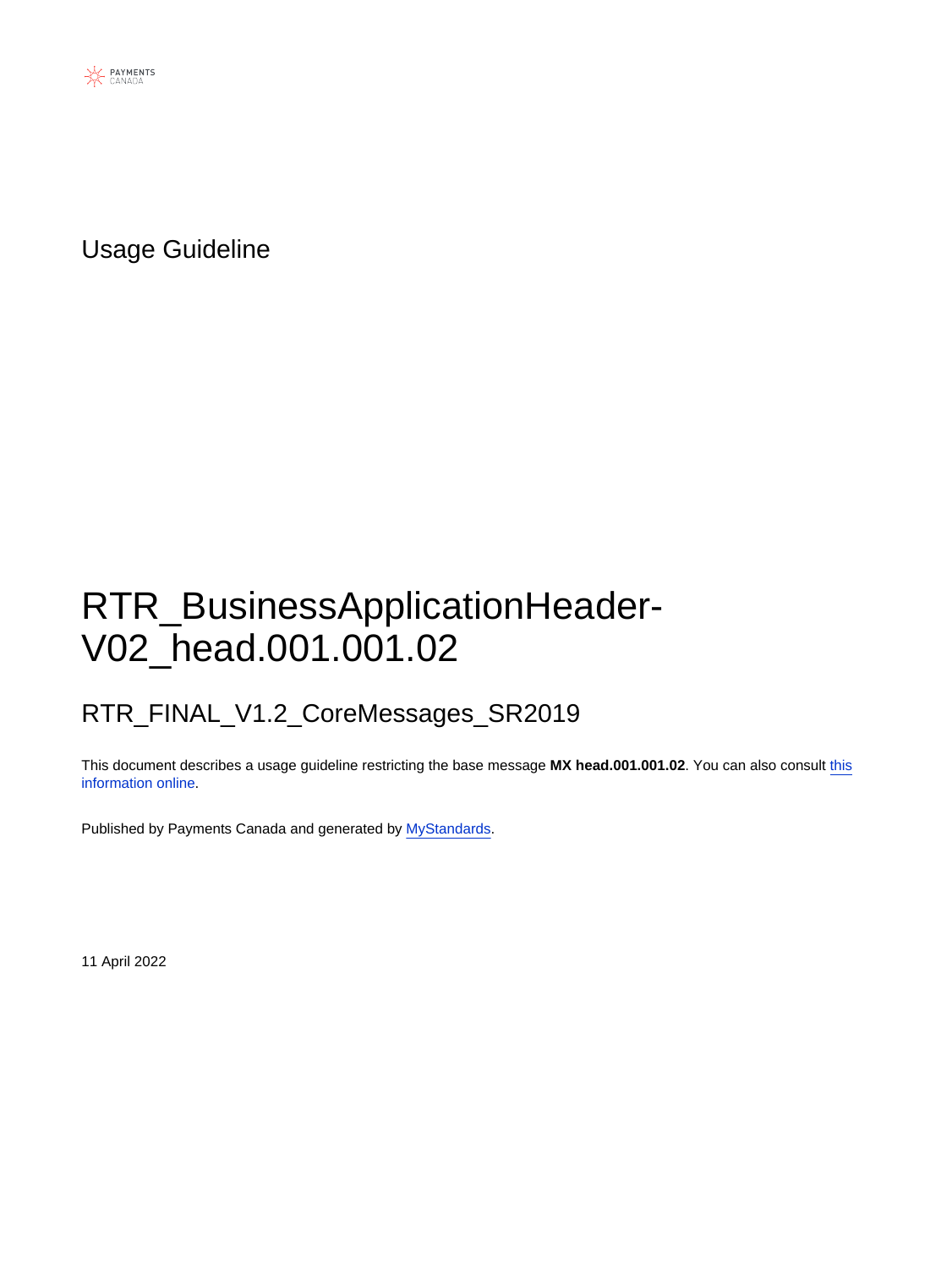PAYMENTS CANADA

Usage Guideline

# RTR_BusinessApplicationHeader-V02_head.001.001.02

## RTR_FINAL_V1.2_CoreMessages_SR2019

This document describes a usage guideline restricting the base message **MX head.001.001.02**. You can also consult this information online.

Published by Payments Canada and generated by MyStandards.

11 April 2022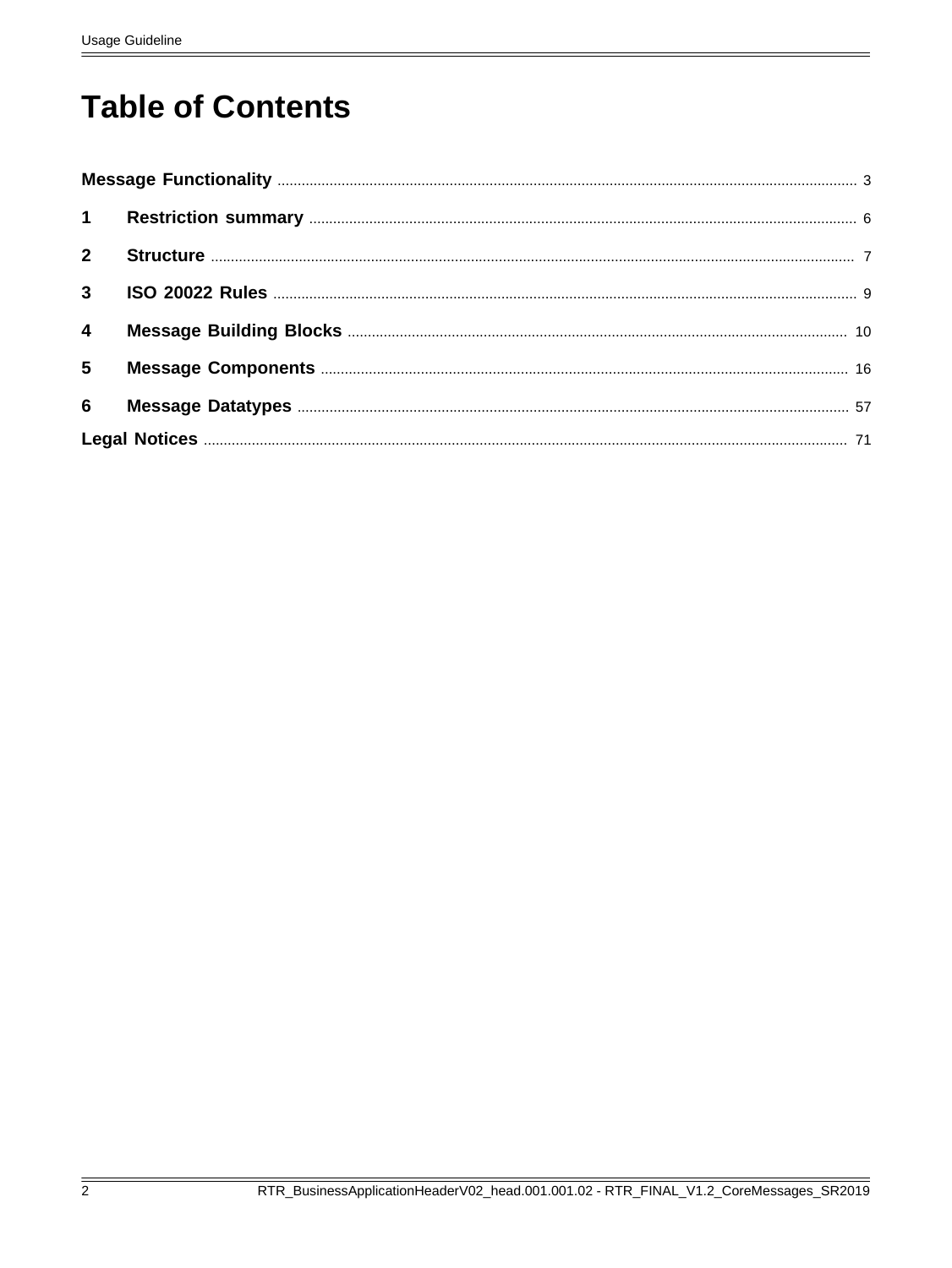# Table of Contents

**Message Functionality** ..... 3

**1 Restriction summary** ..... 6

**2 Structure** ..... 7

**3 ISO 20022 Rules** ..... 9

**4 Message Building Blocks** ..... 10

**5 Message Components** ..... 16

**6 Message Datatypes** ..... 57

**Legal Notices** ..... 71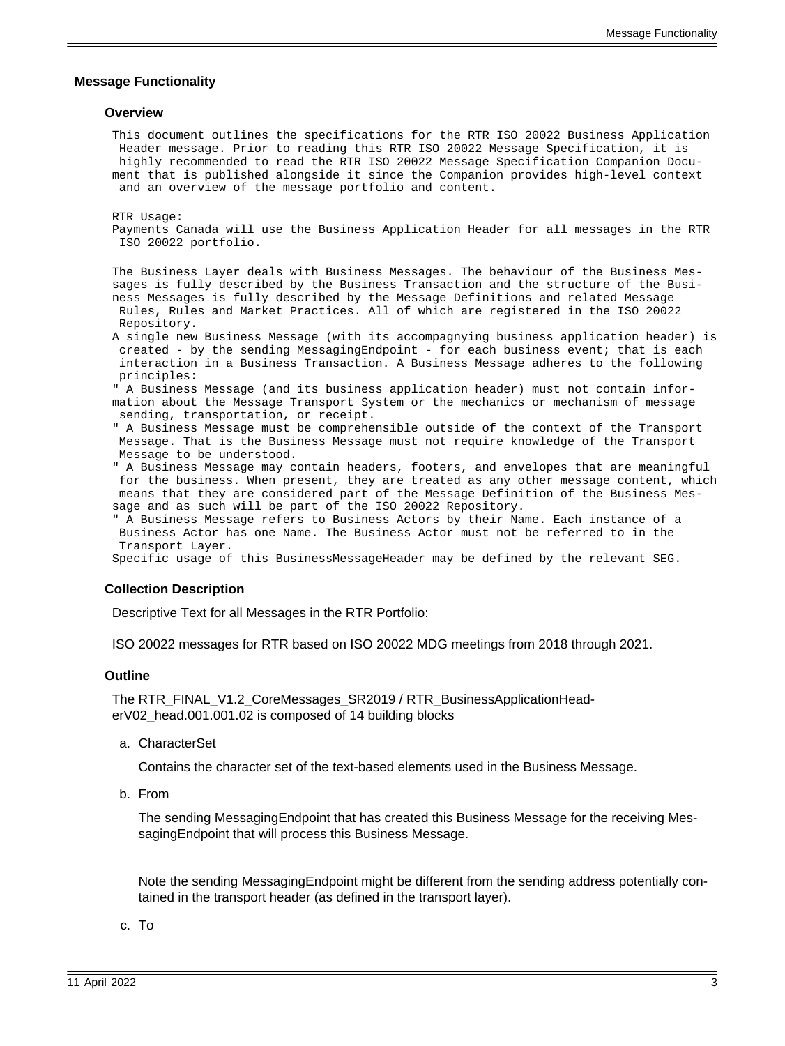## Message Functionality

### Overview

This document outlines the specifications for the RTR ISO 20022 Business Application Header message. Prior to reading this RTR ISO 20022 Message Specification, it is highly recommended to read the RTR ISO 20022 Message Specification Companion Document that is published alongside it since the Companion provides high-level context and an overview of the message portfolio and content.

RTR Usage:
Payments Canada will use the Business Application Header for all messages in the RTR ISO 20022 portfolio.

The Business Layer deals with Business Messages. The behaviour of the Business Messages is fully described by the Business Transaction and the structure of the Business Messages is fully described by the Message Definitions and related Message Rules, Rules and Market Practices. All of which are registered in the ISO 20022 Repository.
A single new Business Message (with its accompagnying business application header) is created - by the sending MessagingEndpoint - for each business event; that is each interaction in a Business Transaction. A Business Message adheres to the following principles:
" A Business Message (and its business application header) must not contain information about the Message Transport System or the mechanics or mechanism of message sending, transportation, or receipt.
" A Business Message must be comprehensible outside of the context of the Transport Message. That is the Business Message must not require knowledge of the Transport Message to be understood.
" A Business Message may contain headers, footers, and envelopes that are meaningful for the business. When present, they are treated as any other message content, which means that they are considered part of the Message Definition of the Business Message and as such will be part of the ISO 20022 Repository.
" A Business Message refers to Business Actors by their Name. Each instance of a Business Actor has one Name. The Business Actor must not be referred to in the Transport Layer.
Specific usage of this BusinessMessageHeader may be defined by the relevant SEG.

### Collection Description

Descriptive Text for all Messages in the RTR Portfolio:

ISO 20022 messages for RTR based on ISO 20022 MDG meetings from 2018 through 2021.

### Outline

The RTR_FINAL_V1.2_CoreMessages_SR2019 / RTR_BusinessApplicationHeaderV02_head.001.001.02 is composed of 14 building blocks

a. CharacterSet

   Contains the character set of the text-based elements used in the Business Message.

b. From

   The sending MessagingEndpoint that has created this Business Message for the receiving MessagingEndpoint that will process this Business Message.

   Note the sending MessagingEndpoint might be different from the sending address potentially contained in the transport header (as defined in the transport layer).

c. To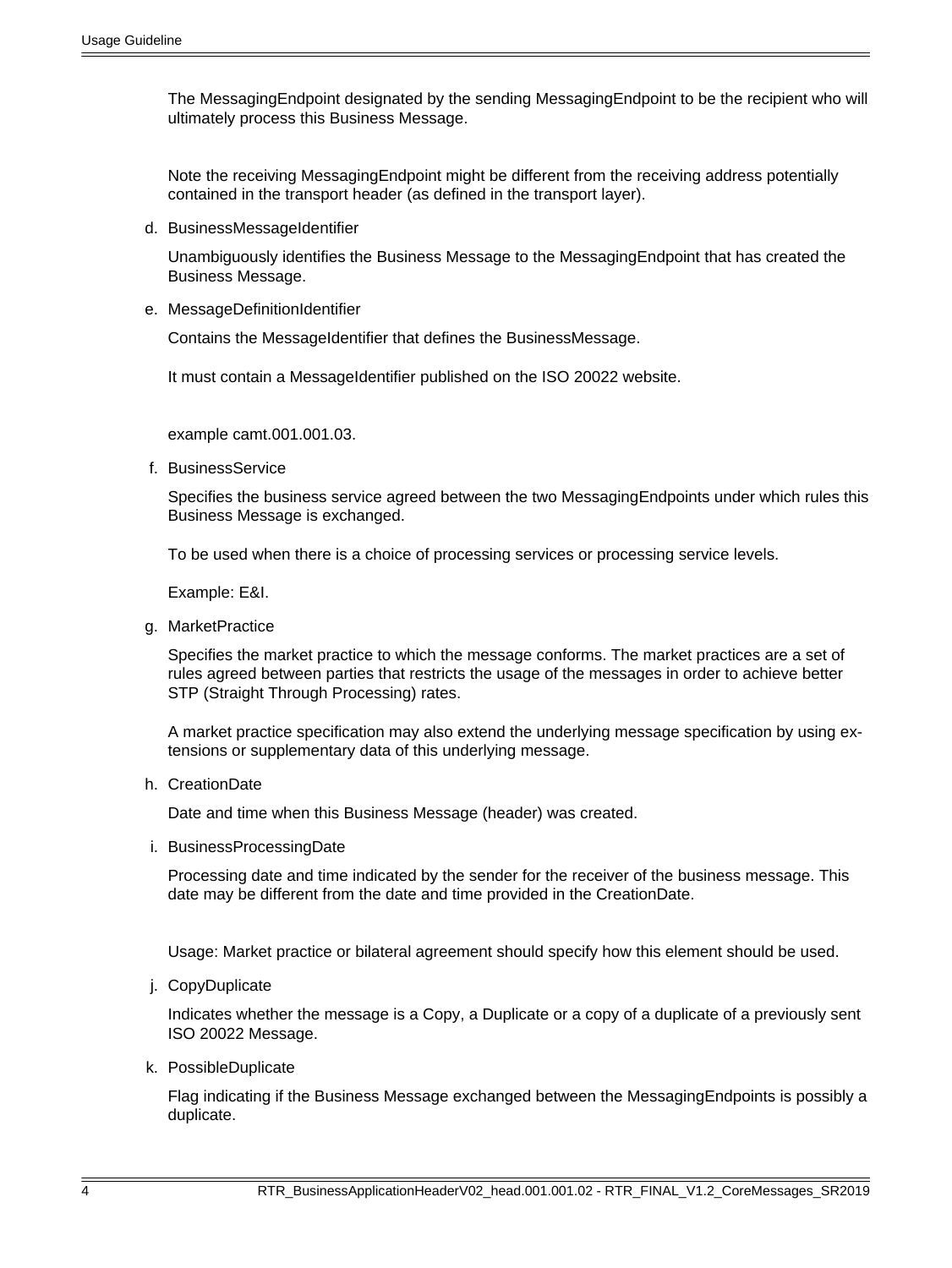The MessagingEndpoint designated by the sending MessagingEndpoint to be the recipient who will ultimately process this Business Message.

Note the receiving MessagingEndpoint might be different from the receiving address potentially contained in the transport header (as defined in the transport layer).

d. BusinessMessageIdentifier

   Unambiguously identifies the Business Message to the MessagingEndpoint that has created the Business Message.

e. MessageDefinitionIdentifier

   Contains the MessageIdentifier that defines the BusinessMessage.

   It must contain a MessageIdentifier published on the ISO 20022 website.

   example camt.001.001.03.

f. BusinessService

   Specifies the business service agreed between the two MessagingEndpoints under which rules this Business Message is exchanged.

   To be used when there is a choice of processing services or processing service levels.

   Example: E&I.

g. MarketPractice

   Specifies the market practice to which the message conforms. The market practices are a set of rules agreed between parties that restricts the usage of the messages in order to achieve better STP (Straight Through Processing) rates.

   A market practice specification may also extend the underlying message specification by using extensions or supplementary data of this underlying message.

h. CreationDate

   Date and time when this Business Message (header) was created.

i. BusinessProcessingDate

   Processing date and time indicated by the sender for the receiver of the business message. This date may be different from the date and time provided in the CreationDate.

   Usage: Market practice or bilateral agreement should specify how this element should be used.

j. CopyDuplicate

   Indicates whether the message is a Copy, a Duplicate or a copy of a duplicate of a previously sent ISO 20022 Message.

k. PossibleDuplicate

   Flag indicating if the Business Message exchanged between the MessagingEndpoints is possibly a duplicate.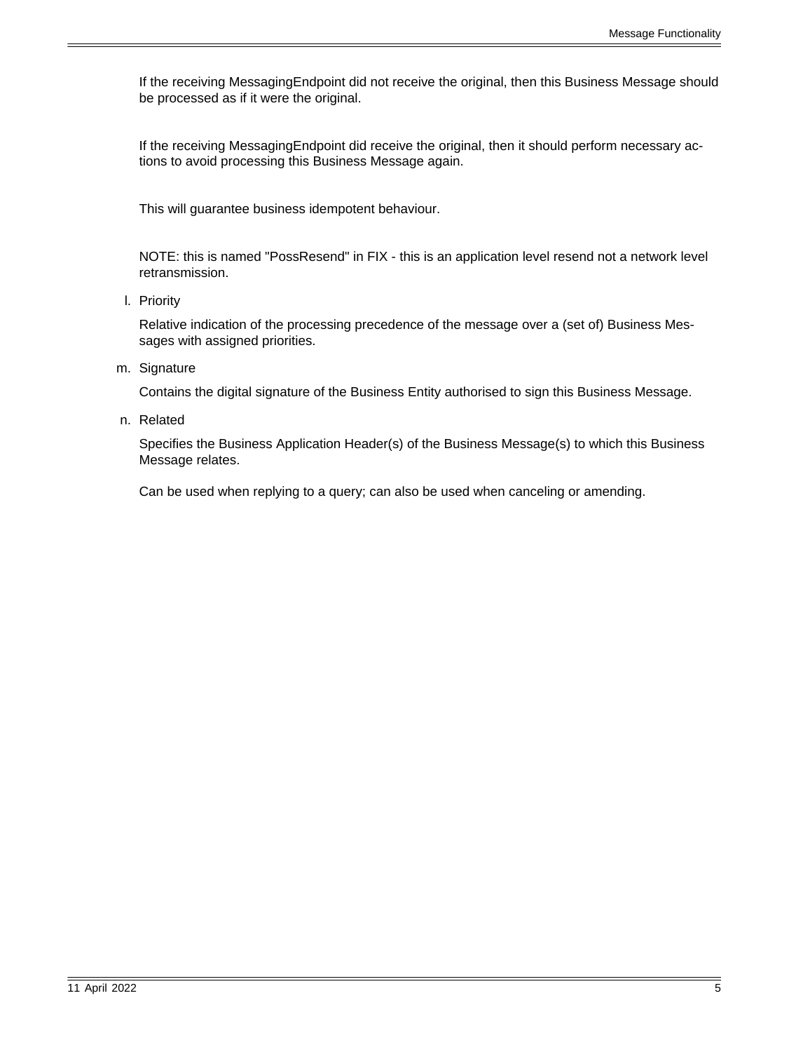If the receiving MessagingEndpoint did not receive the original, then this Business Message should be processed as if it were the original.

If the receiving MessagingEndpoint did receive the original, then it should perform necessary actions to avoid processing this Business Message again.

This will guarantee business idempotent behaviour.

NOTE: this is named "PossResend" in FIX - this is an application level resend not a network level retransmission.

l. Priority

   Relative indication of the processing precedence of the message over a (set of) Business Messages with assigned priorities.

m. Signature

   Contains the digital signature of the Business Entity authorised to sign this Business Message.

n. Related

   Specifies the Business Application Header(s) of the Business Message(s) to which this Business Message relates.

   Can be used when replying to a query; can also be used when canceling or amending.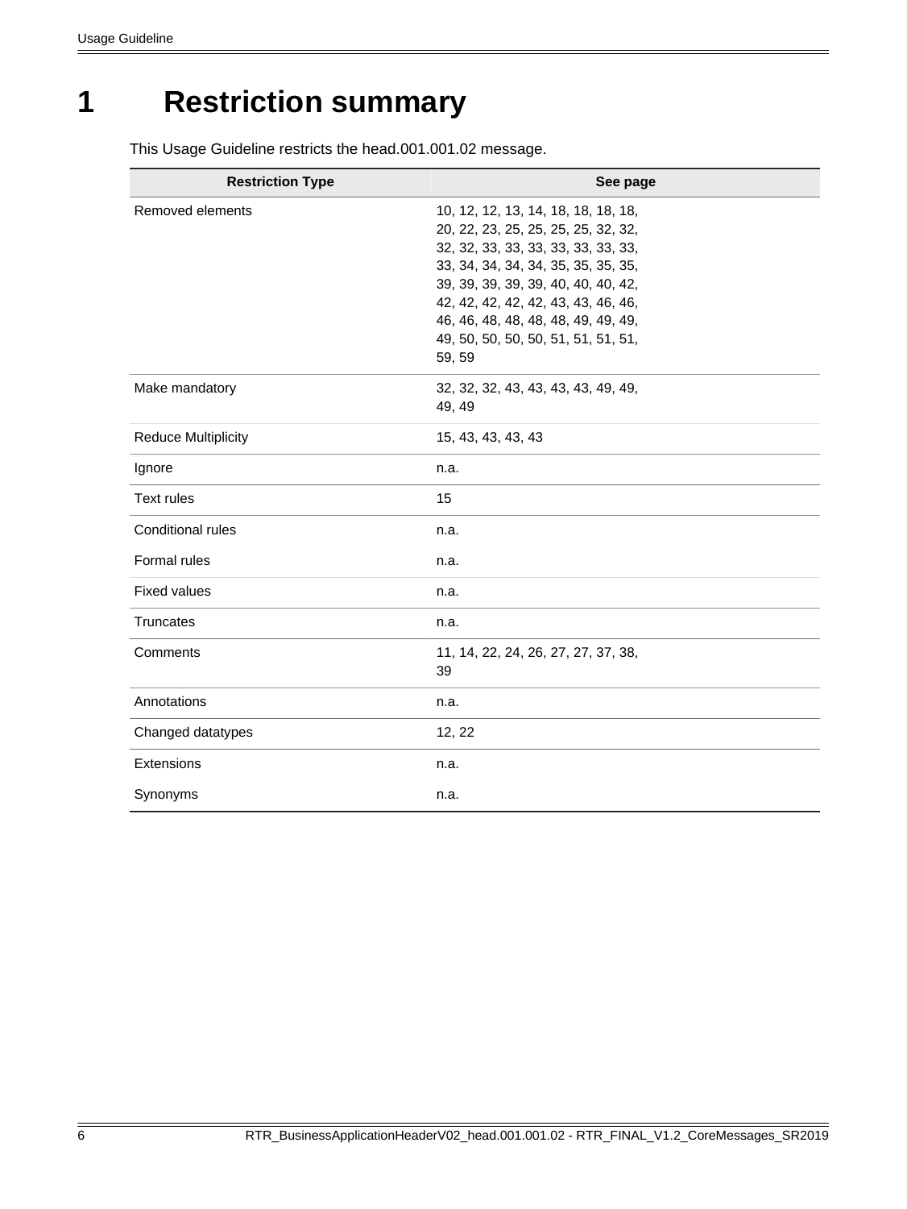# 1 Restriction summary

This Usage Guideline restricts the head.001.001.02 message.

| Restriction Type | See page |
|---|---|
| Removed elements | 10, 12, 12, 13, 14, 18, 18, 18, 18, 20, 22, 23, 25, 25, 25, 25, 32, 32, 32, 32, 33, 33, 33, 33, 33, 33, 33, 33, 34, 34, 34, 34, 35, 35, 35, 35, 39, 39, 39, 39, 39, 40, 40, 40, 42, 42, 42, 42, 42, 42, 43, 43, 46, 46, 46, 46, 48, 48, 48, 48, 49, 49, 49, 49, 50, 50, 50, 50, 51, 51, 51, 51, 59, 59 |
| Make mandatory | 32, 32, 32, 43, 43, 43, 43, 43, 49, 49, 49, 49 |
| Reduce Multiplicity | 15, 43, 43, 43, 43 |
| Ignore | n.a. |
| Text rules | 15 |
| Conditional rules | n.a. |
| Formal rules | n.a. |
| Fixed values | n.a. |
| Truncates | n.a. |
| Comments | 11, 14, 22, 24, 26, 27, 27, 37, 38, 39 |
| Annotations | n.a. |
| Changed datatypes | 12, 22 |
| Extensions | n.a. |
| Synonyms | n.a. |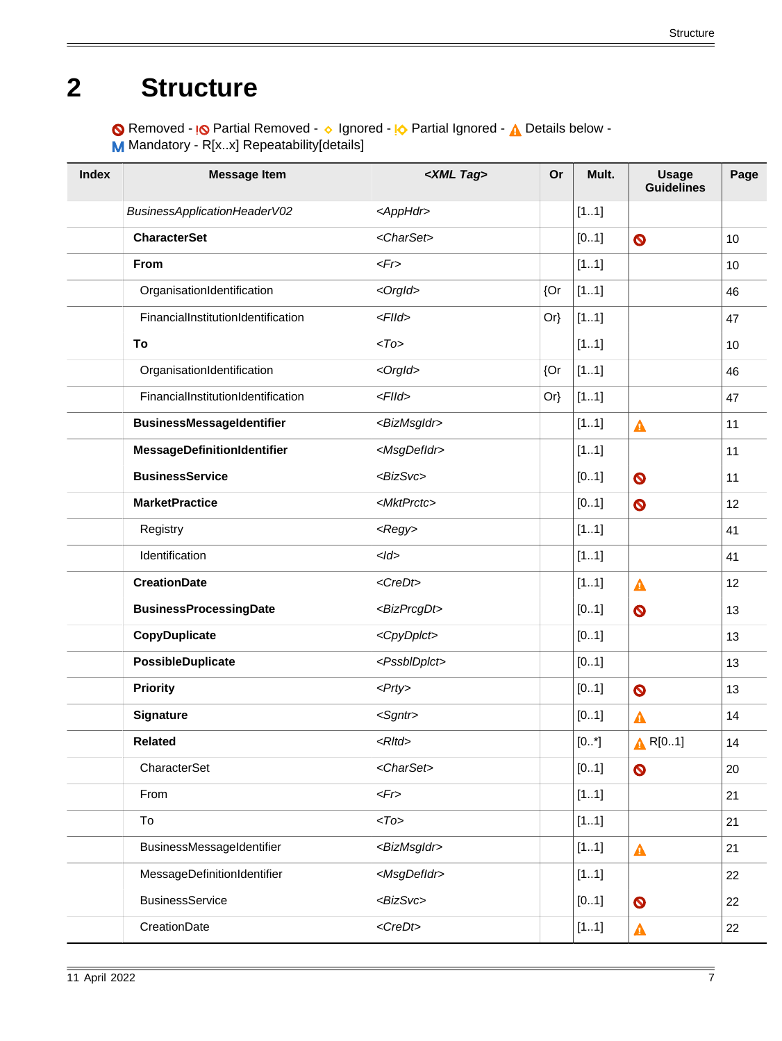# 2 Structure

Removed - Partial Removed - Ignored - Partial Ignored - Details below - **M** Mandatory - R[x..x] Repeatability[details]

| Index | Message Item | <XML Tag> | Or | Mult. | Usage Guidelines | Page |
|---|---|---|---|---|---|---|
| | *BusinessApplicationHeaderV02* | *<AppHdr>* | | [1..1] | | |
| | **CharacterSet** | *<CharSet>* | | [0..1] | Removed | 10 |
| | **From** | *<Fr>* | | [1..1] | | 10 |
| | OrganisationIdentification | *<OrgId>* | {Or | [1..1] | | 46 |
| | FinancialInstitutionIdentification | *<FIId>* | Or} | [1..1] | | 47 |
| | **To** | *<To>* | | [1..1] | | 10 |
| | OrganisationIdentification | *<OrgId>* | {Or | [1..1] | | 46 |
| | FinancialInstitutionIdentification | *<FIId>* | Or} | [1..1] | | 47 |
| | **BusinessMessageIdentifier** | *<BizMsgIdr>* | | [1..1] | Details below | 11 |
| | **MessageDefinitionIdentifier** | *<MsgDefIdr>* | | [1..1] | | 11 |
| | **BusinessService** | *<BizSvc>* | | [0..1] | Removed | 11 |
| | **MarketPractice** | *<MktPrctc>* | | [0..1] | Removed | 12 |
| | Registry | *<Regy>* | | [1..1] | | 41 |
| | Identification | *<Id>* | | [1..1] | | 41 |
| | **CreationDate** | *<CreDt>* | | [1..1] | Details below | 12 |
| | **BusinessProcessingDate** | *<BizPrcgDt>* | | [0..1] | Removed | 13 |
| | **CopyDuplicate** | *<CpyDplct>* | | [0..1] | | 13 |
| | **PossibleDuplicate** | *<PssblDplct>* | | [0..1] | | 13 |
| | **Priority** | *<Prty>* | | [0..1] | Removed | 13 |
| | **Signature** | *<Sgntr>* | | [0..1] | Details below | 14 |
| | **Related** | *<Rltd>* | | [0..*] | Details below R[0..1] | 14 |
| | CharacterSet | *<CharSet>* | | [0..1] | Removed | 20 |
| | From | *<Fr>* | | [1..1] | | 21 |
| | To | *<To>* | | [1..1] | | 21 |
| | BusinessMessageIdentifier | *<BizMsgIdr>* | | [1..1] | Details below | 21 |
| | MessageDefinitionIdentifier | *<MsgDefIdr>* | | [1..1] | | 22 |
| | BusinessService | *<BizSvc>* | | [0..1] | Removed | 22 |
| | CreationDate | *<CreDt>* | | [1..1] | Details below | 22 |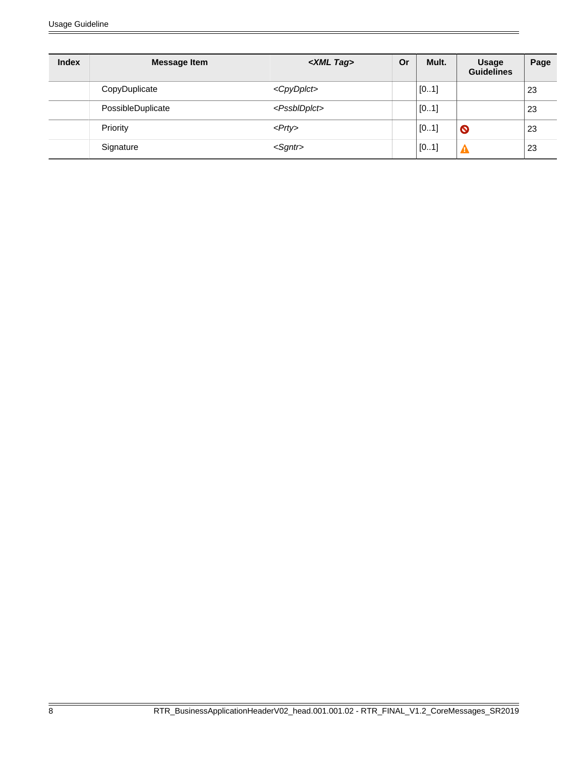| Index | Message Item | <XML Tag> | Or | Mult. | Usage Guidelines | Page |
|---|---|---|---|---|---|---|
| | CopyDuplicate | <CpyDplct> | | [0..1] | | 23 |
| | PossibleDuplicate | <PssblDplct> | | [0..1] | | 23 |
| | Priority | <Prty> | | [0..1] | 🚫 | 23 |
| | Signature | <Sgntr> | | [0..1] | ⚠ | 23 |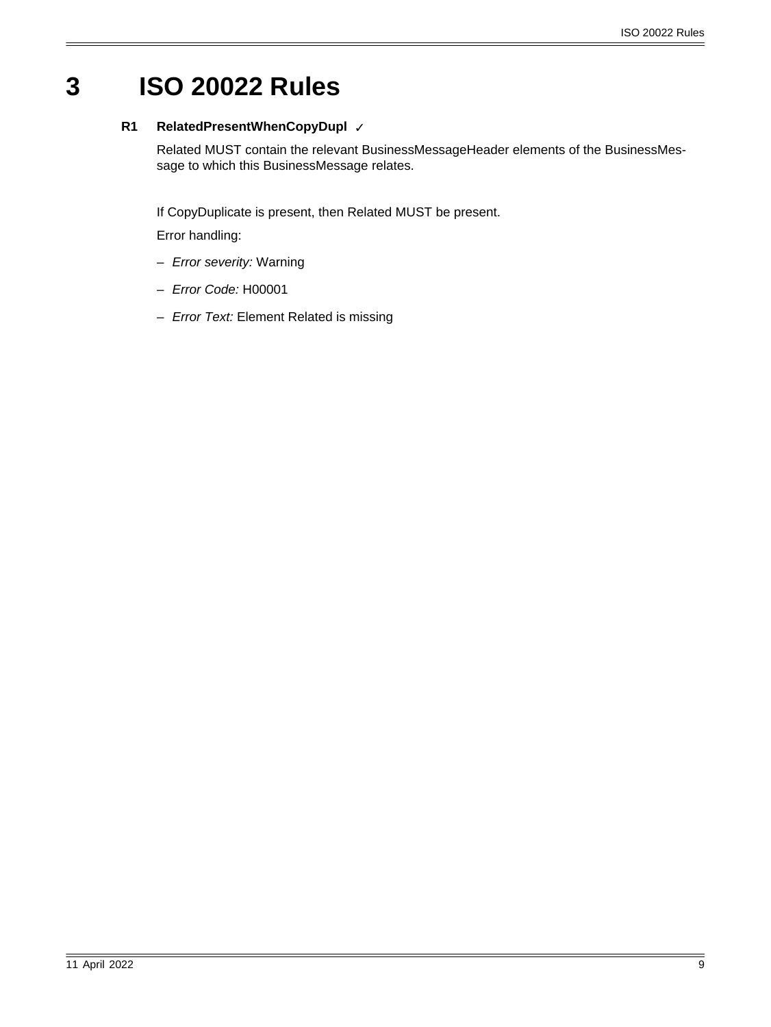# 3 ISO 20022 Rules

**R1 RelatedPresentWhenCopyDupl** ✓

Related MUST contain the relevant BusinessMessageHeader elements of the BusinessMessage to which this BusinessMessage relates.

If CopyDuplicate is present, then Related MUST be present.

Error handling:

- *Error severity:* Warning
- *Error Code:* H00001
- *Error Text:* Element Related is missing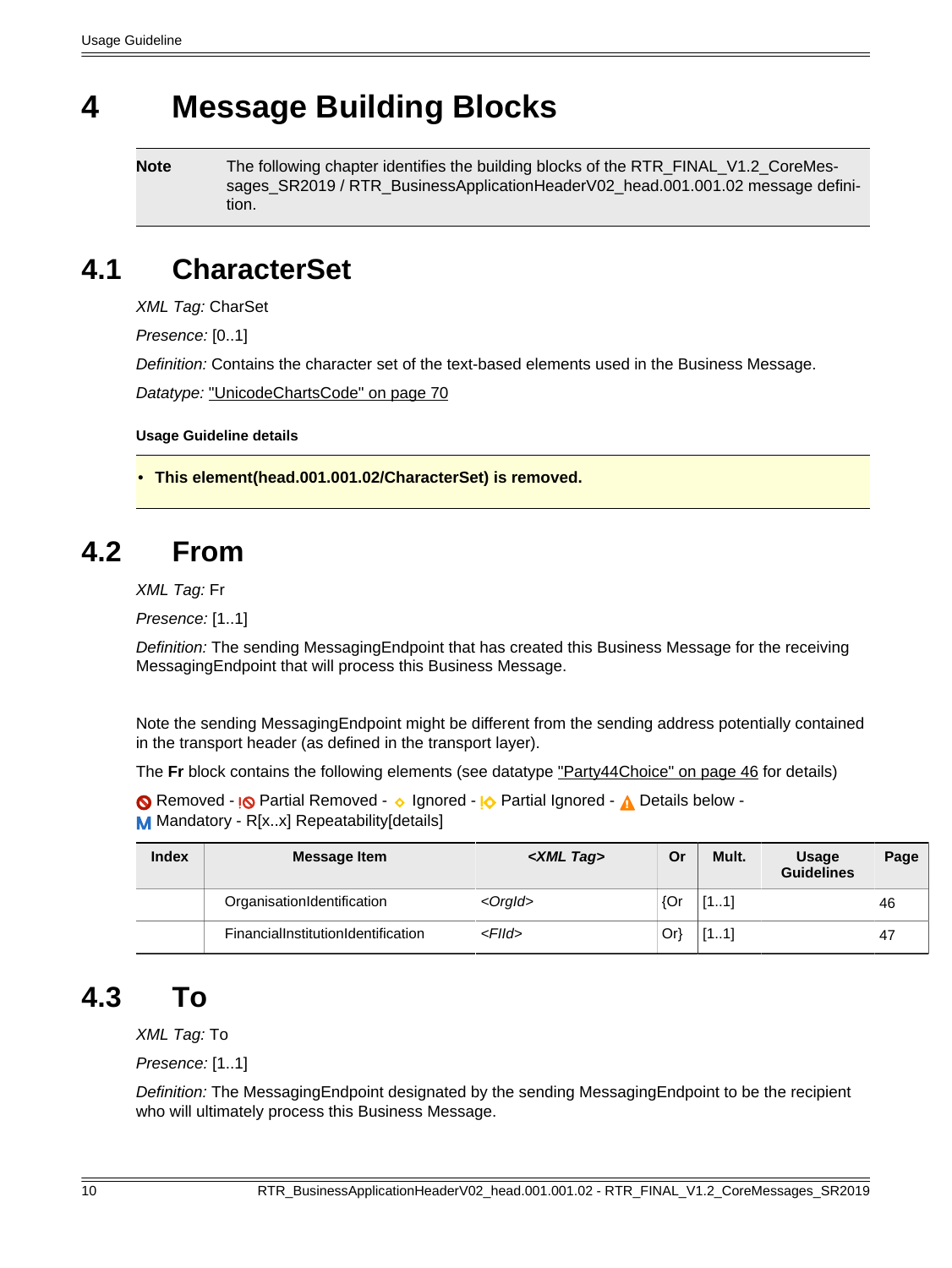# 4 Message Building Blocks

**Note** The following chapter identifies the building blocks of the RTR_FINAL_V1.2_CoreMessages_SR2019 / RTR_BusinessApplicationHeaderV02_head.001.001.02 message definition.

## 4.1 CharacterSet

*XML Tag:* CharSet

*Presence:* [0..1]

*Definition:* Contains the character set of the text-based elements used in the Business Message.

*Datatype:* "UnicodeChartsCode" on page 70

**Usage Guideline details**

- **This element(head.001.001.02/CharacterSet) is removed.**

## 4.2 From

*XML Tag:* Fr

*Presence:* [1..1]

*Definition:* The sending MessagingEndpoint that has created this Business Message for the receiving MessagingEndpoint that will process this Business Message.

Note the sending MessagingEndpoint might be different from the sending address potentially contained in the transport header (as defined in the transport layer).

The **Fr** block contains the following elements (see datatype "Party44Choice" on page 46 for details)

Removed - Partial Removed - Ignored - Partial Ignored - Details below - M Mandatory - R[x..x] Repeatability[details]

| Index | Message Item | *<XML Tag>* | Or | Mult. | Usage Guidelines | Page |
|---|---|---|---|---|---|---|
| | OrganisationIdentification | *<OrgId>* | {Or | [1..1] | | 46 |
| | FinancialInstitutionIdentification | *<FIId>* | Or} | [1..1] | | 47 |

## 4.3 To

*XML Tag:* To

*Presence:* [1..1]

*Definition:* The MessagingEndpoint designated by the sending MessagingEndpoint to be the recipient who will ultimately process this Business Message.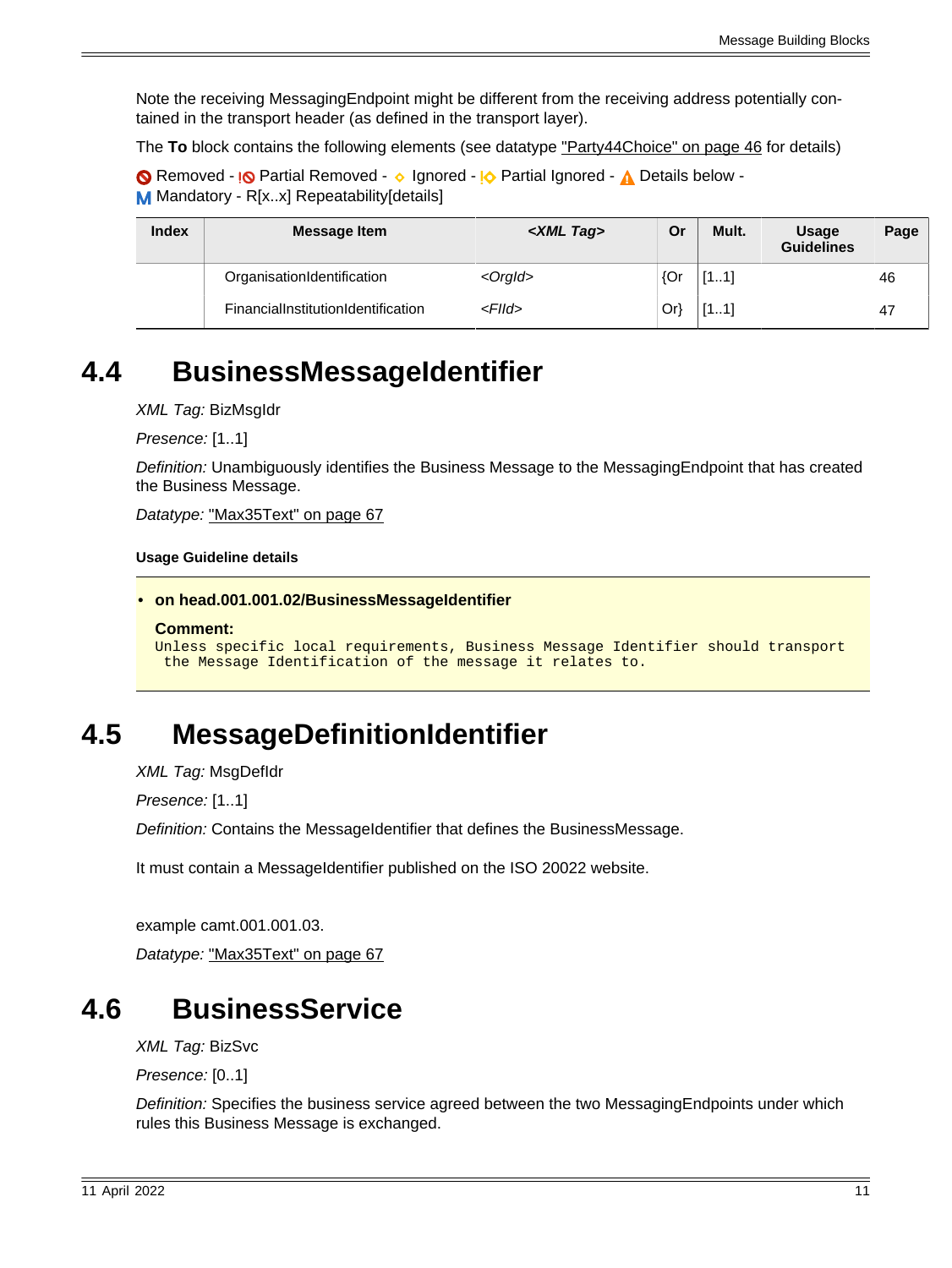Note the receiving MessagingEndpoint might be different from the receiving address potentially contained in the transport header (as defined in the transport layer).

The **To** block contains the following elements (see datatype "Party44Choice" on page 46 for details)

Removed - Partial Removed - Ignored - Partial Ignored - Details below - M Mandatory - R[x..x] Repeatability[details]

| Index | Message Item | *<XML Tag>* | Or | Mult. | Usage Guidelines | Page |
|---|---|---|---|---|---|---|
| | OrganisationIdentification | *<OrgId>* | {Or | [1..1] | | 46 |
| | FinancialInstitutionIdentification | *<FIId>* | Or} | [1..1] | | 47 |

# 4.4 BusinessMessageIdentifier

*XML Tag:* BizMsgIdr

*Presence:* [1..1]

*Definition:* Unambiguously identifies the Business Message to the MessagingEndpoint that has created the Business Message.

*Datatype:* "Max35Text" on page 67

#### Usage Guideline details

- **on head.001.001.02/BusinessMessageIdentifier**

  **Comment:**
  ```
  Unless specific local requirements, Business Message Identifier should transport
   the Message Identification of the message it relates to.
  ```

# 4.5 MessageDefinitionIdentifier

*XML Tag:* MsgDefIdr

*Presence:* [1..1]

*Definition:* Contains the MessageIdentifier that defines the BusinessMessage.

It must contain a MessageIdentifier published on the ISO 20022 website.

example camt.001.001.03.

*Datatype:* "Max35Text" on page 67

# 4.6 BusinessService

*XML Tag:* BizSvc

*Presence:* [0..1]

*Definition:* Specifies the business service agreed between the two MessagingEndpoints under which rules this Business Message is exchanged.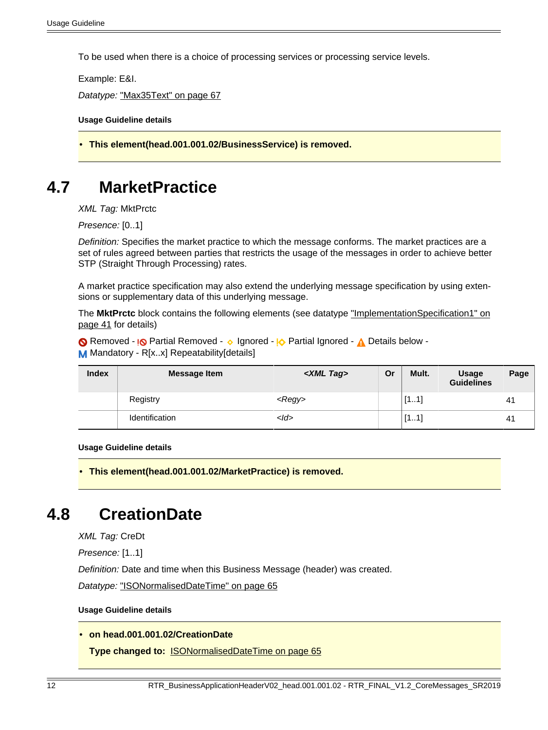To be used when there is a choice of processing services or processing service levels.

Example: E&I.

*Datatype:* "Max35Text" on page 67

**Usage Guideline details**

- **This element(head.001.001.02/BusinessService) is removed.**

## 4.7 MarketPractice

*XML Tag:* MktPrctc

*Presence:* [0..1]

*Definition:* Specifies the market practice to which the message conforms. The market practices are a set of rules agreed between parties that restricts the usage of the messages in order to achieve better STP (Straight Through Processing) rates.

A market practice specification may also extend the underlying message specification by using extensions or supplementary data of this underlying message.

The **MktPrctc** block contains the following elements (see datatype "ImplementationSpecification1" on page 41 for details)

Removed - Partial Removed - Ignored - Partial Ignored - Details below - M Mandatory - R[x..x] Repeatability[details]

| Index | Message Item | *<XML Tag>* | Or | Mult. | Usage Guidelines | Page |
|---|---|---|---|---|---|---|
| | Registry | *<Regy>* | | [1..1] | | 41 |
| | Identification | *<Id>* | | [1..1] | | 41 |

**Usage Guideline details**

- **This element(head.001.001.02/MarketPractice) is removed.**

## 4.8 CreationDate

*XML Tag:* CreDt

*Presence:* [1..1]

*Definition:* Date and time when this Business Message (header) was created.

*Datatype:* "ISONormalisedDateTime" on page 65

**Usage Guideline details**

- **on head.001.001.02/CreationDate**

  **Type changed to:** ISONormalisedDateTime on page 65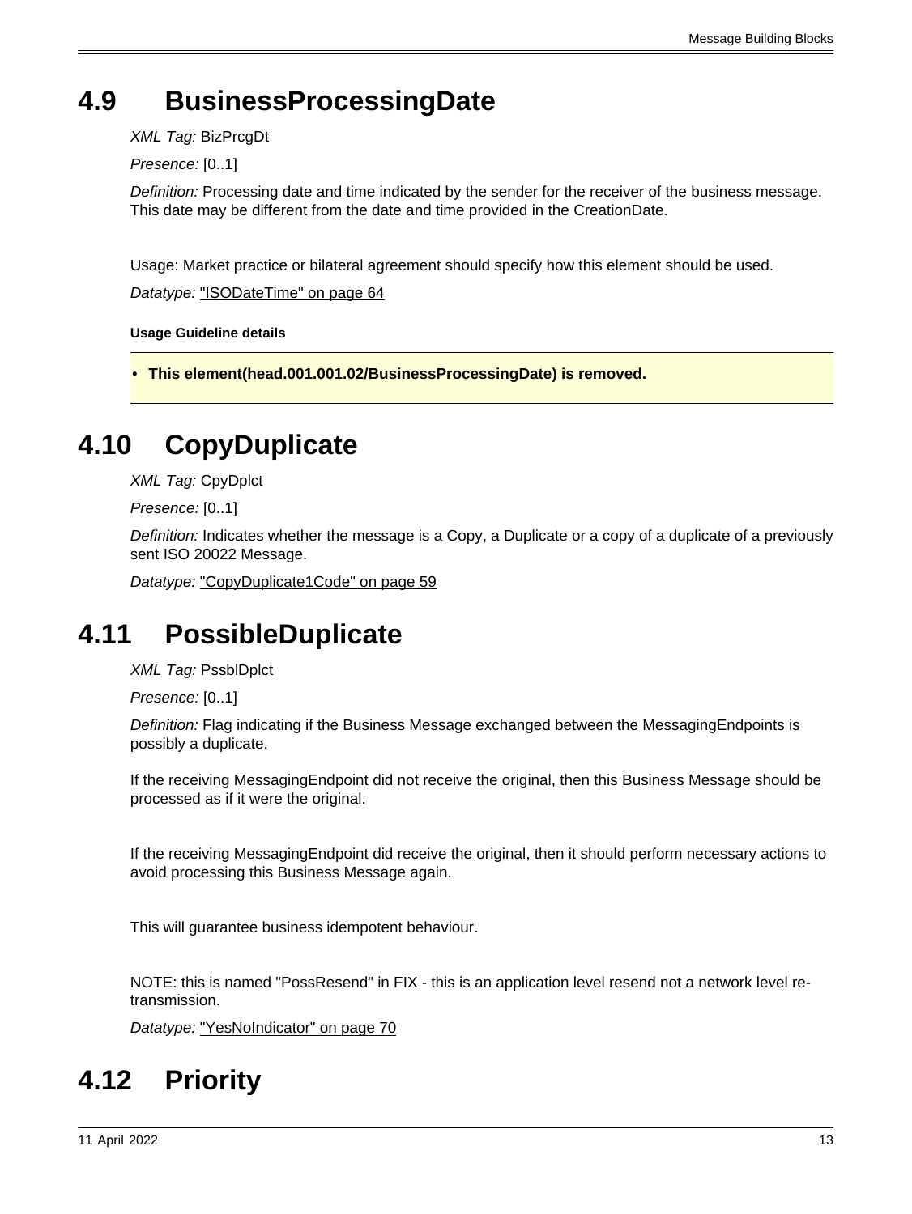## 4.9 BusinessProcessingDate

*XML Tag:* BizPrcgDt

*Presence:* [0..1]

*Definition:* Processing date and time indicated by the sender for the receiver of the business message. This date may be different from the date and time provided in the CreationDate.

Usage: Market practice or bilateral agreement should specify how this element should be used.

*Datatype:* "ISODateTime" on page 64

**Usage Guideline details**

- **This element(head.001.001.02/BusinessProcessingDate) is removed.**

## 4.10 CopyDuplicate

*XML Tag:* CpyDplct

*Presence:* [0..1]

*Definition:* Indicates whether the message is a Copy, a Duplicate or a copy of a duplicate of a previously sent ISO 20022 Message.

*Datatype:* "CopyDuplicate1Code" on page 59

## 4.11 PossibleDuplicate

*XML Tag:* PssblDplct

*Presence:* [0..1]

*Definition:* Flag indicating if the Business Message exchanged between the MessagingEndpoints is possibly a duplicate.

If the receiving MessagingEndpoint did not receive the original, then this Business Message should be processed as if it were the original.

If the receiving MessagingEndpoint did receive the original, then it should perform necessary actions to avoid processing this Business Message again.

This will guarantee business idempotent behaviour.

NOTE: this is named "PossResend" in FIX - this is an application level resend not a network level re-transmission.

*Datatype:* "YesNoIndicator" on page 70

## 4.12 Priority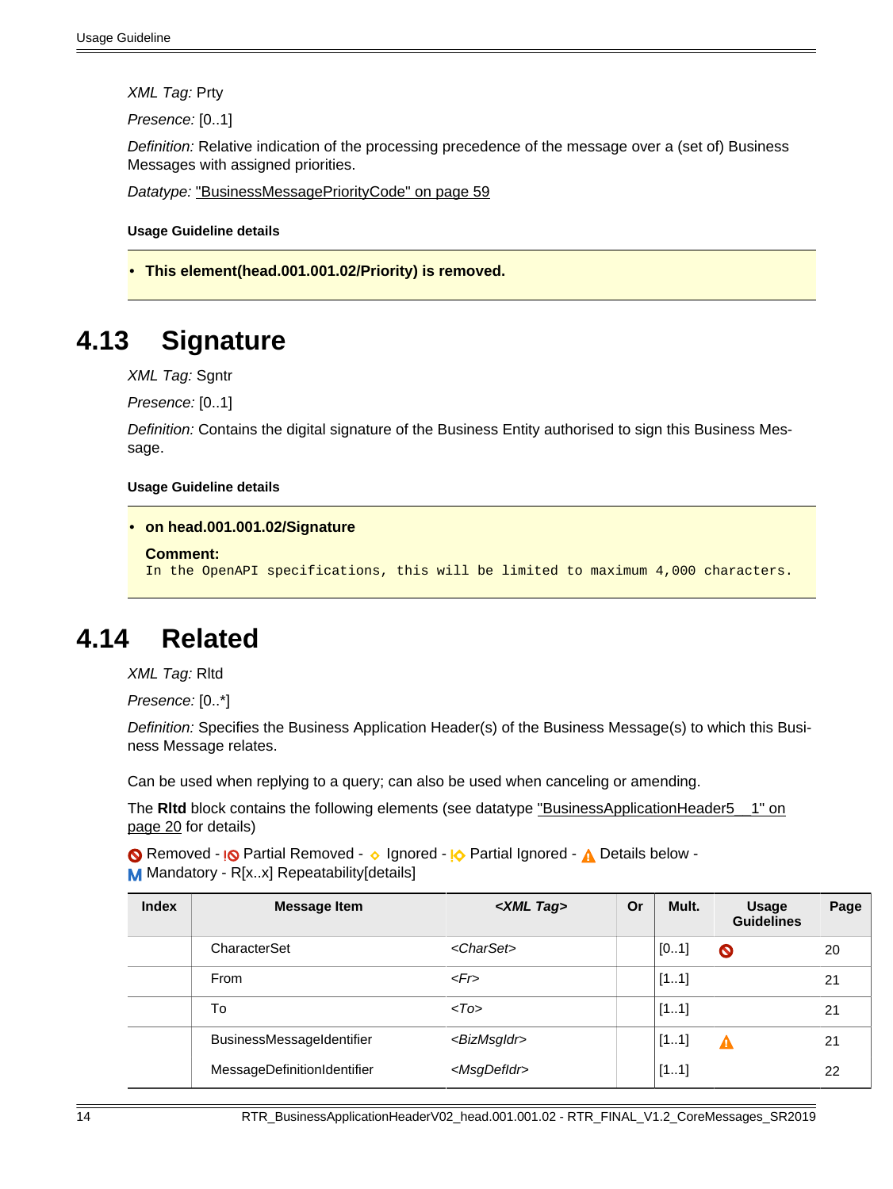*XML Tag:* Prty

*Presence:* [0..1]

*Definition:* Relative indication of the processing precedence of the message over a (set of) Business Messages with assigned priorities.

*Datatype:* "BusinessMessagePriorityCode" on page 59

**Usage Guideline details**

- **This element(head.001.001.02/Priority) is removed.**

## 4.13 Signature

*XML Tag:* Sgntr

*Presence:* [0..1]

*Definition:* Contains the digital signature of the Business Entity authorised to sign this Business Message.

**Usage Guideline details**

- **on head.001.001.02/Signature**

  **Comment:**
  `In the OpenAPI specifications, this will be limited to maximum 4,000 characters.`

## 4.14 Related

*XML Tag:* Rltd

*Presence:* [0..*]

*Definition:* Specifies the Business Application Header(s) of the Business Message(s) to which this Business Message relates.

Can be used when replying to a query; can also be used when canceling or amending.

The **Rltd** block contains the following elements (see datatype "BusinessApplicationHeader5__1" on page 20 for details)

Removed - Partial Removed - Ignored - Partial Ignored - Details below - Mandatory - R[x..x] Repeatability[details]

| Index | Message Item | *<XML Tag>* | Or | Mult. | Usage Guidelines | Page |
|---|---|---|---|---|---|---|
| | CharacterSet | *<CharSet>* | | [0..1] | Removed | 20 |
| | From | *<Fr>* | | [1..1] | | 21 |
| | To | *<To>* | | [1..1] | | 21 |
| | BusinessMessageIdentifier | *<BizMsgIdr>* | | [1..1] | Details below | 21 |
| | MessageDefinitionIdentifier | *<MsgDefIdr>* | | [1..1] | | 22 |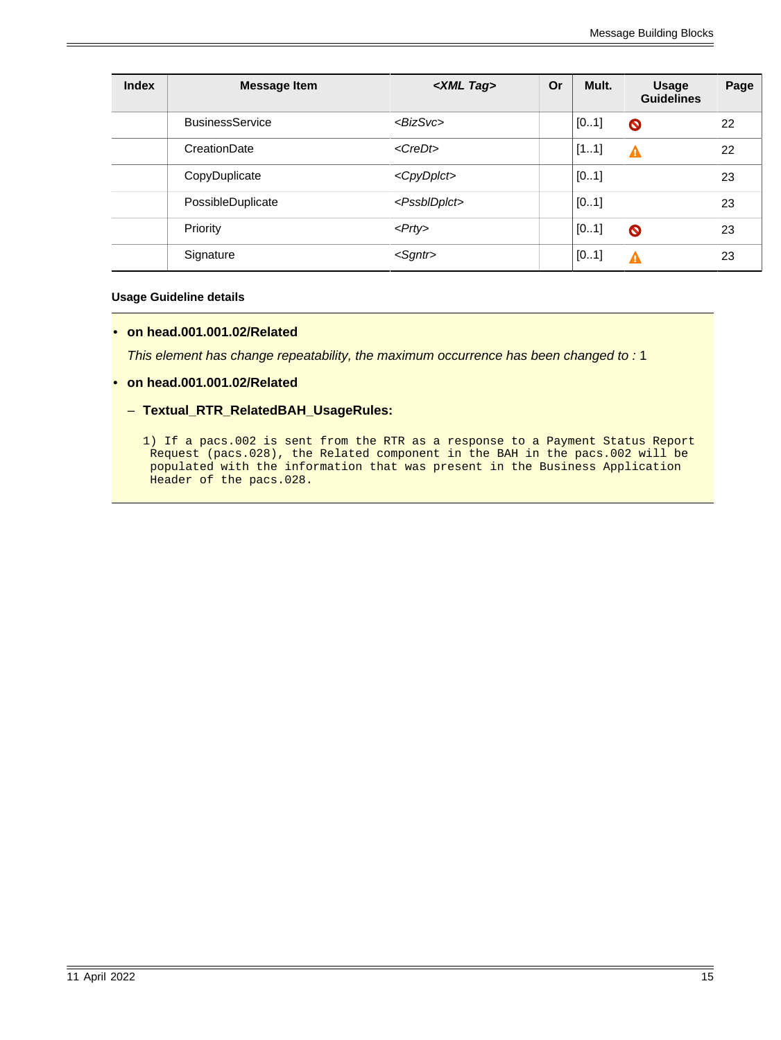| Index | Message Item | <XML Tag> | Or | Mult. | Usage Guidelines | Page |
|---|---|---|---|---|---|---|
| | BusinessService | *<BizSvc>* | | [0..1] | 🚫 | 22 |
| | CreationDate | *<CreDt>* | | [1..1] | ⚠ | 22 |
| | CopyDuplicate | *<CpyDplct>* | | [0..1] | | 23 |
| | PossibleDuplicate | *<PssblDplct>* | | [0..1] | | 23 |
| | Priority | *<Prty>* | | [0..1] | 🚫 | 23 |
| | Signature | *<Sgntr>* | | [0..1] | ⚠ | 23 |

**Usage Guideline details**

- **on head.001.001.02/Related**

  *This element has change repeatability, the maximum occurrence has been changed to :* 1

- **on head.001.001.02/Related**

  – **Textual_RTR_RelatedBAH_UsageRules:**

```
1) If a pacs.002 is sent from the RTR as a response to a Payment Status Report
 Request (pacs.028), the Related component in the BAH in the pacs.002 will be
 populated with the information that was present in the Business Application
 Header of the pacs.028.
```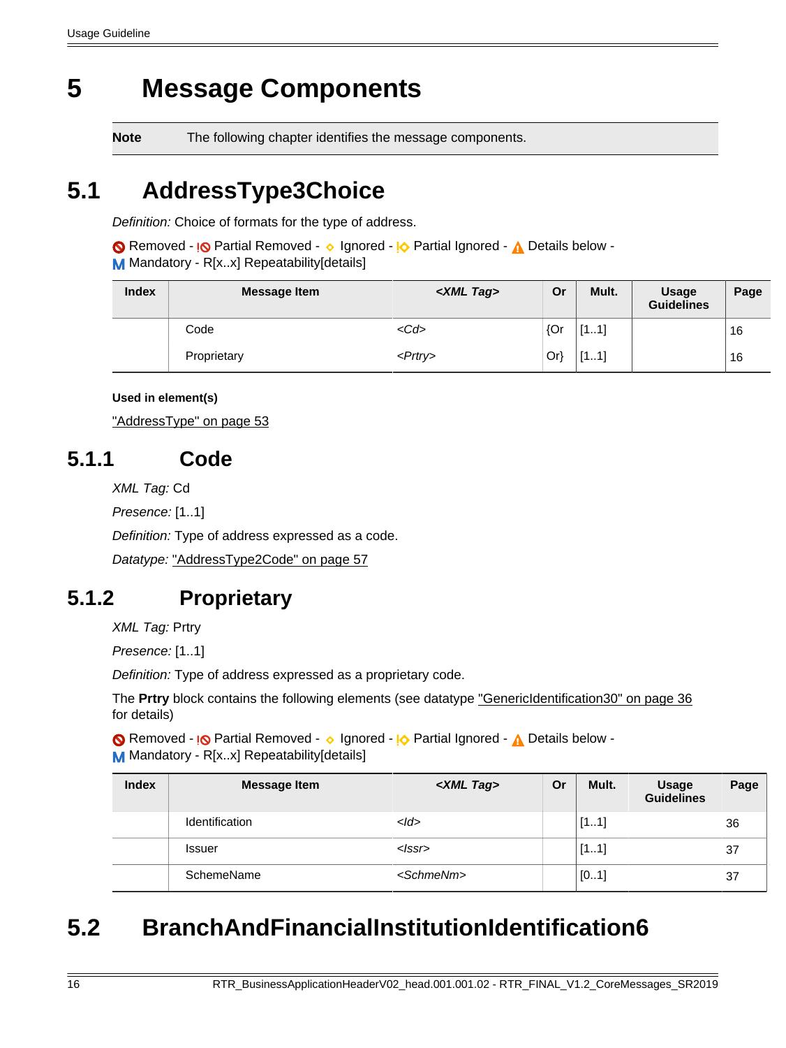# 5 Message Components

| Note | The following chapter identifies the message components. |
|---|---|

## 5.1 AddressType3Choice

*Definition:* Choice of formats for the type of address.

Removed - Partial Removed - Ignored - Partial Ignored - Details below - M Mandatory - R[x..x] Repeatability[details]

| Index | Message Item | *<XML Tag>* | Or | Mult. | Usage Guidelines | Page |
|---|---|---|---|---|---|---|
| | Code | *<Cd>* | {Or | [1..1] | | 16 |
| | Proprietary | *<Prtry>* | Or} | [1..1] | | 16 |

**Used in element(s)**

"AddressType" on page 53

### 5.1.1 Code

*XML Tag:* Cd

*Presence:* [1..1]

*Definition:* Type of address expressed as a code.

*Datatype:* "AddressType2Code" on page 57

### 5.1.2 Proprietary

*XML Tag:* Prtry

*Presence:* [1..1]

*Definition:* Type of address expressed as a proprietary code.

The **Prtry** block contains the following elements (see datatype "GenericIdentification30" on page 36 for details)

Removed - Partial Removed - Ignored - Partial Ignored - Details below - M Mandatory - R[x..x] Repeatability[details]

| Index | Message Item | *<XML Tag>* | Or | Mult. | Usage Guidelines | Page |
|---|---|---|---|---|---|---|
| | Identification | *<Id>* | | [1..1] | | 36 |
| | Issuer | *<Issr>* | | [1..1] | | 37 |
| | SchemeName | *<SchmeNm>* | | [0..1] | | 37 |

## 5.2 BranchAndFinancialInstitutionIdentification6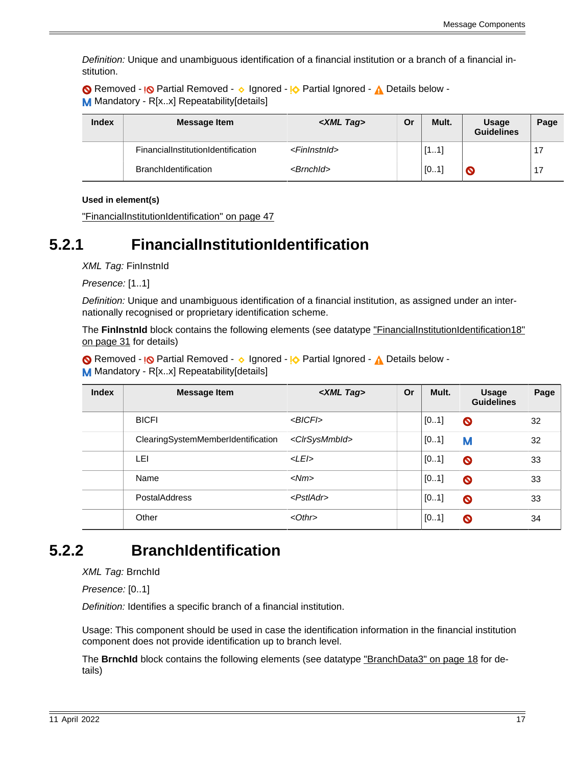*Definition:* Unique and unambiguous identification of a financial institution or a branch of a financial institution.

Removed - Partial Removed - Ignored - Partial Ignored - Details below - Mandatory - R[x..x] Repeatability[details]

| Index | Message Item | *<XML Tag>* | Or | Mult. | Usage Guidelines | Page |
|---|---|---|---|---|---|---|
| | FinancialInstitutionIdentification | *<FinInstnId>* | | [1..1] | | 17 |
| | BranchIdentification | *<BrnchId>* | | [0..1] | Removed | 17 |

**Used in element(s)**

"FinancialInstitutionIdentification" on page 47

## 5.2.1 FinancialInstitutionIdentification

*XML Tag:* FinInstnId

*Presence:* [1..1]

*Definition:* Unique and unambiguous identification of a financial institution, as assigned under an internationally recognised or proprietary identification scheme.

The **FinInstnId** block contains the following elements (see datatype "FinancialInstitutionIdentification18" on page 31 for details)

Removed - Partial Removed - Ignored - Partial Ignored - Details below - Mandatory - R[x..x] Repeatability[details]

| Index | Message Item | *<XML Tag>* | Or | Mult. | Usage Guidelines | Page |
|---|---|---|---|---|---|---|
| | BICFI | *<BICFI>* | | [0..1] | Removed | 32 |
| | ClearingSystemMemberIdentification | *<ClrSysMmbId>* | | [0..1] | Mandatory | 32 |
| | LEI | *<LEI>* | | [0..1] | Removed | 33 |
| | Name | *<Nm>* | | [0..1] | Removed | 33 |
| | PostalAddress | *<PstlAdr>* | | [0..1] | Removed | 33 |
| | Other | *<Othr>* | | [0..1] | Removed | 34 |

## 5.2.2 BranchIdentification

*XML Tag:* BrnchId

*Presence:* [0..1]

*Definition:* Identifies a specific branch of a financial institution.

Usage: This component should be used in case the identification information in the financial institution component does not provide identification up to branch level.

The **BrnchId** block contains the following elements (see datatype "BranchData3" on page 18 for details)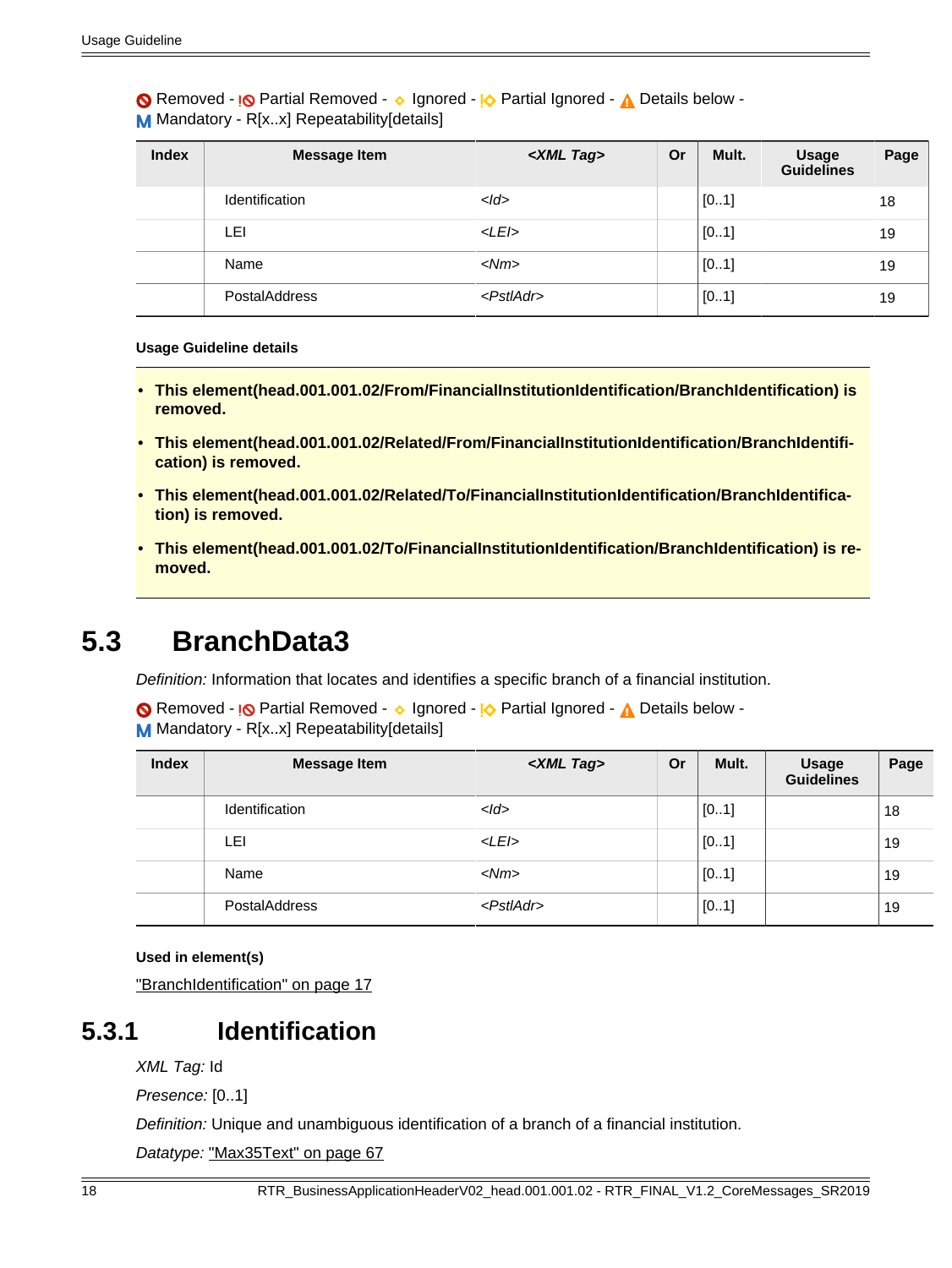Removed - Partial Removed - Ignored - Partial Ignored - Details below - Mandatory - R[x..x] Repeatability[details]

| Index | Message Item | <XML Tag> | Or | Mult. | Usage Guidelines | Page |
|---|---|---|---|---|---|---|
| | Identification | <Id> | | [0..1] | | 18 |
| | LEI | <LEI> | | [0..1] | | 19 |
| | Name | <Nm> | | [0..1] | | 19 |
| | PostalAddress | <PstlAdr> | | [0..1] | | 19 |

**Usage Guideline details**

- **This element(head.001.001.02/From/FinancialInstitutionIdentification/BranchIdentification) is removed.**
- **This element(head.001.001.02/Related/From/FinancialInstitutionIdentification/BranchIdentification) is removed.**
- **This element(head.001.001.02/Related/To/FinancialInstitutionIdentification/BranchIdentification) is removed.**
- **This element(head.001.001.02/To/FinancialInstitutionIdentification/BranchIdentification) is removed.**

## 5.3 BranchData3

*Definition:* Information that locates and identifies a specific branch of a financial institution.

Removed - Partial Removed - Ignored - Partial Ignored - Details below - Mandatory - R[x..x] Repeatability[details]

| Index | Message Item | <XML Tag> | Or | Mult. | Usage Guidelines | Page |
|---|---|---|---|---|---|---|
| | Identification | <Id> | | [0..1] | | 18 |
| | LEI | <LEI> | | [0..1] | | 19 |
| | Name | <Nm> | | [0..1] | | 19 |
| | PostalAddress | <PstlAdr> | | [0..1] | | 19 |

**Used in element(s)**

"BranchIdentification" on page 17

### 5.3.1 Identification

*XML Tag:* Id

*Presence:* [0..1]

*Definition:* Unique and unambiguous identification of a branch of a financial institution.

*Datatype:* "Max35Text" on page 67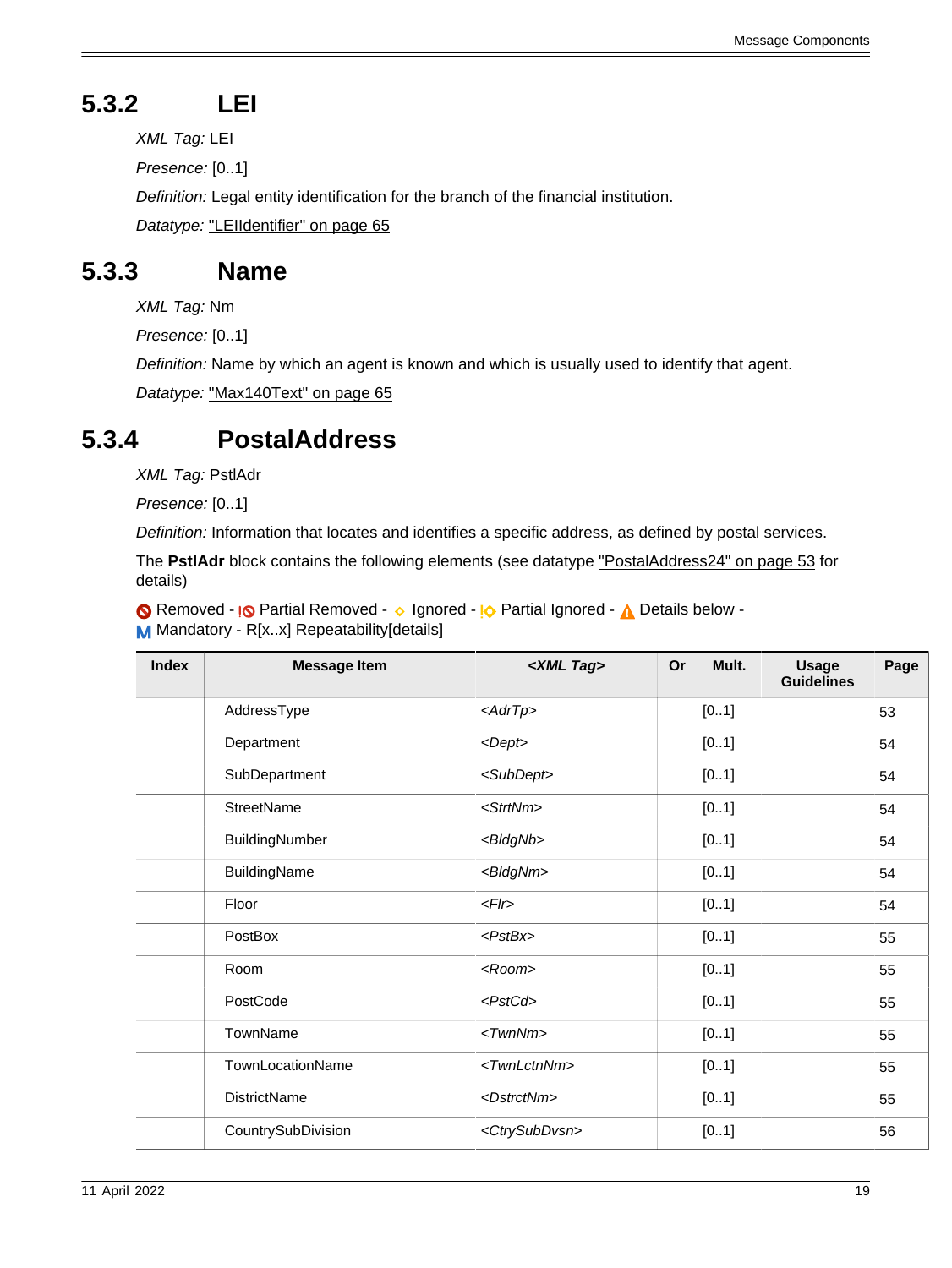## 5.3.2 LEI

*XML Tag:* LEI

*Presence:* [0..1]

*Definition:* Legal entity identification for the branch of the financial institution.

*Datatype:* "LEIIdentifier" on page 65

## 5.3.3 Name

*XML Tag:* Nm

*Presence:* [0..1]

*Definition:* Name by which an agent is known and which is usually used to identify that agent.

*Datatype:* "Max140Text" on page 65

## 5.3.4 PostalAddress

*XML Tag:* PstlAdr

*Presence:* [0..1]

*Definition:* Information that locates and identifies a specific address, as defined by postal services.

The **PstlAdr** block contains the following elements (see datatype "PostalAddress24" on page 53 for details)

Removed - Partial Removed - Ignored - Partial Ignored - Details below - Mandatory - R[x..x] Repeatability[details]

| Index | Message Item | <XML Tag> | Or | Mult. | Usage Guidelines | Page |
|---|---|---|---|---|---|---|
| | AddressType | <AdrTp> | | [0..1] | | 53 |
| | Department | <Dept> | | [0..1] | | 54 |
| | SubDepartment | <SubDept> | | [0..1] | | 54 |
| | StreetName | <StrtNm> | | [0..1] | | 54 |
| | BuildingNumber | <BldgNb> | | [0..1] | | 54 |
| | BuildingName | <BldgNm> | | [0..1] | | 54 |
| | Floor | <Flr> | | [0..1] | | 54 |
| | PostBox | <PstBx> | | [0..1] | | 55 |
| | Room | <Room> | | [0..1] | | 55 |
| | PostCode | <PstCd> | | [0..1] | | 55 |
| | TownName | <TwnNm> | | [0..1] | | 55 |
| | TownLocationName | <TwnLctnNm> | | [0..1] | | 55 |
| | DistrictName | <DstrctNm> | | [0..1] | | 55 |
| | CountrySubDivision | <CtrySubDvsn> | | [0..1] | | 56 |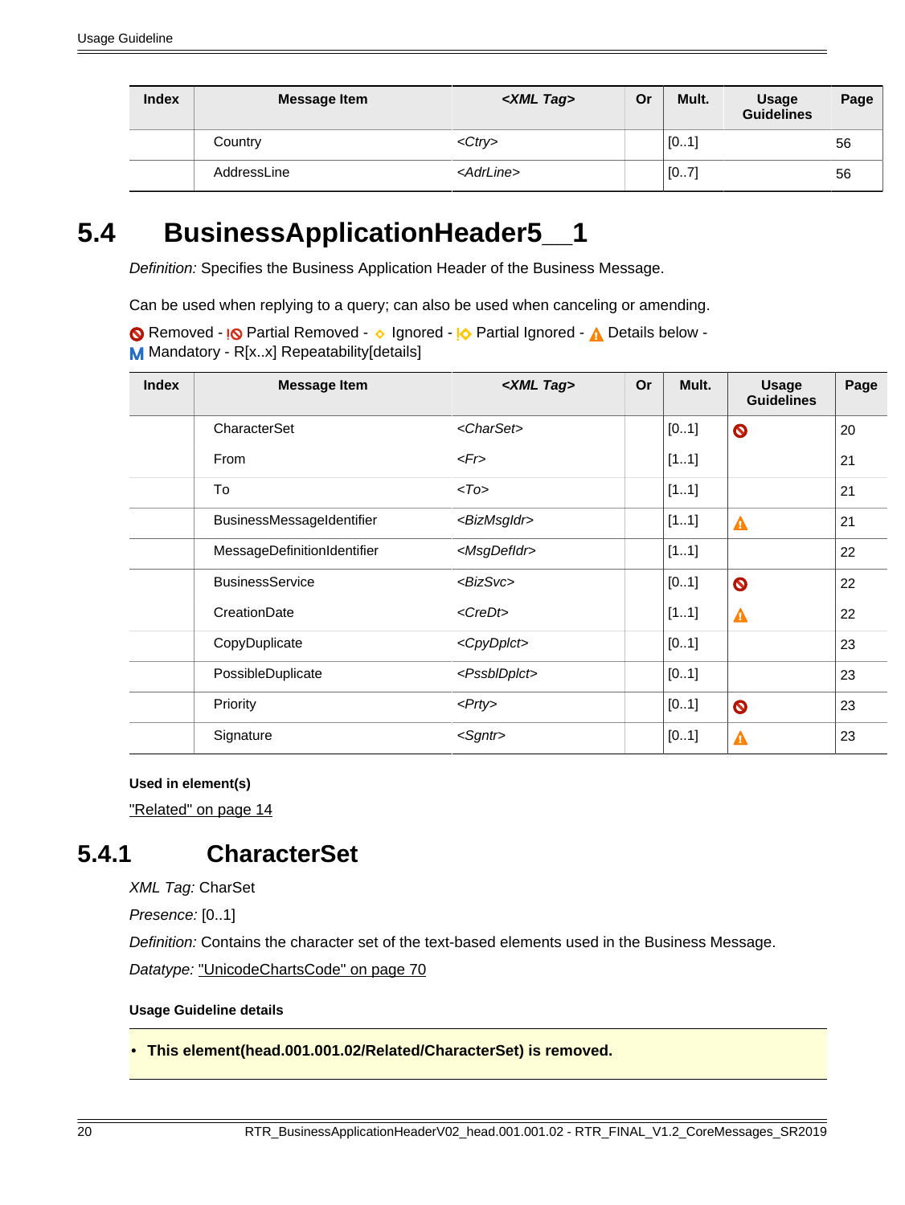| Index | Message Item | <XML Tag> | Or | Mult. | Usage Guidelines | Page |
|---|---|---|---|---|---|---|
| | Country | <Ctry> | | [0..1] | | 56 |
| | AddressLine | <AdrLine> | | [0..7] | | 56 |

## 5.4 BusinessApplicationHeader5__1

*Definition:* Specifies the Business Application Header of the Business Message.

Can be used when replying to a query; can also be used when canceling or amending.

Removed - Partial Removed - Ignored - Partial Ignored - Details below - M Mandatory - R[x..x] Repeatability[details]

| Index | Message Item | <XML Tag> | Or | Mult. | Usage Guidelines | Page |
|---|---|---|---|---|---|---|
| | CharacterSet | <CharSet> | | [0..1] | Removed | 20 |
| | From | <Fr> | | [1..1] | | 21 |
| | To | <To> | | [1..1] | | 21 |
| | BusinessMessageIdentifier | <BizMsgIdr> | | [1..1] | Details below | 21 |
| | MessageDefinitionIdentifier | <MsgDefIdr> | | [1..1] | | 22 |
| | BusinessService | <BizSvc> | | [0..1] | Removed | 22 |
| | CreationDate | <CreDt> | | [1..1] | Details below | 22 |
| | CopyDuplicate | <CpyDplct> | | [0..1] | | 23 |
| | PossibleDuplicate | <PssblDplct> | | [0..1] | | 23 |
| | Priority | <Prty> | | [0..1] | Removed | 23 |
| | Signature | <Sgntr> | | [0..1] | Details below | 23 |

**Used in element(s)**

"Related" on page 14

### 5.4.1 CharacterSet

*XML Tag:* CharSet

*Presence:* [0..1]

*Definition:* Contains the character set of the text-based elements used in the Business Message.

*Datatype:* "UnicodeChartsCode" on page 70

**Usage Guideline details**

- **This element(head.001.001.02/Related/CharacterSet) is removed.**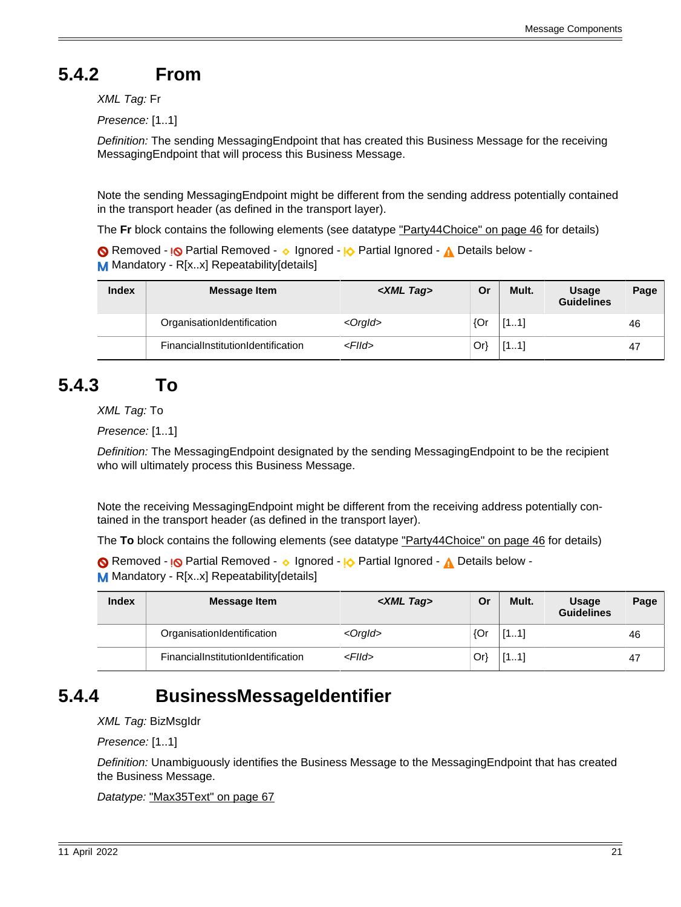## 5.4.2 From

*XML Tag:* Fr

*Presence:* [1..1]

*Definition:* The sending MessagingEndpoint that has created this Business Message for the receiving MessagingEndpoint that will process this Business Message.

Note the sending MessagingEndpoint might be different from the sending address potentially contained in the transport header (as defined in the transport layer).

The **Fr** block contains the following elements (see datatype "Party44Choice" on page 46 for details)

Removed - Partial Removed - Ignored - Partial Ignored - Details below - M Mandatory - R[x..x] Repeatability[details]

| Index | Message Item | <XML Tag> | Or | Mult. | Usage Guidelines | Page |
|---|---|---|---|---|---|---|
| | OrganisationIdentification | <OrgId> | {Or | [1..1] | | 46 |
| | FinancialInstitutionIdentification | <FIId> | Or} | [1..1] | | 47 |

## 5.4.3 To

*XML Tag:* To

*Presence:* [1..1]

*Definition:* The MessagingEndpoint designated by the sending MessagingEndpoint to be the recipient who will ultimately process this Business Message.

Note the receiving MessagingEndpoint might be different from the receiving address potentially contained in the transport header (as defined in the transport layer).

The **To** block contains the following elements (see datatype "Party44Choice" on page 46 for details)

Removed - Partial Removed - Ignored - Partial Ignored - Details below - M Mandatory - R[x..x] Repeatability[details]

| Index | Message Item | <XML Tag> | Or | Mult. | Usage Guidelines | Page |
|---|---|---|---|---|---|---|
| | OrganisationIdentification | <OrgId> | {Or | [1..1] | | 46 |
| | FinancialInstitutionIdentification | <FIId> | Or} | [1..1] | | 47 |

## 5.4.4 BusinessMessageIdentifier

*XML Tag:* BizMsgIdr

*Presence:* [1..1]

*Definition:* Unambiguously identifies the Business Message to the MessagingEndpoint that has created the Business Message.

*Datatype:* "Max35Text" on page 67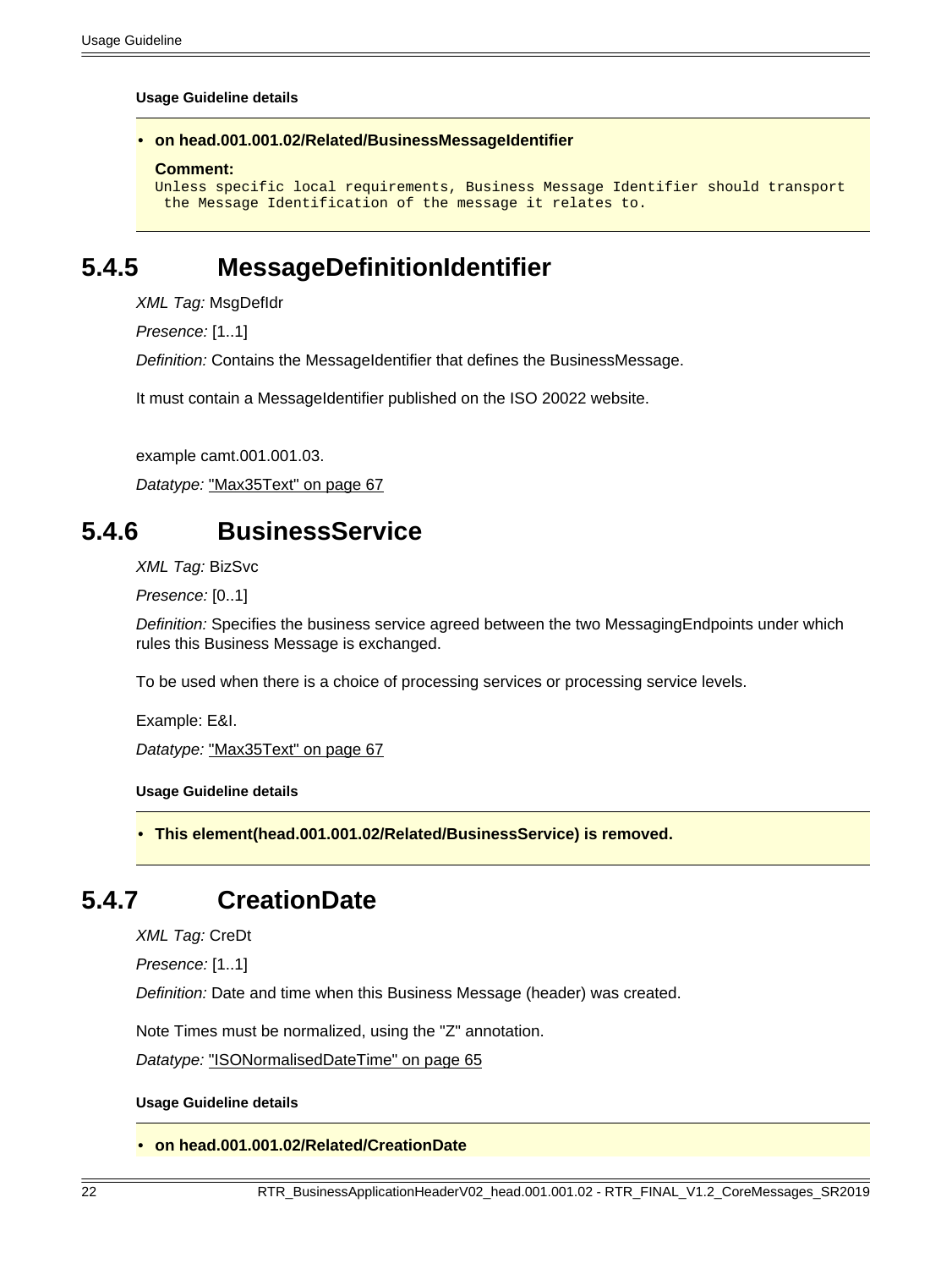**Usage Guideline details**

- **on head.001.001.02/Related/BusinessMessageIdentifier**

  **Comment:**
  ```
  Unless specific local requirements, Business Message Identifier should transport
   the Message Identification of the message it relates to.
  ```

## 5.4.5 MessageDefinitionIdentifier

*XML Tag:* MsgDefIdr

*Presence:* [1..1]

*Definition:* Contains the MessageIdentifier that defines the BusinessMessage.

It must contain a MessageIdentifier published on the ISO 20022 website.

example camt.001.001.03.

*Datatype:* "Max35Text" on page 67

## 5.4.6 BusinessService

*XML Tag:* BizSvc

*Presence:* [0..1]

*Definition:* Specifies the business service agreed between the two MessagingEndpoints under which rules this Business Message is exchanged.

To be used when there is a choice of processing services or processing service levels.

Example: E&I.

*Datatype:* "Max35Text" on page 67

**Usage Guideline details**

- **This element(head.001.001.02/Related/BusinessService) is removed.**

## 5.4.7 CreationDate

*XML Tag:* CreDt

*Presence:* [1..1]

*Definition:* Date and time when this Business Message (header) was created.

Note Times must be normalized, using the "Z" annotation.

*Datatype:* "ISONormalisedDateTime" on page 65

**Usage Guideline details**

- **on head.001.001.02/Related/CreationDate**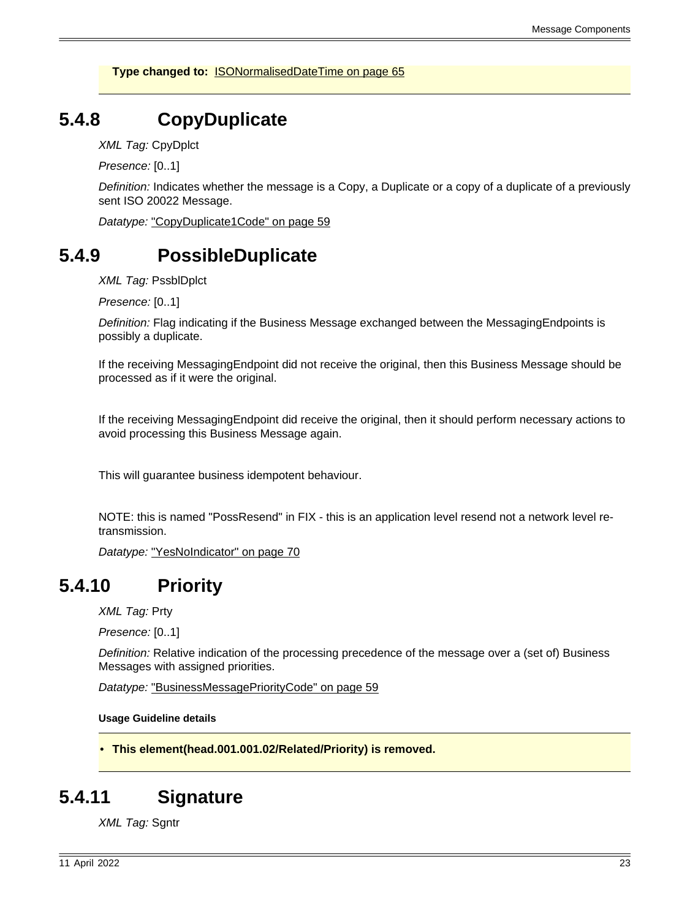**Type changed to:** ISONormalisedDateTime on page 65

## 5.4.8 CopyDuplicate

*XML Tag:* CpyDplct

*Presence:* [0..1]

*Definition:* Indicates whether the message is a Copy, a Duplicate or a copy of a duplicate of a previously sent ISO 20022 Message.

*Datatype:* "CopyDuplicate1Code" on page 59

## 5.4.9 PossibleDuplicate

*XML Tag:* PssblDplct

*Presence:* [0..1]

*Definition:* Flag indicating if the Business Message exchanged between the MessagingEndpoints is possibly a duplicate.

If the receiving MessagingEndpoint did not receive the original, then this Business Message should be processed as if it were the original.

If the receiving MessagingEndpoint did receive the original, then it should perform necessary actions to avoid processing this Business Message again.

This will guarantee business idempotent behaviour.

NOTE: this is named "PossResend" in FIX - this is an application level resend not a network level re-transmission.

*Datatype:* "YesNoIndicator" on page 70

## 5.4.10 Priority

*XML Tag:* Prty

*Presence:* [0..1]

*Definition:* Relative indication of the processing precedence of the message over a (set of) Business Messages with assigned priorities.

*Datatype:* "BusinessMessagePriorityCode" on page 59

**Usage Guideline details**

- **This element(head.001.001.02/Related/Priority) is removed.**

## 5.4.11 Signature

*XML Tag:* Sgntr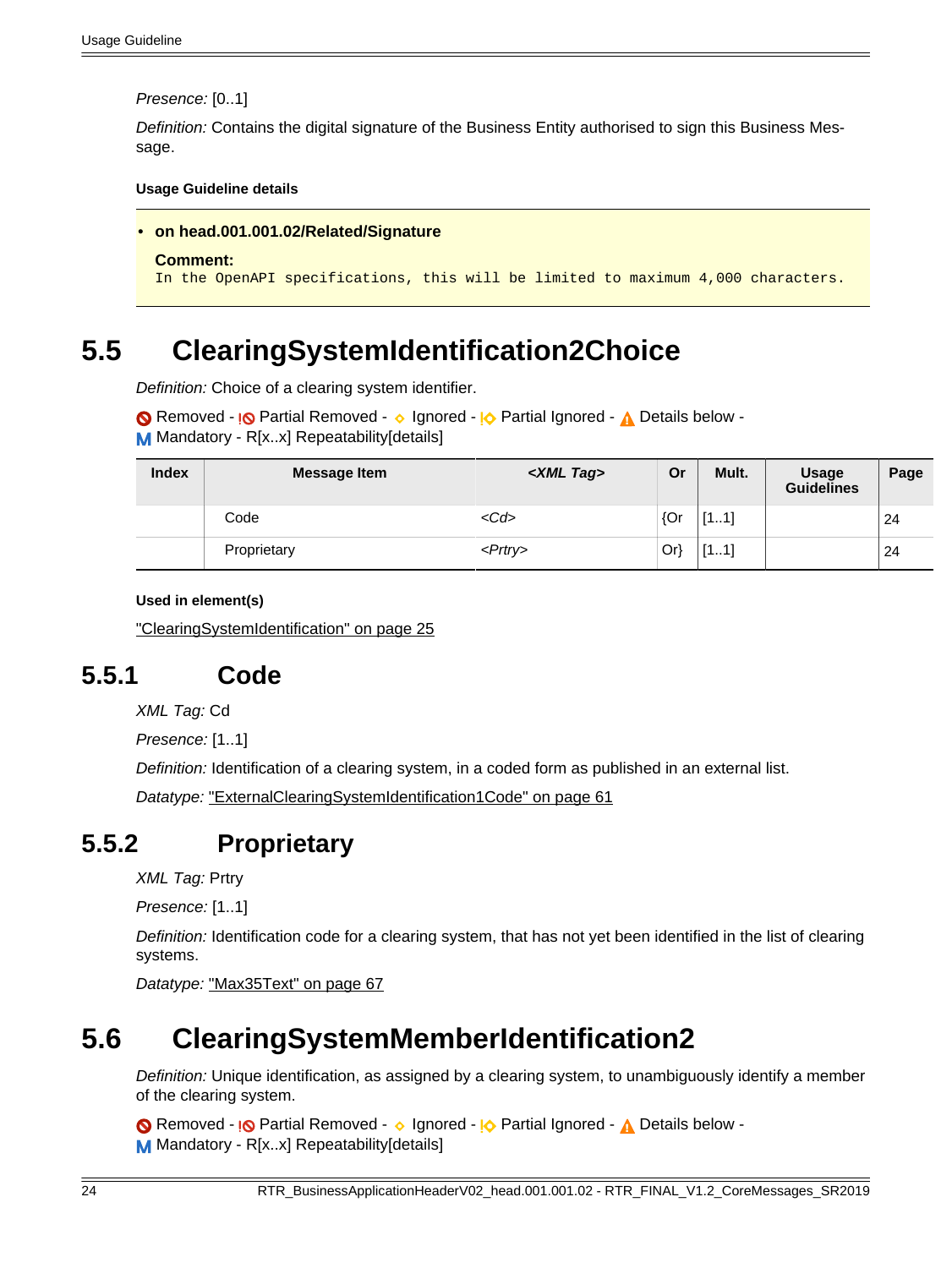*Presence:* [0..1]

*Definition:* Contains the digital signature of the Business Entity authorised to sign this Business Message.

**Usage Guideline details**

- **on head.001.001.02/Related/Signature**

  **Comment:**
  `In the OpenAPI specifications, this will be limited to maximum 4,000 characters.`

# 5.5 ClearingSystemIdentification2Choice

*Definition:* Choice of a clearing system identifier.

Removed - Partial Removed - Ignored - Partial Ignored - Details below - M Mandatory - R[x..x] Repeatability[details]

| Index | Message Item | *<XML Tag>* | Or | Mult. | Usage Guidelines | Page |
|---|---|---|---|---|---|---|
| | Code | *<Cd>* | {Or | [1..1] | | 24 |
| | Proprietary | *<Prtry>* | Or} | [1..1] | | 24 |

**Used in element(s)**

"ClearingSystemIdentification" on page 25

## 5.5.1 Code

*XML Tag:* Cd

*Presence:* [1..1]

*Definition:* Identification of a clearing system, in a coded form as published in an external list.

*Datatype:* "ExternalClearingSystemIdentification1Code" on page 61

## 5.5.2 Proprietary

*XML Tag:* Prtry

*Presence:* [1..1]

*Definition:* Identification code for a clearing system, that has not yet been identified in the list of clearing systems.

*Datatype:* "Max35Text" on page 67

# 5.6 ClearingSystemMemberIdentification2

*Definition:* Unique identification, as assigned by a clearing system, to unambiguously identify a member of the clearing system.

Removed - Partial Removed - Ignored - Partial Ignored - Details below - M Mandatory - R[x..x] Repeatability[details]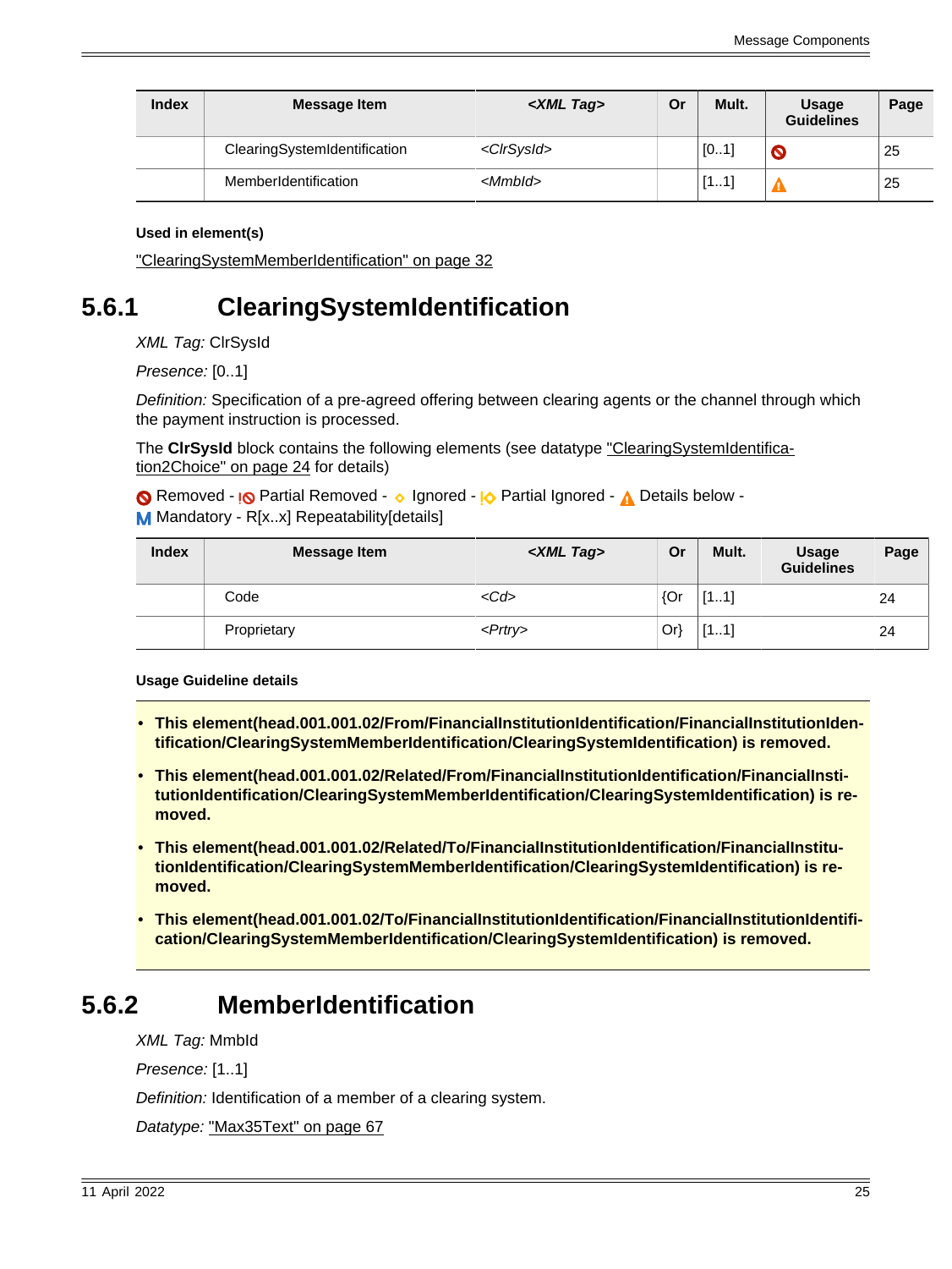| Index | Message Item | <XML Tag> | Or | Mult. | Usage Guidelines | Page |
|---|---|---|---|---|---|---|
| | ClearingSystemIdentification | <ClrSysId> | | [0..1] | Removed | 25 |
| | MemberIdentification | <MmbId> | | [1..1] | Details below | 25 |

**Used in element(s)**

"ClearingSystemMemberIdentification" on page 32

## 5.6.1 ClearingSystemIdentification

*XML Tag:* ClrSysId

*Presence:* [0..1]

*Definition:* Specification of a pre-agreed offering between clearing agents or the channel through which the payment instruction is processed.

The **ClrSysId** block contains the following elements (see datatype "ClearingSystemIdentification2Choice" on page 24 for details)

Removed - Partial Removed - Ignored - Partial Ignored - Details below - M Mandatory - R[x..x] Repeatability[details]

| Index | Message Item | <XML Tag> | Or | Mult. | Usage Guidelines | Page |
|---|---|---|---|---|---|---|
| | Code | <Cd> | {Or | [1..1] | | 24 |
| | Proprietary | <Prtry> | Or} | [1..1] | | 24 |

**Usage Guideline details**

- **This element(head.001.001.02/From/FinancialInstitutionIdentification/FinancialInstitutionIdentification/ClearingSystemMemberIdentification/ClearingSystemIdentification) is removed.**
- **This element(head.001.001.02/Related/From/FinancialInstitutionIdentification/FinancialInstitutionIdentification/ClearingSystemMemberIdentification/ClearingSystemIdentification) is removed.**
- **This element(head.001.001.02/Related/To/FinancialInstitutionIdentification/FinancialInstitutionIdentification/ClearingSystemMemberIdentification/ClearingSystemIdentification) is removed.**
- **This element(head.001.001.02/To/FinancialInstitutionIdentification/FinancialInstitutionIdentification/ClearingSystemMemberIdentification/ClearingSystemIdentification) is removed.**

## 5.6.2 MemberIdentification

*XML Tag:* MmbId

*Presence:* [1..1]

*Definition:* Identification of a member of a clearing system.

*Datatype:* "Max35Text" on page 67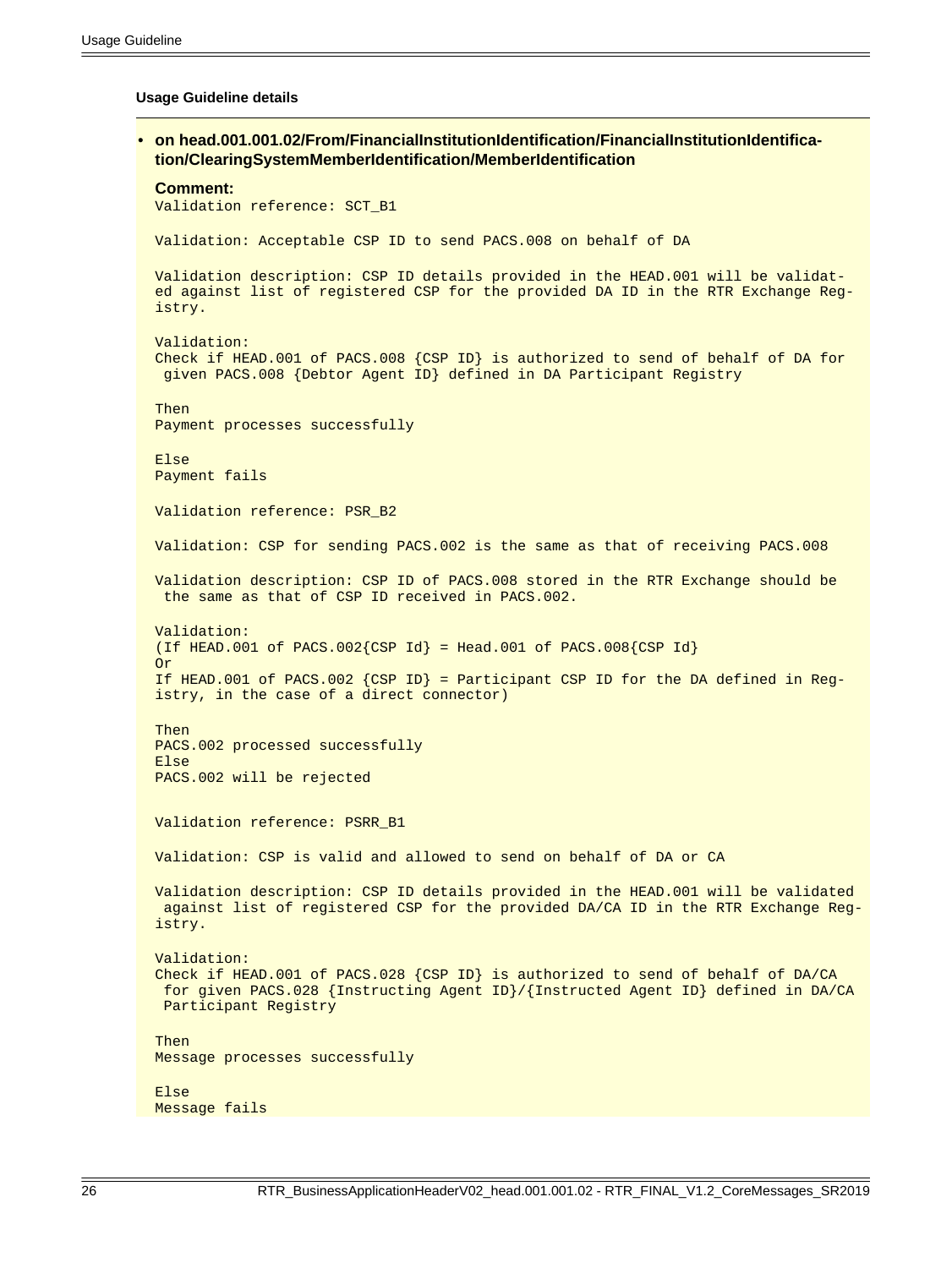**Usage Guideline details**

- **on head.001.001.02/From/FinancialInstitutionIdentification/FinancialInstitutionIdentification/ClearingSystemMemberIdentification/MemberIdentification**

  **Comment:**

```
Validation reference: SCT_B1

Validation: Acceptable CSP ID to send PACS.008 on behalf of DA

Validation description: CSP ID details provided in the HEAD.001 will be validated against list of registered CSP for the provided DA ID in the RTR Exchange Registry.

Validation:
Check if HEAD.001 of PACS.008 {CSP ID} is authorized to send of behalf of DA for
 given PACS.008 {Debtor Agent ID} defined in DA Participant Registry

Then
Payment processes successfully

Else
Payment fails

Validation reference: PSR_B2

Validation: CSP for sending PACS.002 is the same as that of receiving PACS.008

Validation description: CSP ID of PACS.008 stored in the RTR Exchange should be
 the same as that of CSP ID received in PACS.002.

Validation:
(If HEAD.001 of PACS.002{CSP Id} = Head.001 of PACS.008{CSP Id}
Or
If HEAD.001 of PACS.002 {CSP ID} = Participant CSP ID for the DA defined in Registry, in the case of a direct connector)

Then
PACS.002 processed successfully
Else
PACS.002 will be rejected


Validation reference: PSRR_B1

Validation: CSP is valid and allowed to send on behalf of DA or CA

Validation description: CSP ID details provided in the HEAD.001 will be validated
 against list of registered CSP for the provided DA/CA ID in the RTR Exchange Registry.

Validation:
Check if HEAD.001 of PACS.028 {CSP ID} is authorized to send of behalf of DA/CA
 for given PACS.028 {Instructing Agent ID}/{Instructed Agent ID} defined in DA/CA
 Participant Registry

Then
Message processes successfully

Else
Message fails
```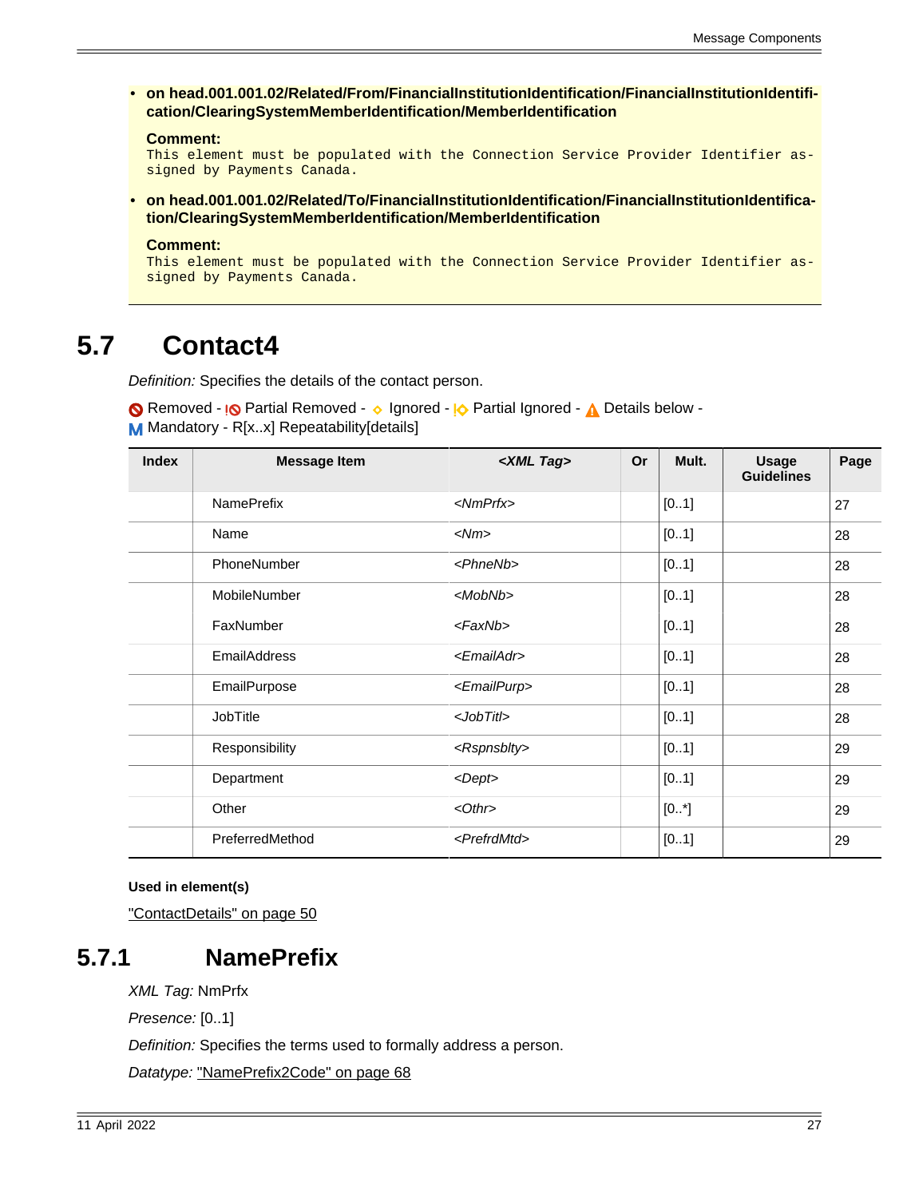- **on head.001.001.02/Related/From/FinancialInstitutionIdentification/FinancialInstitutionIdentification/ClearingSystemMemberIdentification/MemberIdentification**

  **Comment:**
  This element must be populated with the Connection Service Provider Identifier assigned by Payments Canada.

- **on head.001.001.02/Related/To/FinancialInstitutionIdentification/FinancialInstitutionIdentification/ClearingSystemMemberIdentification/MemberIdentification**

  **Comment:**
  This element must be populated with the Connection Service Provider Identifier assigned by Payments Canada.

## 5.7 Contact4

*Definition:* Specifies the details of the contact person.

Removed - Partial Removed - Ignored - Partial Ignored - Details below - M Mandatory - R[x..x] Repeatability[details]

| Index | Message Item | <XML Tag> | Or | Mult. | Usage Guidelines | Page |
|---|---|---|---|---|---|---|
| | NamePrefix | <NmPrfx> | | [0..1] | | 27 |
| | Name | <Nm> | | [0..1] | | 28 |
| | PhoneNumber | <PhneNb> | | [0..1] | | 28 |
| | MobileNumber | <MobNb> | | [0..1] | | 28 |
| | FaxNumber | <FaxNb> | | [0..1] | | 28 |
| | EmailAddress | <EmailAdr> | | [0..1] | | 28 |
| | EmailPurpose | <EmailPurp> | | [0..1] | | 28 |
| | JobTitle | <JobTitl> | | [0..1] | | 28 |
| | Responsibility | <Rspnsblty> | | [0..1] | | 29 |
| | Department | <Dept> | | [0..1] | | 29 |
| | Other | <Othr> | | [0..*] | | 29 |
| | PreferredMethod | <PrefrdMtd> | | [0..1] | | 29 |

**Used in element(s)**

"ContactDetails" on page 50

### 5.7.1 NamePrefix

*XML Tag:* NmPrfx

*Presence:* [0..1]

*Definition:* Specifies the terms used to formally address a person.

*Datatype:* "NamePrefix2Code" on page 68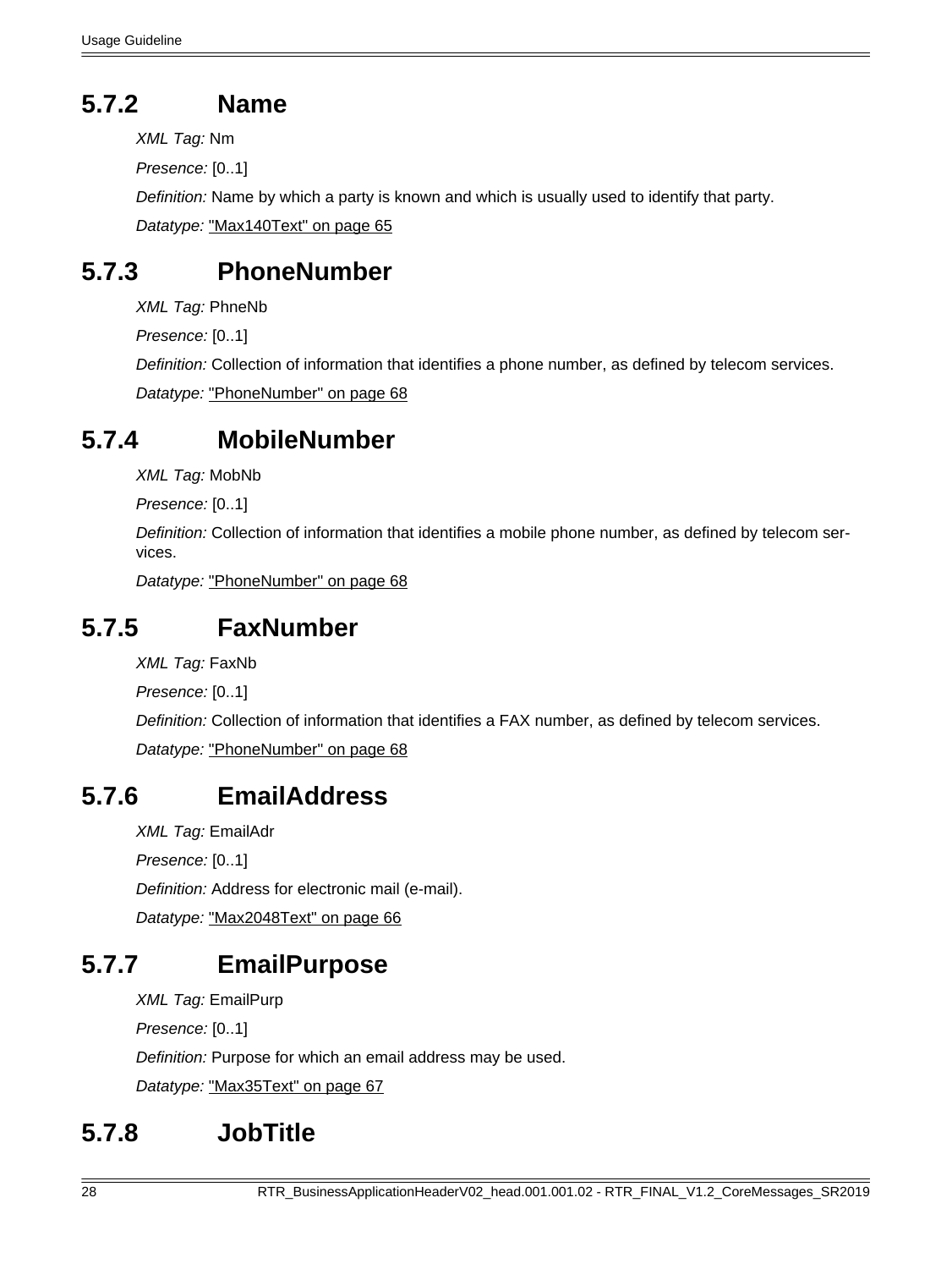### 5.7.2 Name

*XML Tag:* Nm

*Presence:* [0..1]

*Definition:* Name by which a party is known and which is usually used to identify that party.

*Datatype:* "Max140Text" on page 65

### 5.7.3 PhoneNumber

*XML Tag:* PhneNb

*Presence:* [0..1]

*Definition:* Collection of information that identifies a phone number, as defined by telecom services.

*Datatype:* "PhoneNumber" on page 68

### 5.7.4 MobileNumber

*XML Tag:* MobNb

*Presence:* [0..1]

*Definition:* Collection of information that identifies a mobile phone number, as defined by telecom services.

*Datatype:* "PhoneNumber" on page 68

### 5.7.5 FaxNumber

*XML Tag:* FaxNb

*Presence:* [0..1]

*Definition:* Collection of information that identifies a FAX number, as defined by telecom services.

*Datatype:* "PhoneNumber" on page 68

### 5.7.6 EmailAddress

*XML Tag:* EmailAdr

*Presence:* [0..1]

*Definition:* Address for electronic mail (e-mail).

*Datatype:* "Max2048Text" on page 66

### 5.7.7 EmailPurpose

*XML Tag:* EmailPurp

*Presence:* [0..1]

*Definition:* Purpose for which an email address may be used.

*Datatype:* "Max35Text" on page 67

### 5.7.8 JobTitle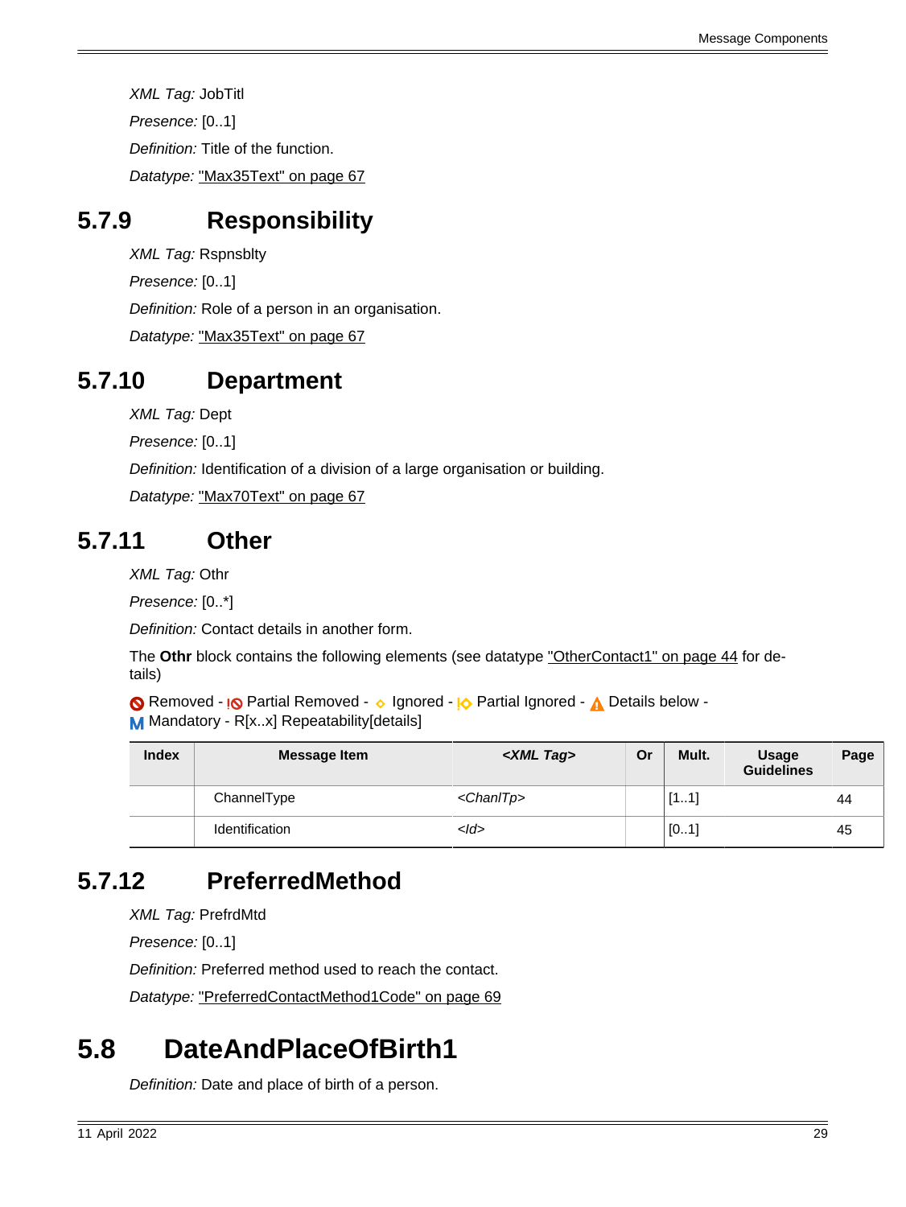*XML Tag:* JobTitl

*Presence:* [0..1]

*Definition:* Title of the function.

*Datatype:* "Max35Text" on page 67

### 5.7.9 Responsibility

*XML Tag:* Rspnsblty

*Presence:* [0..1]

*Definition:* Role of a person in an organisation.

*Datatype:* "Max35Text" on page 67

### 5.7.10 Department

*XML Tag:* Dept

*Presence:* [0..1]

*Definition:* Identification of a division of a large organisation or building.

*Datatype:* "Max70Text" on page 67

### 5.7.11 Other

*XML Tag:* Othr

*Presence:* [0..*]

*Definition:* Contact details in another form.

The **Othr** block contains the following elements (see datatype "OtherContact1" on page 44 for details)

Removed - Partial Removed - Ignored - Partial Ignored - Details below - M Mandatory - R[x..x] Repeatability[details]

| Index | Message Item | *<XML Tag>* | Or | Mult. | Usage Guidelines | Page |
|---|---|---|---|---|---|---|
| | ChannelType | *<ChanlTp>* | | [1..1] | | 44 |
| | Identification | *<Id>* | | [0..1] | | 45 |

### 5.7.12 PreferredMethod

*XML Tag:* PrefrdMtd

*Presence:* [0..1]

*Definition:* Preferred method used to reach the contact.

*Datatype:* "PreferredContactMethod1Code" on page 69

## 5.8 DateAndPlaceOfBirth1

*Definition:* Date and place of birth of a person.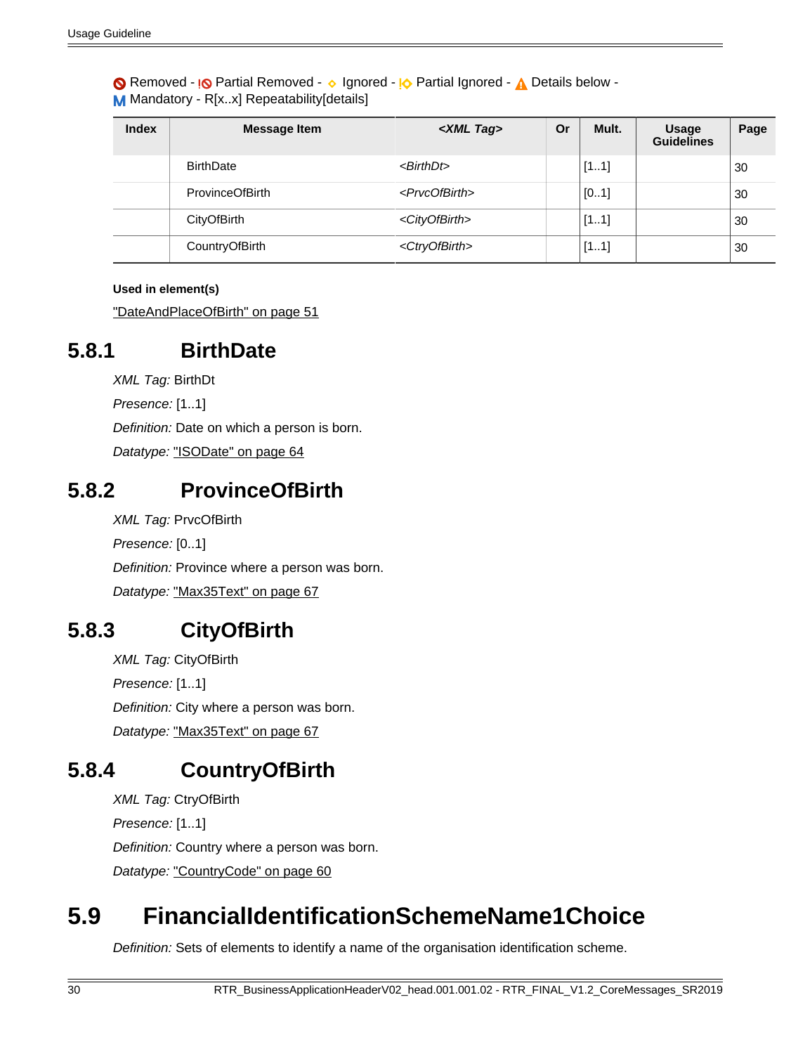Removed - Partial Removed - Ignored - Partial Ignored - Details below - M Mandatory - R[x..x] Repeatability[details]

| Index | Message Item | <XML Tag> | Or | Mult. | Usage Guidelines | Page |
|---|---|---|---|---|---|---|
| | BirthDate | <BirthDt> | | [1..1] | | 30 |
| | ProvinceOfBirth | <PrvcOfBirth> | | [0..1] | | 30 |
| | CityOfBirth | <CityOfBirth> | | [1..1] | | 30 |
| | CountryOfBirth | <CtryOfBirth> | | [1..1] | | 30 |

**Used in element(s)**

"DateAndPlaceOfBirth" on page 51

### 5.8.1 BirthDate

*XML Tag:* BirthDt

*Presence:* [1..1]

*Definition:* Date on which a person is born.

*Datatype:* "ISODate" on page 64

### 5.8.2 ProvinceOfBirth

*XML Tag:* PrvcOfBirth

*Presence:* [0..1]

*Definition:* Province where a person was born.

*Datatype:* "Max35Text" on page 67

### 5.8.3 CityOfBirth

*XML Tag:* CityOfBirth

*Presence:* [1..1]

*Definition:* City where a person was born.

*Datatype:* "Max35Text" on page 67

### 5.8.4 CountryOfBirth

*XML Tag:* CtryOfBirth

*Presence:* [1..1]

*Definition:* Country where a person was born.

*Datatype:* "CountryCode" on page 60

## 5.9 FinancialIdentificationSchemeName1Choice

*Definition:* Sets of elements to identify a name of the organisation identification scheme.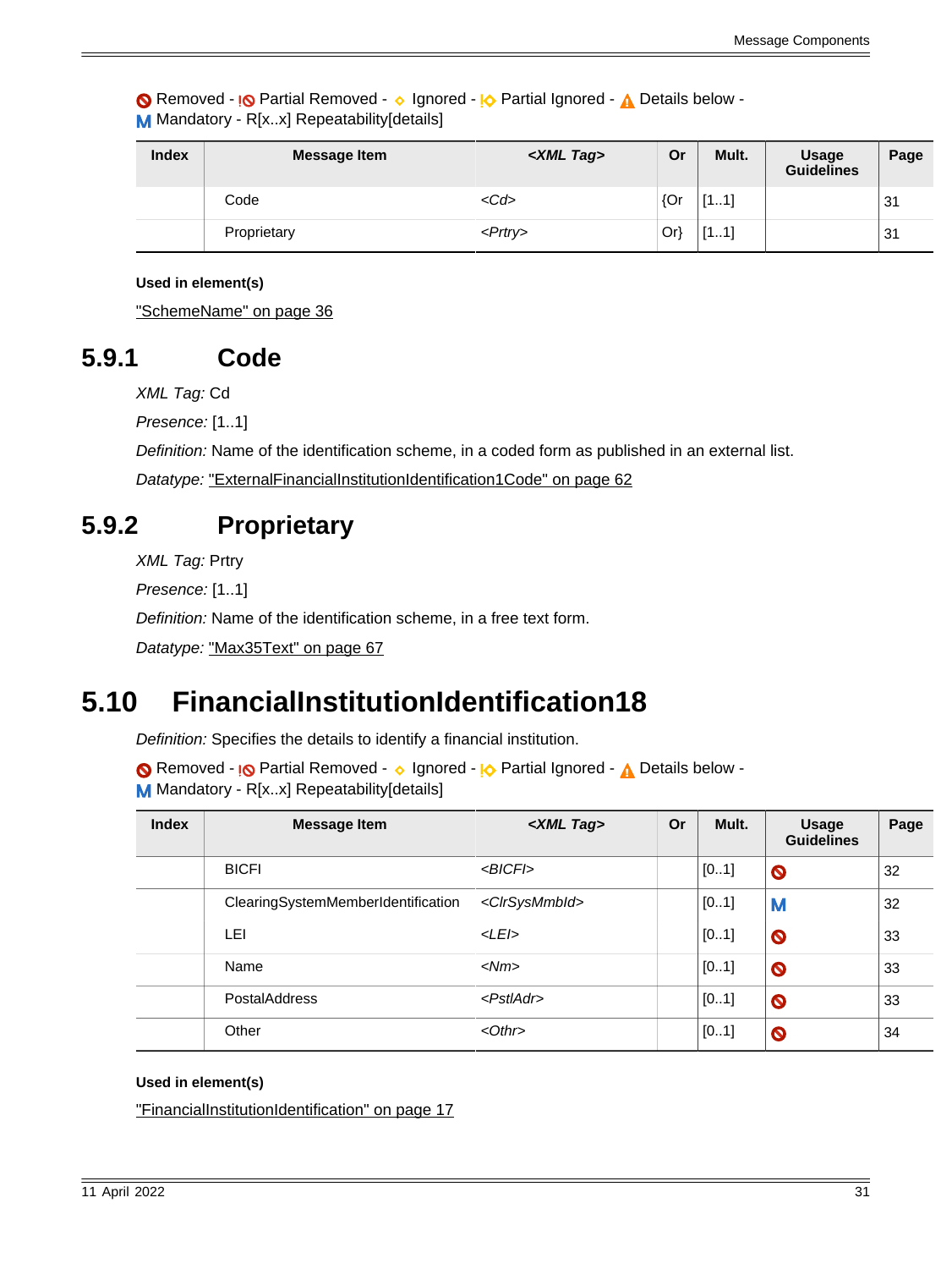Removed - Partial Removed - Ignored - Partial Ignored - Details below - M Mandatory - R[x..x] Repeatability[details]

| Index | Message Item | <XML Tag> | Or | Mult. | Usage Guidelines | Page |
|---|---|---|---|---|---|---|
| | Code | <Cd> | {Or | [1..1] | | 31 |
| | Proprietary | <Prtry> | Or} | [1..1] | | 31 |

**Used in element(s)**

"SchemeName" on page 36

## 5.9.1 Code

*XML Tag:* Cd

*Presence:* [1..1]

*Definition:* Name of the identification scheme, in a coded form as published in an external list.

*Datatype:* "ExternalFinancialInstitutionIdentification1Code" on page 62

## 5.9.2 Proprietary

*XML Tag:* Prtry

*Presence:* [1..1]

*Definition:* Name of the identification scheme, in a free text form.

*Datatype:* "Max35Text" on page 67

# 5.10 FinancialInstitutionIdentification18

*Definition:* Specifies the details to identify a financial institution.

Removed - Partial Removed - Ignored - Partial Ignored - Details below - M Mandatory - R[x..x] Repeatability[details]

| Index | Message Item | <XML Tag> | Or | Mult. | Usage Guidelines | Page |
|---|---|---|---|---|---|---|
| | BICFI | <BICFI> | | [0..1] | Removed | 32 |
| | ClearingSystemMemberIdentification | <ClrSysMmbId> | | [0..1] | M | 32 |
| | LEI | <LEI> | | [0..1] | Removed | 33 |
| | Name | <Nm> | | [0..1] | Removed | 33 |
| | PostalAddress | <PstlAdr> | | [0..1] | Removed | 33 |
| | Other | <Othr> | | [0..1] | Removed | 34 |

**Used in element(s)**

"FinancialInstitutionIdentification" on page 17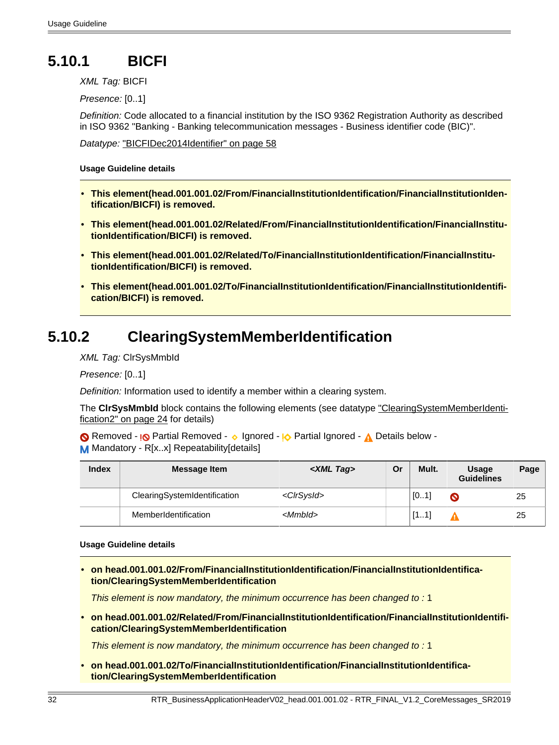## 5.10.1 BICFI

*XML Tag:* BICFI

*Presence:* [0..1]

*Definition:* Code allocated to a financial institution by the ISO 9362 Registration Authority as described in ISO 9362 "Banking - Banking telecommunication messages - Business identifier code (BIC)".

*Datatype:* "BICFIDec2014Identifier" on page 58

**Usage Guideline details**

- **This element(head.001.001.02/From/FinancialInstitutionIdentification/FinancialInstitutionIdentification/BICFI) is removed.**
- **This element(head.001.001.02/Related/From/FinancialInstitutionIdentification/FinancialInstitutionIdentification/BICFI) is removed.**
- **This element(head.001.001.02/Related/To/FinancialInstitutionIdentification/FinancialInstitutionIdentification/BICFI) is removed.**
- **This element(head.001.001.02/To/FinancialInstitutionIdentification/FinancialInstitutionIdentification/BICFI) is removed.**

## 5.10.2 ClearingSystemMemberIdentification

*XML Tag:* ClrSysMmbId

*Presence:* [0..1]

*Definition:* Information used to identify a member within a clearing system.

The **ClrSysMmbId** block contains the following elements (see datatype "ClearingSystemMemberIdentification2" on page 24 for details)

Removed - Partial Removed - Ignored - Partial Ignored - Details below - Mandatory - R[x..x] Repeatability[details]

| Index | Message Item | *<XML Tag>* | Or | Mult. | Usage Guidelines | Page |
|---|---|---|---|---|---|---|
| | ClearingSystemIdentification | *<ClrSysId>* | | [0..1] | Removed | 25 |
| | MemberIdentification | *<MmbId>* | | [1..1] | Details below | 25 |

**Usage Guideline details**

- **on head.001.001.02/From/FinancialInstitutionIdentification/FinancialInstitutionIdentification/ClearingSystemMemberIdentification**

  *This element is now mandatory, the minimum occurrence has been changed to :* 1

- **on head.001.001.02/Related/From/FinancialInstitutionIdentification/FinancialInstitutionIdentification/ClearingSystemMemberIdentification**

  *This element is now mandatory, the minimum occurrence has been changed to :* 1

- **on head.001.001.02/To/FinancialInstitutionIdentification/FinancialInstitutionIdentification/ClearingSystemMemberIdentification**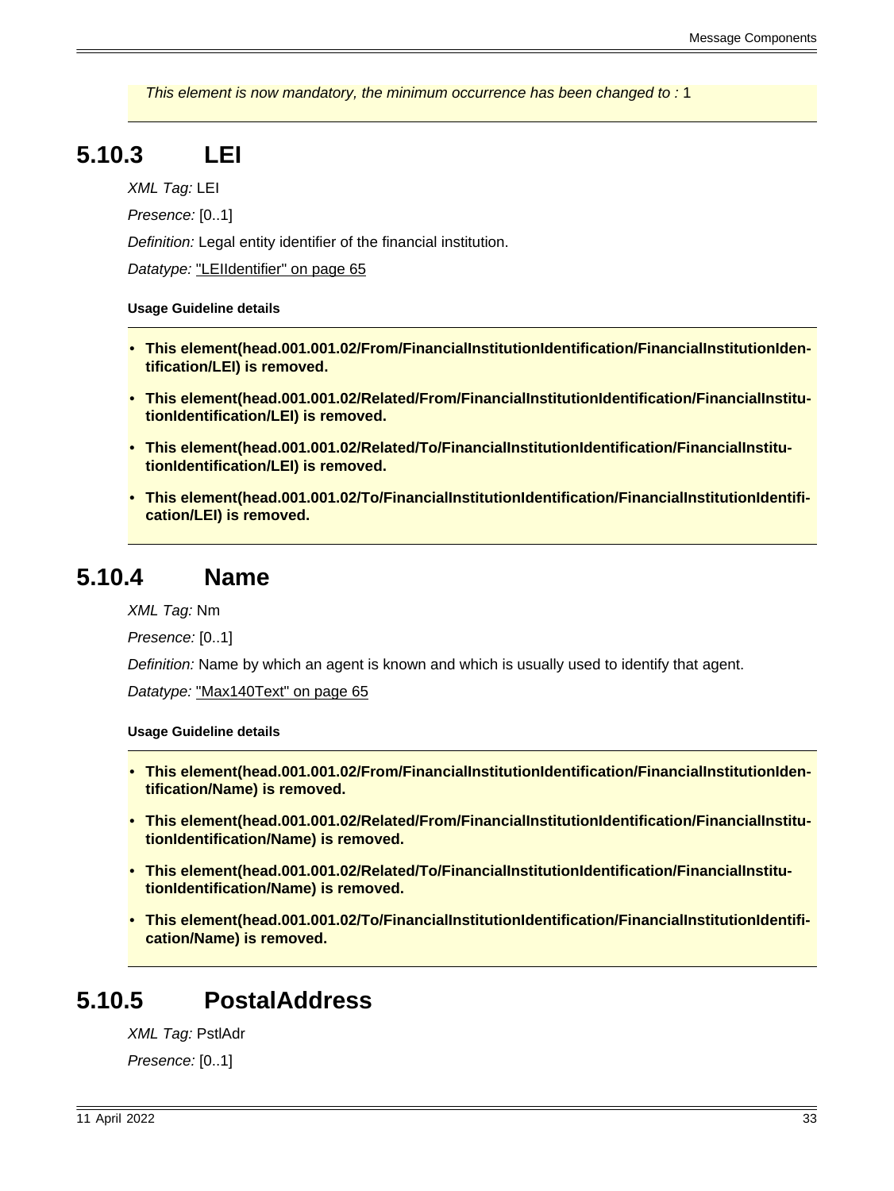*This element is now mandatory, the minimum occurrence has been changed to :* 1

### 5.10.3 LEI

*XML Tag:* LEI

*Presence:* [0..1]

*Definition:* Legal entity identifier of the financial institution.

*Datatype:* "LEIIdentifier" on page 65

**Usage Guideline details**

- **This element(head.001.001.02/From/FinancialInstitutionIdentification/FinancialInstitutionIdentification/LEI) is removed.**
- **This element(head.001.001.02/Related/From/FinancialInstitutionIdentification/FinancialInstitutionIdentification/LEI) is removed.**
- **This element(head.001.001.02/Related/To/FinancialInstitutionIdentification/FinancialInstitutionIdentification/LEI) is removed.**
- **This element(head.001.001.02/To/FinancialInstitutionIdentification/FinancialInstitutionIdentification/LEI) is removed.**

### 5.10.4 Name

*XML Tag:* Nm

*Presence:* [0..1]

*Definition:* Name by which an agent is known and which is usually used to identify that agent.

*Datatype:* "Max140Text" on page 65

**Usage Guideline details**

- **This element(head.001.001.02/From/FinancialInstitutionIdentification/FinancialInstitutionIdentification/Name) is removed.**
- **This element(head.001.001.02/Related/From/FinancialInstitutionIdentification/FinancialInstitutionIdentification/Name) is removed.**
- **This element(head.001.001.02/Related/To/FinancialInstitutionIdentification/FinancialInstitutionIdentification/Name) is removed.**
- **This element(head.001.001.02/To/FinancialInstitutionIdentification/FinancialInstitutionIdentification/Name) is removed.**

### 5.10.5 PostalAddress

*XML Tag:* PstlAdr

*Presence:* [0..1]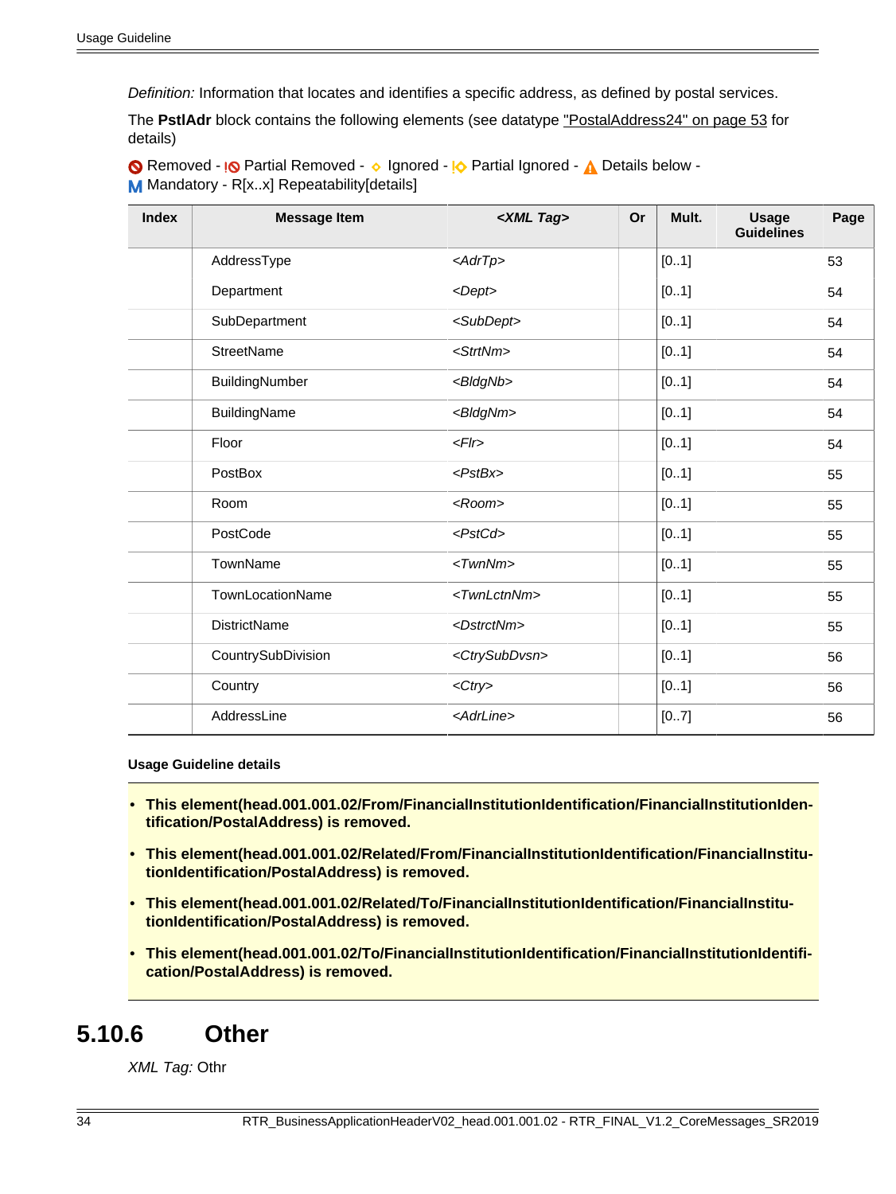*Definition:* Information that locates and identifies a specific address, as defined by postal services.

The **PstlAdr** block contains the following elements (see datatype "PostalAddress24" on page 53 for details)

Removed - Partial Removed - Ignored - Partial Ignored - Details below - M Mandatory - R[x..x] Repeatability[details]

| Index | Message Item | *<XML Tag>* | Or | Mult. | Usage Guidelines | Page |
|---|---|---|---|---|---|---|
| | AddressType | *<AdrTp>* | | [0..1] | | 53 |
| | Department | *<Dept>* | | [0..1] | | 54 |
| | SubDepartment | *<SubDept>* | | [0..1] | | 54 |
| | StreetName | *<StrtNm>* | | [0..1] | | 54 |
| | BuildingNumber | *<BldgNb>* | | [0..1] | | 54 |
| | BuildingName | *<BldgNm>* | | [0..1] | | 54 |
| | Floor | *<Flr>* | | [0..1] | | 54 |
| | PostBox | *<PstBx>* | | [0..1] | | 55 |
| | Room | *<Room>* | | [0..1] | | 55 |
| | PostCode | *<PstCd>* | | [0..1] | | 55 |
| | TownName | *<TwnNm>* | | [0..1] | | 55 |
| | TownLocationName | *<TwnLctnNm>* | | [0..1] | | 55 |
| | DistrictName | *<DstrctNm>* | | [0..1] | | 55 |
| | CountrySubDivision | *<CtrySubDvsn>* | | [0..1] | | 56 |
| | Country | *<Ctry>* | | [0..1] | | 56 |
| | AddressLine | *<AdrLine>* | | [0..7] | | 56 |

**Usage Guideline details**

- **This element(head.001.001.02/From/FinancialInstitutionIdentification/FinancialInstitutionIdentification/PostalAddress) is removed.**
- **This element(head.001.001.02/Related/From/FinancialInstitutionIdentification/FinancialInstitutionIdentification/PostalAddress) is removed.**
- **This element(head.001.001.02/Related/To/FinancialInstitutionIdentification/FinancialInstitutionIdentification/PostalAddress) is removed.**
- **This element(head.001.001.02/To/FinancialInstitutionIdentification/FinancialInstitutionIdentification/PostalAddress) is removed.**

## 5.10.6 Other

*XML Tag:* Othr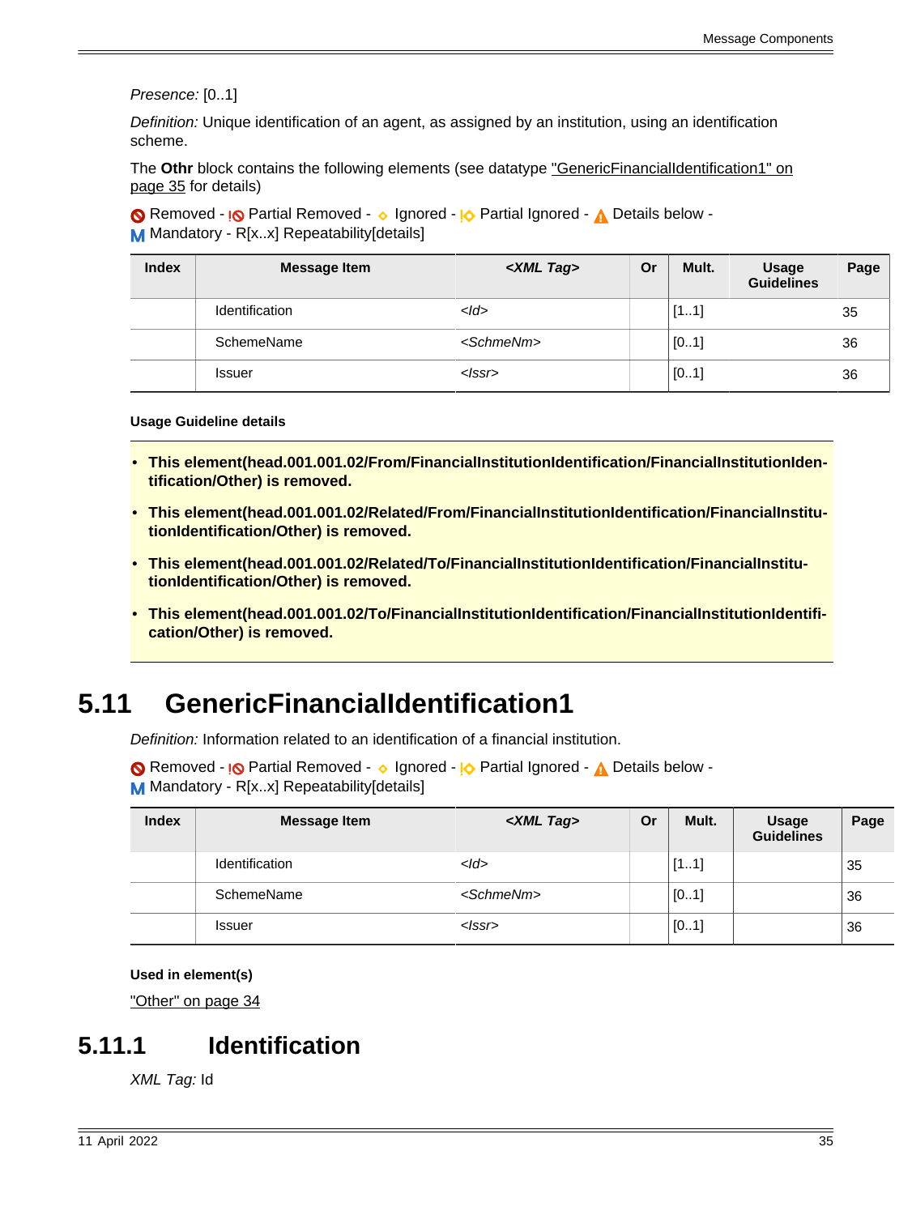*Presence:* [0..1]

*Definition:* Unique identification of an agent, as assigned by an institution, using an identification scheme.

The **Othr** block contains the following elements (see datatype "GenericFinancialIdentification1" on page 35 for details)

Removed - Partial Removed - Ignored - Partial Ignored - Details below - M Mandatory - R[x..x] Repeatability[details]

| Index | Message Item | *<XML Tag>* | Or | Mult. | Usage Guidelines | Page |
|---|---|---|---|---|---|---|
| | Identification | *<Id>* | | [1..1] | | 35 |
| | SchemeName | *<SchmeNm>* | | [0..1] | | 36 |
| | Issuer | *<Issr>* | | [0..1] | | 36 |

**Usage Guideline details**

- **This element(head.001.001.02/From/FinancialInstitutionIdentification/FinancialInstitutionIdentification/Other) is removed.**
- **This element(head.001.001.02/Related/From/FinancialInstitutionIdentification/FinancialInstitutionIdentification/Other) is removed.**
- **This element(head.001.001.02/Related/To/FinancialInstitutionIdentification/FinancialInstitutionIdentification/Other) is removed.**
- **This element(head.001.001.02/To/FinancialInstitutionIdentification/FinancialInstitutionIdentification/Other) is removed.**

# 5.11 GenericFinancialIdentification1

*Definition:* Information related to an identification of a financial institution.

Removed - Partial Removed - Ignored - Partial Ignored - Details below - M Mandatory - R[x..x] Repeatability[details]

| Index | Message Item | *<XML Tag>* | Or | Mult. | Usage Guidelines | Page |
|---|---|---|---|---|---|---|
| | Identification | *<Id>* | | [1..1] | | 35 |
| | SchemeName | *<SchmeNm>* | | [0..1] | | 36 |
| | Issuer | *<Issr>* | | [0..1] | | 36 |

**Used in element(s)**

"Other" on page 34

## 5.11.1 Identification

*XML Tag:* Id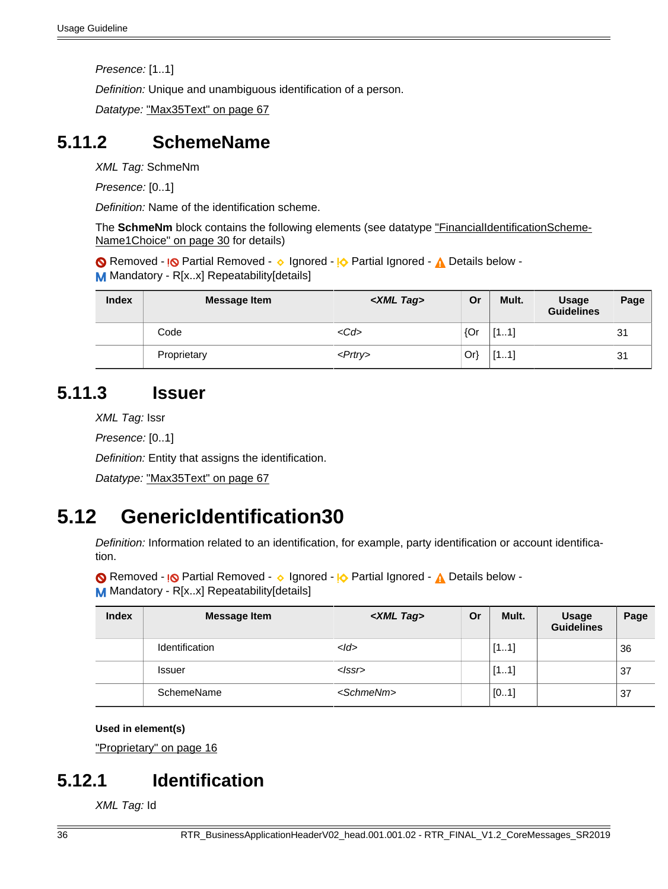*Presence:* [1..1]

*Definition:* Unique and unambiguous identification of a person.

*Datatype:* "Max35Text" on page 67

## 5.11.2 SchemeName

*XML Tag:* SchmeNm

*Presence:* [0..1]

*Definition:* Name of the identification scheme.

The **SchmeNm** block contains the following elements (see datatype "FinancialIdentificationScheme-Name1Choice" on page 30 for details)

Removed - Partial Removed - Ignored - Partial Ignored - Details below - 
M Mandatory - R[x..x] Repeatability[details]

| Index | Message Item | *<XML Tag>* | Or | Mult. | Usage Guidelines | Page |
|---|---|---|---|---|---|---|
| | Code | *<Cd>* | {Or | [1..1] | | 31 |
| | Proprietary | *<Prtry>* | Or} | [1..1] | | 31 |

## 5.11.3 Issuer

*XML Tag:* Issr

*Presence:* [0..1]

*Definition:* Entity that assigns the identification.

*Datatype:* "Max35Text" on page 67

# 5.12 GenericIdentification30

*Definition:* Information related to an identification, for example, party identification or account identification.

Removed - Partial Removed - Ignored - Partial Ignored - Details below - 
M Mandatory - R[x..x] Repeatability[details]

| Index | Message Item | *<XML Tag>* | Or | Mult. | Usage Guidelines | Page |
|---|---|---|---|---|---|---|
| | Identification | *<Id>* | | [1..1] | | 36 |
| | Issuer | *<Issr>* | | [1..1] | | 37 |
| | SchemeName | *<SchmeNm>* | | [0..1] | | 37 |

**Used in element(s)**

"Proprietary" on page 16

## 5.12.1 Identification

*XML Tag:* Id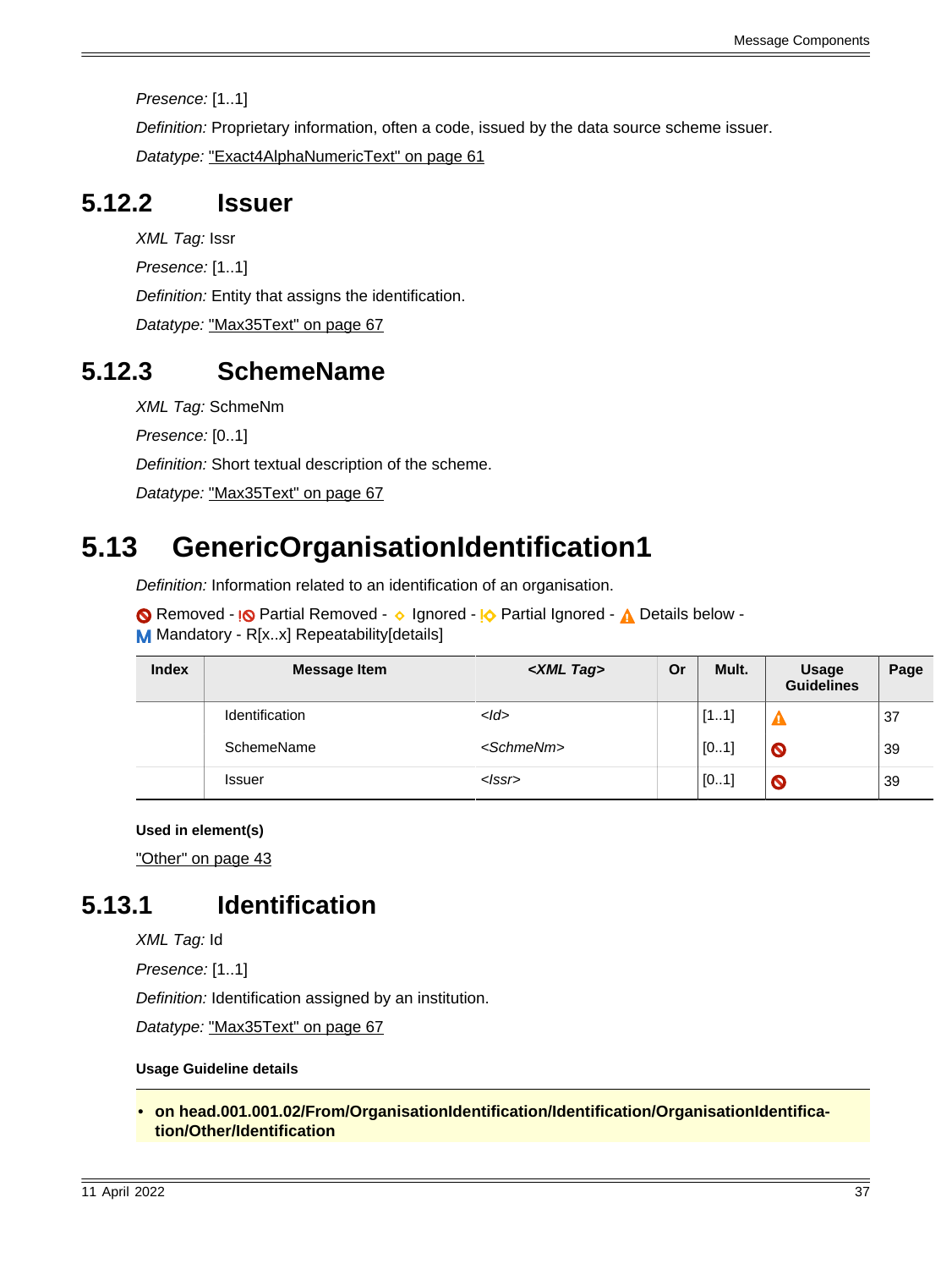*Presence:* [1..1]

*Definition:* Proprietary information, often a code, issued by the data source scheme issuer.

*Datatype:* "Exact4AlphaNumericText" on page 61

### 5.12.2 Issuer

*XML Tag:* Issr

*Presence:* [1..1]

*Definition:* Entity that assigns the identification.

*Datatype:* "Max35Text" on page 67

### 5.12.3 SchemeName

*XML Tag:* SchmeNm

*Presence:* [0..1]

*Definition:* Short textual description of the scheme.

*Datatype:* "Max35Text" on page 67

## 5.13 GenericOrganisationIdentification1

*Definition:* Information related to an identification of an organisation.

Removed - Partial Removed - Ignored - Partial Ignored - Details below - Mandatory - R[x..x] Repeatability[details]

| Index | Message Item | <XML Tag> | Or | Mult. | Usage Guidelines | Page |
|---|---|---|---|---|---|---|
| | Identification | <Id> | | [1..1] | Details below | 37 |
| | SchemeName | <SchmeNm> | | [0..1] | Removed | 39 |
| | Issuer | <Issr> | | [0..1] | Removed | 39 |

**Used in element(s)**

"Other" on page 43

### 5.13.1 Identification

*XML Tag:* Id

*Presence:* [1..1]

*Definition:* Identification assigned by an institution.

*Datatype:* "Max35Text" on page 67

**Usage Guideline details**

- **on head.001.001.02/From/OrganisationIdentification/Identification/OrganisationIdentification/Other/Identification**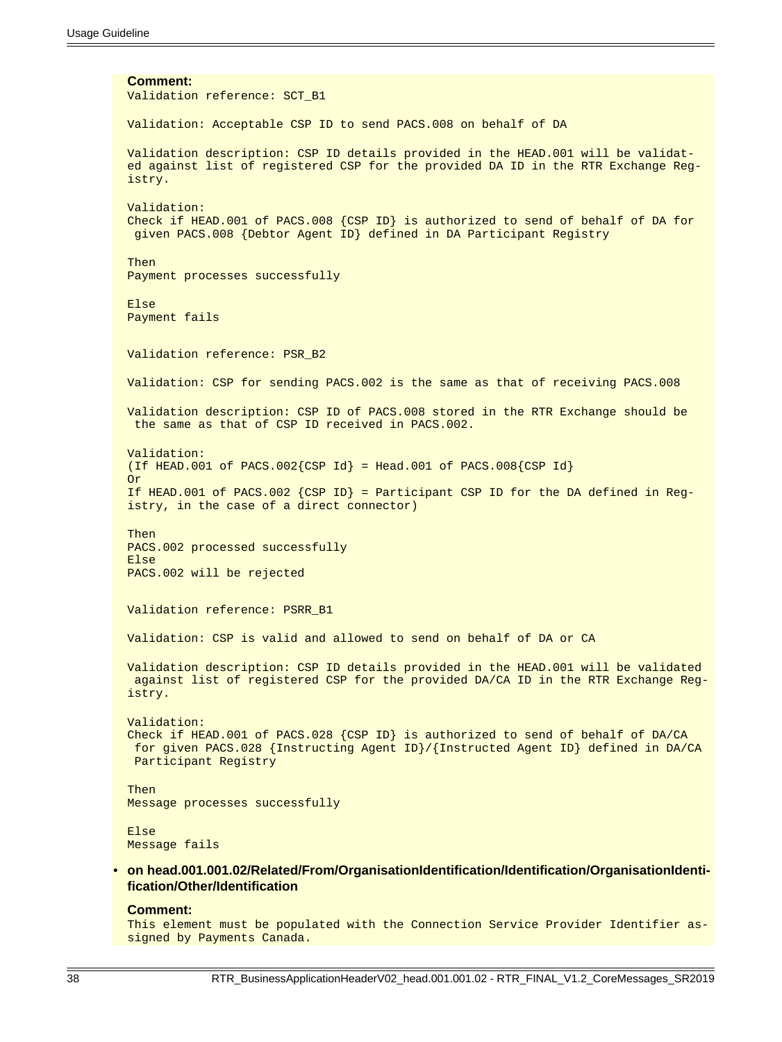**Comment:**

```
Validation reference: SCT_B1

Validation: Acceptable CSP ID to send PACS.008 on behalf of DA

Validation description: CSP ID details provided in the HEAD.001 will be validated against list of registered CSP for the provided DA ID in the RTR Exchange Registry.

Validation:
Check if HEAD.001 of PACS.008 {CSP ID} is authorized to send of behalf of DA for
 given PACS.008 {Debtor Agent ID} defined in DA Participant Registry

Then
Payment processes successfully

Else
Payment fails


Validation reference: PSR_B2

Validation: CSP for sending PACS.002 is the same as that of receiving PACS.008

Validation description: CSP ID of PACS.008 stored in the RTR Exchange should be
 the same as that of CSP ID received in PACS.002.

Validation:
(If HEAD.001 of PACS.002{CSP Id} = Head.001 of PACS.008{CSP Id}
Or
If HEAD.001 of PACS.002 {CSP ID} = Participant CSP ID for the DA defined in Registry, in the case of a direct connector)

Then
PACS.002 processed successfully
Else
PACS.002 will be rejected


Validation reference: PSRR_B1

Validation: CSP is valid and allowed to send on behalf of DA or CA

Validation description: CSP ID details provided in the HEAD.001 will be validated
 against list of registered CSP for the provided DA/CA ID in the RTR Exchange Registry.

Validation:
Check if HEAD.001 of PACS.028 {CSP ID} is authorized to send of behalf of DA/CA
 for given PACS.028 {Instructing Agent ID}/{Instructed Agent ID} defined in DA/CA
 Participant Registry

Then
Message processes successfully

Else
Message fails
```

- **on head.001.001.02/Related/From/OrganisationIdentification/Identification/OrganisationIdentification/Other/Identification**

**Comment:**

```
This element must be populated with the Connection Service Provider Identifier assigned by Payments Canada.
```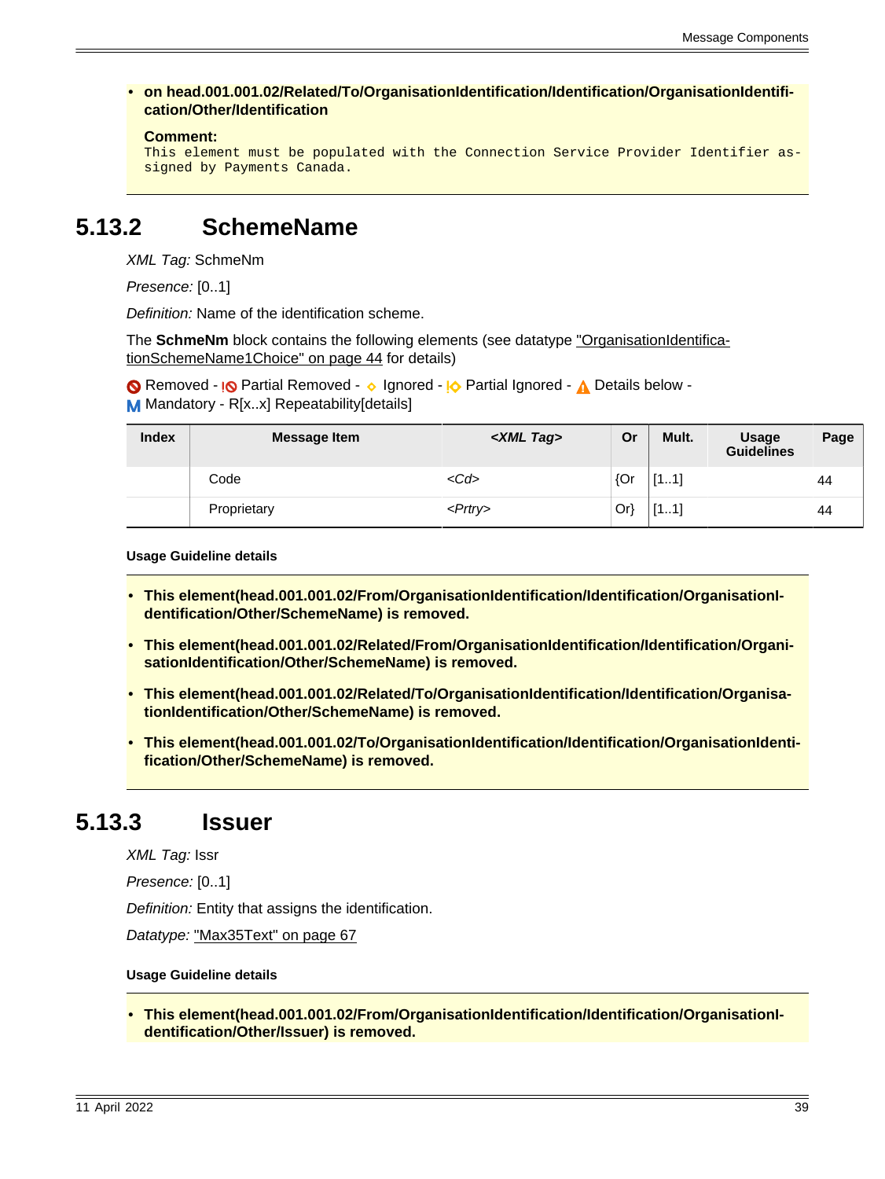- **on head.001.001.02/Related/To/OrganisationIdentification/Identification/OrganisationIdentification/Other/Identification**

  **Comment:**
  ```
  This element must be populated with the Connection Service Provider Identifier assigned by Payments Canada.
  ```

## 5.13.2 SchemeName

*XML Tag:* SchmeNm

*Presence:* [0..1]

*Definition:* Name of the identification scheme.

The **SchmeNm** block contains the following elements (see datatype "OrganisationIdentificationSchemeName1Choice" on page 44 for details)

Removed - Partial Removed - Ignored - Partial Ignored - Details below - Mandatory - R[x..x] Repeatability[details]

| Index | Message Item | <XML Tag> | Or | Mult. | Usage Guidelines | Page |
|---|---|---|---|---|---|---|
| | Code | <Cd> | {Or | [1..1] | | 44 |
| | Proprietary | <Prtry> | Or} | [1..1] | | 44 |

**Usage Guideline details**

- **This element(head.001.001.02/From/OrganisationIdentification/Identification/OrganisationIdentification/Other/SchemeName) is removed.**
- **This element(head.001.001.02/Related/From/OrganisationIdentification/Identification/OrganisationIdentification/Other/SchemeName) is removed.**
- **This element(head.001.001.02/Related/To/OrganisationIdentification/Identification/OrganisationIdentification/Other/SchemeName) is removed.**
- **This element(head.001.001.02/To/OrganisationIdentification/Identification/OrganisationIdentification/Other/SchemeName) is removed.**

## 5.13.3 Issuer

*XML Tag:* Issr

*Presence:* [0..1]

*Definition:* Entity that assigns the identification.

*Datatype:* "Max35Text" on page 67

**Usage Guideline details**

- **This element(head.001.001.02/From/OrganisationIdentification/Identification/OrganisationIdentification/Other/Issuer) is removed.**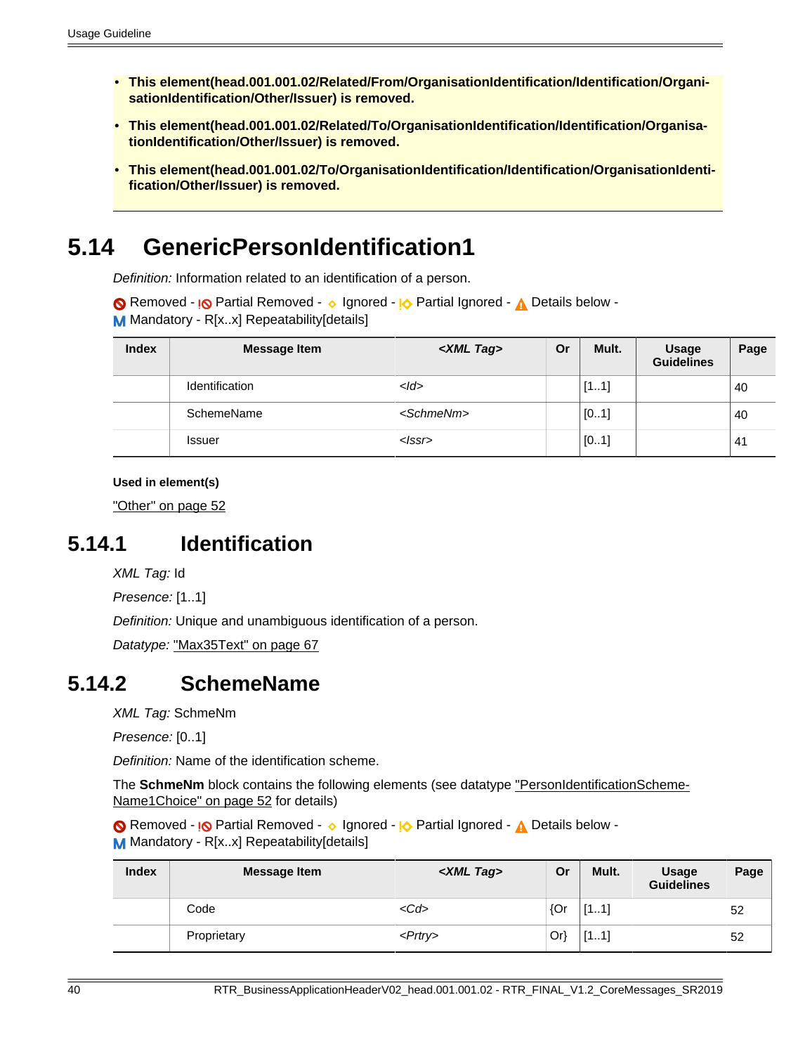- **This element(head.001.001.02/Related/From/OrganisationIdentification/Identification/OrganisationIdentification/Other/Issuer) is removed.**
- **This element(head.001.001.02/Related/To/OrganisationIdentification/Identification/OrganisationIdentification/Other/Issuer) is removed.**
- **This element(head.001.001.02/To/OrganisationIdentification/Identification/OrganisationIdentification/Other/Issuer) is removed.**

# 5.14 GenericPersonIdentification1

*Definition:* Information related to an identification of a person.

Removed - Partial Removed - Ignored - Partial Ignored - Details below - Mandatory - R[x..x] Repeatability[details]

| Index | Message Item | *<XML Tag>* | Or | Mult. | Usage Guidelines | Page |
|---|---|---|---|---|---|---|
| | Identification | *<Id>* | | [1..1] | | 40 |
| | SchemeName | *<SchmeNm>* | | [0..1] | | 40 |
| | Issuer | *<Issr>* | | [0..1] | | 41 |

**Used in element(s)**

"Other" on page 52

## 5.14.1 Identification

*XML Tag:* Id

*Presence:* [1..1]

*Definition:* Unique and unambiguous identification of a person.

*Datatype:* "Max35Text" on page 67

## 5.14.2 SchemeName

*XML Tag:* SchmeNm

*Presence:* [0..1]

*Definition:* Name of the identification scheme.

The **SchmeNm** block contains the following elements (see datatype "PersonIdentificationSchemeName1Choice" on page 52 for details)

Removed - Partial Removed - Ignored - Partial Ignored - Details below - Mandatory - R[x..x] Repeatability[details]

| Index | Message Item | *<XML Tag>* | Or | Mult. | Usage Guidelines | Page |
|---|---|---|---|---|---|---|
| | Code | *<Cd>* | {Or | [1..1] | | 52 |
| | Proprietary | *<Prtry>* | Or} | [1..1] | | 52 |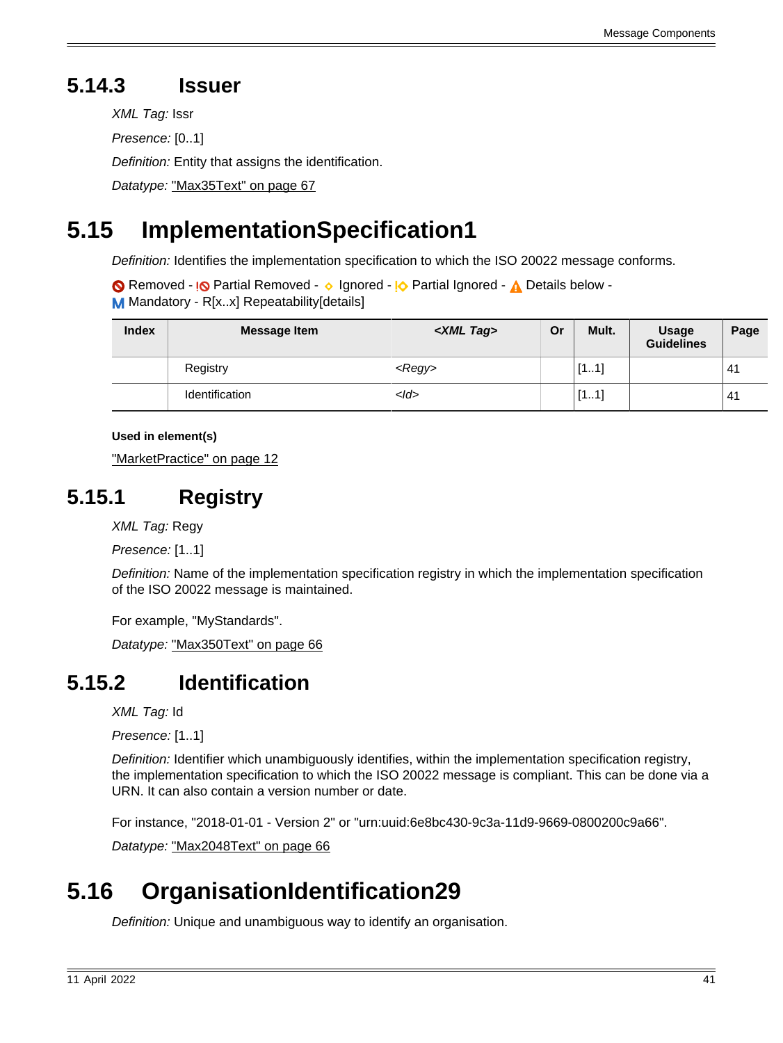### 5.14.3 Issuer

*XML Tag:* Issr

*Presence:* [0..1]

*Definition:* Entity that assigns the identification.

*Datatype:* "Max35Text" on page 67

## 5.15 ImplementationSpecification1

*Definition:* Identifies the implementation specification to which the ISO 20022 message conforms.

Removed - Partial Removed - Ignored - Partial Ignored - Details below - M Mandatory - R[x..x] Repeatability[details]

| Index | Message Item | <XML Tag> | Or | Mult. | Usage Guidelines | Page |
|---|---|---|---|---|---|---|
| | Registry | <Regy> | | [1..1] | | 41 |
| | Identification | <Id> | | [1..1] | | 41 |

**Used in element(s)**

"MarketPractice" on page 12

### 5.15.1 Registry

*XML Tag:* Regy

*Presence:* [1..1]

*Definition:* Name of the implementation specification registry in which the implementation specification of the ISO 20022 message is maintained.

For example, "MyStandards".

*Datatype:* "Max350Text" on page 66

### 5.15.2 Identification

*XML Tag:* Id

*Presence:* [1..1]

*Definition:* Identifier which unambiguously identifies, within the implementation specification registry, the implementation specification to which the ISO 20022 message is compliant. This can be done via a URN. It can also contain a version number or date.

For instance, "2018-01-01 - Version 2" or "urn:uuid:6e8bc430-9c3a-11d9-9669-0800200c9a66".

*Datatype:* "Max2048Text" on page 66

## 5.16 OrganisationIdentification29

*Definition:* Unique and unambiguous way to identify an organisation.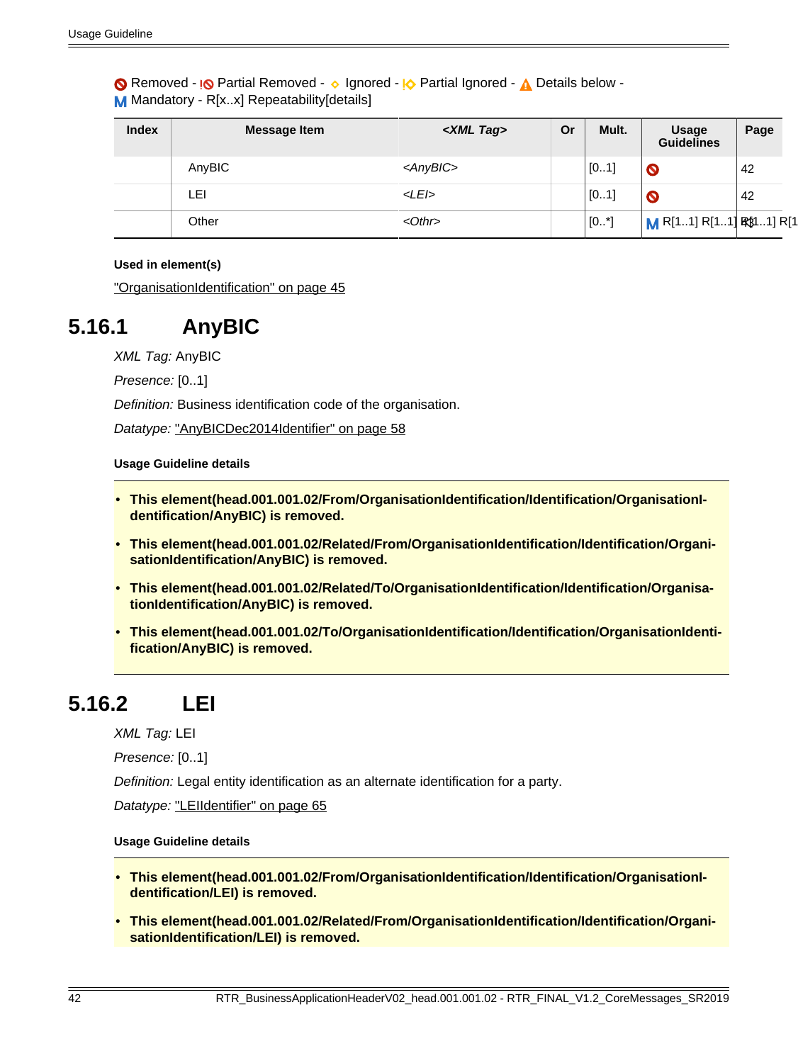Removed - Partial Removed - Ignored - Partial Ignored - Details below - Mandatory - R[x..x] Repeatability[details]

| Index | Message Item | *<XML Tag>* | Or | Mult. | Usage Guidelines | Page |
|---|---|---|---|---|---|---|
| | AnyBIC | *<AnyBIC>* | | [0..1] | Removed | 42 |
| | LEI | *<LEI>* | | [0..1] | Removed | 42 |
| | Other | *<Othr>* | | [0..*] | M R[1..1] R[1..1] R[1..1] R[1 | 43 |

**Used in element(s)**

"OrganisationIdentification" on page 45

## 5.16.1 AnyBIC

*XML Tag:* AnyBIC

*Presence:* [0..1]

*Definition:* Business identification code of the organisation.

*Datatype:* "AnyBICDec2014Identifier" on page 58

**Usage Guideline details**

- **This element(head.001.001.02/From/OrganisationIdentification/Identification/OrganisationIdentification/AnyBIC) is removed.**
- **This element(head.001.001.02/Related/From/OrganisationIdentification/Identification/OrganisationIdentification/AnyBIC) is removed.**
- **This element(head.001.001.02/Related/To/OrganisationIdentification/Identification/OrganisationIdentification/AnyBIC) is removed.**
- **This element(head.001.001.02/To/OrganisationIdentification/Identification/OrganisationIdentification/AnyBIC) is removed.**

## 5.16.2 LEI

*XML Tag:* LEI

*Presence:* [0..1]

*Definition:* Legal entity identification as an alternate identification for a party.

*Datatype:* "LEIIdentifier" on page 65

**Usage Guideline details**

- **This element(head.001.001.02/From/OrganisationIdentification/Identification/OrganisationIdentification/LEI) is removed.**
- **This element(head.001.001.02/Related/From/OrganisationIdentification/Identification/OrganisationIdentification/LEI) is removed.**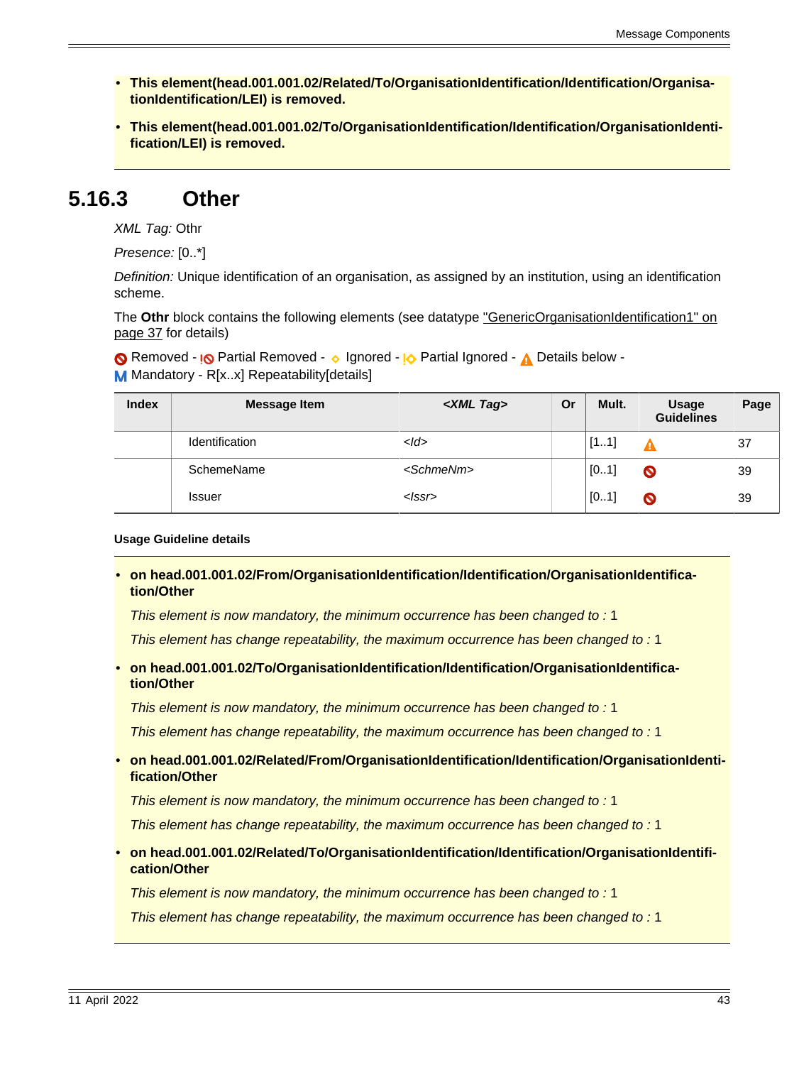- **This element(head.001.001.02/Related/To/OrganisationIdentification/Identification/OrganisationIdentification/LEI) is removed.**
- **This element(head.001.001.02/To/OrganisationIdentification/Identification/OrganisationIdentification/LEI) is removed.**

## 5.16.3 Other

*XML Tag:* Othr

*Presence:* [0..*]

*Definition:* Unique identification of an organisation, as assigned by an institution, using an identification scheme.

The **Othr** block contains the following elements (see datatype "GenericOrganisationIdentification1" on page 37 for details)

Removed - Partial Removed - Ignored - Partial Ignored - Details below - M Mandatory - R[x..x] Repeatability[details]

| Index | Message Item | *<XML Tag>* | Or | Mult. | Usage Guidelines | Page |
|---|---|---|---|---|---|---|
| | Identification | *<Id>* | | [1..1] | Details below | 37 |
| | SchemeName | *<SchmeNm>* | | [0..1] | Removed | 39 |
| | Issuer | *<Issr>* | | [0..1] | Removed | 39 |

**Usage Guideline details**

- **on head.001.001.02/From/OrganisationIdentification/Identification/OrganisationIdentification/Other**

  *This element is now mandatory, the minimum occurrence has been changed to :* 1

  *This element has change repeatability, the maximum occurrence has been changed to :* 1

- **on head.001.001.02/To/OrganisationIdentification/Identification/OrganisationIdentification/Other**

  *This element is now mandatory, the minimum occurrence has been changed to :* 1

  *This element has change repeatability, the maximum occurrence has been changed to :* 1

- **on head.001.001.02/Related/From/OrganisationIdentification/Identification/OrganisationIdentification/Other**

  *This element is now mandatory, the minimum occurrence has been changed to :* 1

  *This element has change repeatability, the maximum occurrence has been changed to :* 1

- **on head.001.001.02/Related/To/OrganisationIdentification/Identification/OrganisationIdentification/Other**

  *This element is now mandatory, the minimum occurrence has been changed to :* 1

  *This element has change repeatability, the maximum occurrence has been changed to :* 1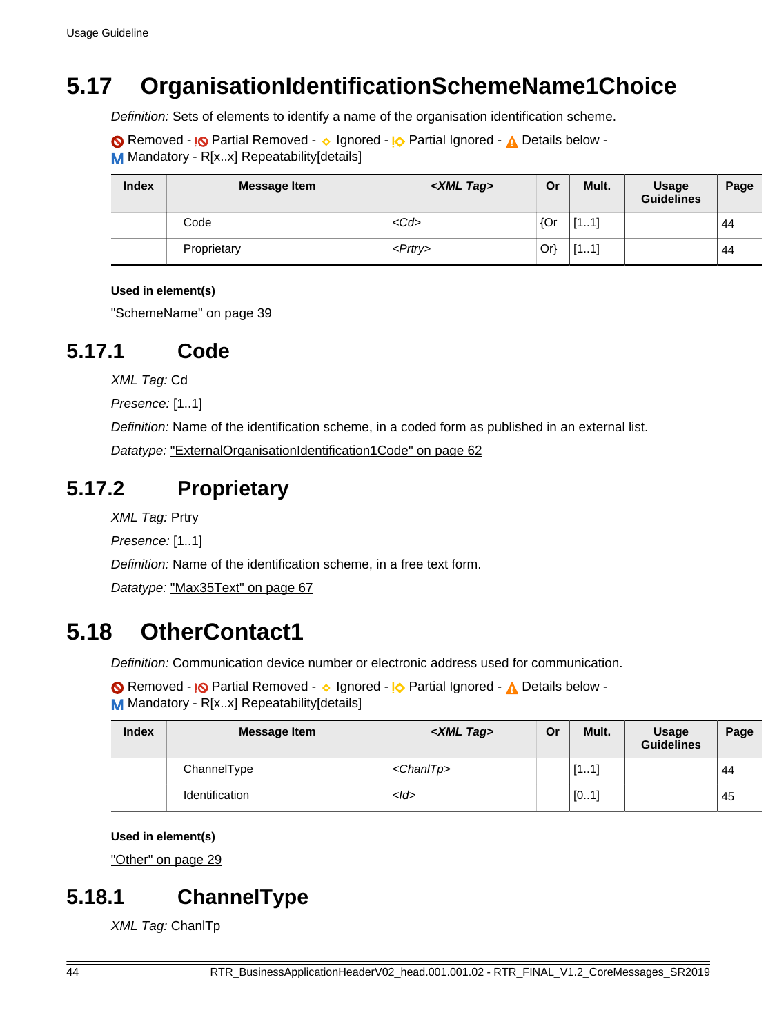## 5.17 OrganisationIdentificationSchemeName1Choice

*Definition:* Sets of elements to identify a name of the organisation identification scheme.

Removed - Partial Removed - Ignored - Partial Ignored - Details below - M Mandatory - R[x..x] Repeatability[details]

| Index | Message Item | *<XML Tag>* | Or | Mult. | Usage Guidelines | Page |
|---|---|---|---|---|---|---|
| | Code | *<Cd>* | {Or | [1..1] | | 44 |
| | Proprietary | *<Prtry>* | Or} | [1..1] | | 44 |

**Used in element(s)**

"SchemeName" on page 39

### 5.17.1 Code

*XML Tag:* Cd

*Presence:* [1..1]

*Definition:* Name of the identification scheme, in a coded form as published in an external list.

*Datatype:* "ExternalOrganisationIdentification1Code" on page 62

### 5.17.2 Proprietary

*XML Tag:* Prtry

*Presence:* [1..1]

*Definition:* Name of the identification scheme, in a free text form.

*Datatype:* "Max35Text" on page 67

## 5.18 OtherContact1

*Definition:* Communication device number or electronic address used for communication.

Removed - Partial Removed - Ignored - Partial Ignored - Details below - M Mandatory - R[x..x] Repeatability[details]

| Index | Message Item | *<XML Tag>* | Or | Mult. | Usage Guidelines | Page |
|---|---|---|---|---|---|---|
| | ChannelType | *<ChanlTp>* | | [1..1] | | 44 |
| | Identification | *<Id>* | | [0..1] | | 45 |

**Used in element(s)**

"Other" on page 29

### 5.18.1 ChannelType

*XML Tag:* ChanlTp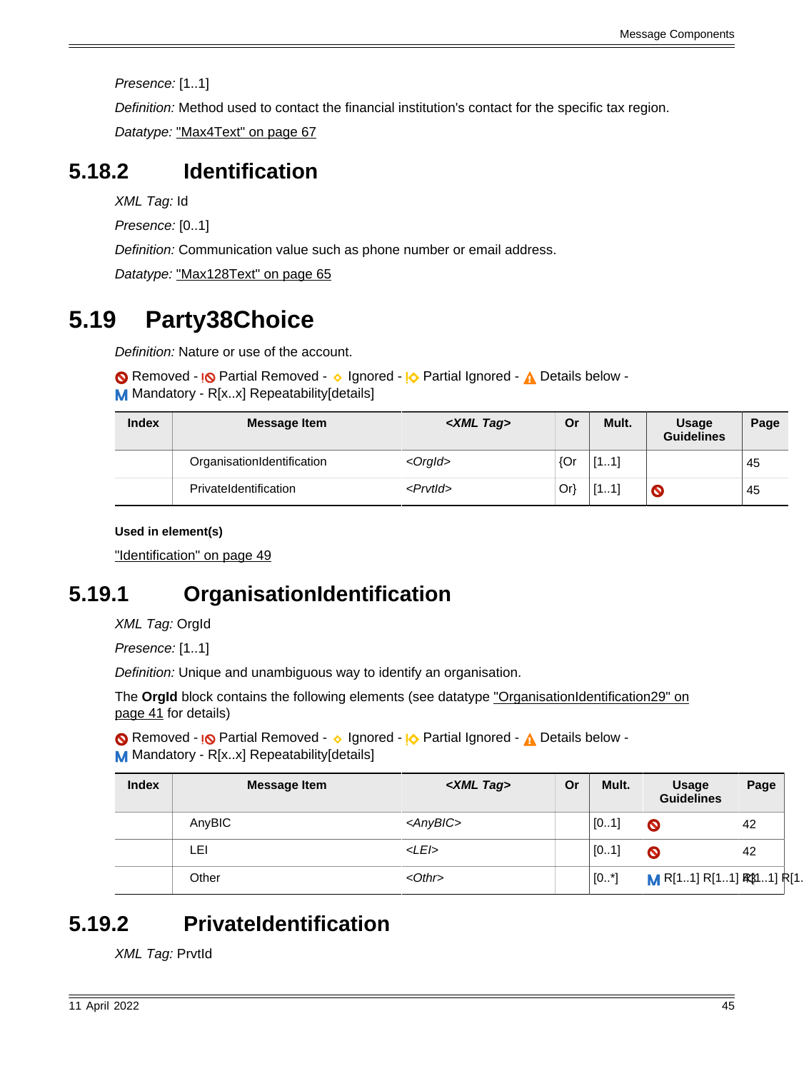*Presence:* [1..1]

*Definition:* Method used to contact the financial institution's contact for the specific tax region.

*Datatype:* "Max4Text" on page 67

## 5.18.2 Identification

*XML Tag:* Id

*Presence:* [0..1]

*Definition:* Communication value such as phone number or email address.

*Datatype:* "Max128Text" on page 65

# 5.19 Party38Choice

*Definition:* Nature or use of the account.

Removed - Partial Removed - Ignored - Partial Ignored - Details below - M Mandatory - R[x..x] Repeatability[details]

| Index | Message Item | <XML Tag> | Or | Mult. | Usage Guidelines | Page |
|---|---|---|---|---|---|---|
| | OrganisationIdentification | <OrgId> | {Or | [1..1] | | 45 |
| | PrivateIdentification | <PrvtId> | Or} | [1..1] | Removed | 45 |

**Used in element(s)**

"Identification" on page 49

## 5.19.1 OrganisationIdentification

*XML Tag:* OrgId

*Presence:* [1..1]

*Definition:* Unique and unambiguous way to identify an organisation.

The **OrgId** block contains the following elements (see datatype "OrganisationIdentification29" on page 41 for details)

Removed - Partial Removed - Ignored - Partial Ignored - Details below - M Mandatory - R[x..x] Repeatability[details]

| Index | Message Item | <XML Tag> | Or | Mult. | Usage Guidelines | Page |
|---|---|---|---|---|---|---|
| | AnyBIC | <AnyBIC> | | [0..1] | Removed | 42 |
| | LEI | <LEI> | | [0..1] | Removed | 42 |
| | Other | <Othr> | | [0..*] | M R[1..1] R[1..1] R[1..1] R[1.. | 42 |

## 5.19.2 PrivateIdentification

*XML Tag:* PrvtId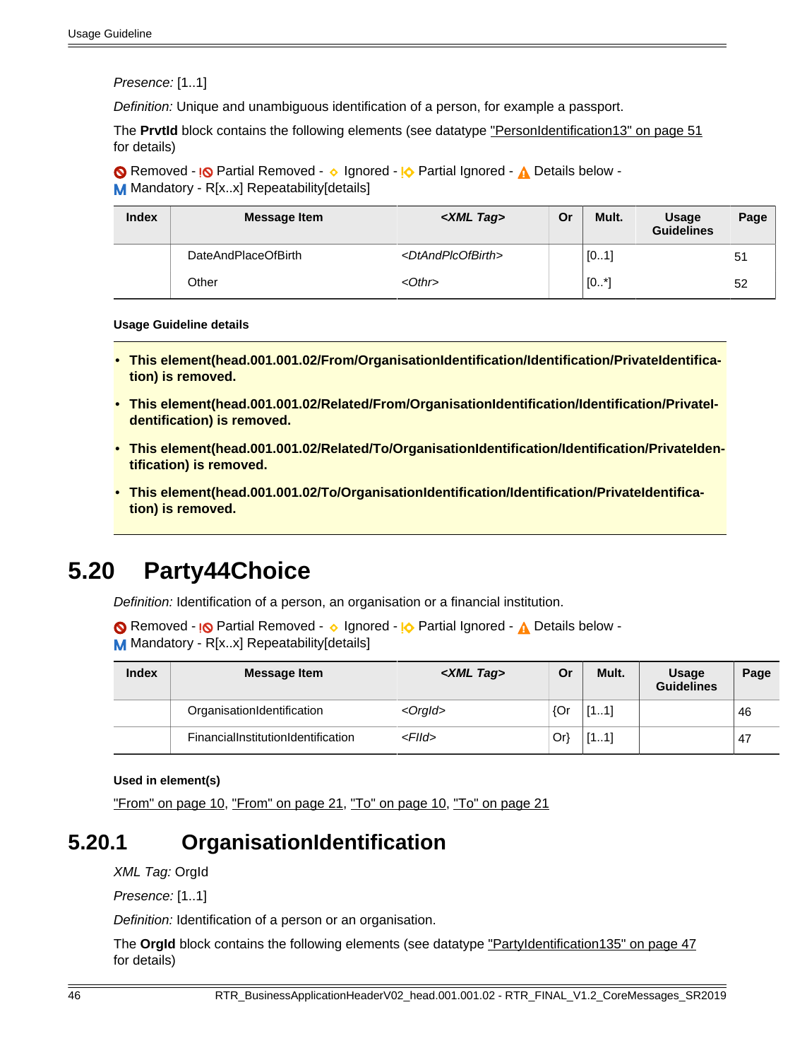*Presence:* [1..1]

*Definition:* Unique and unambiguous identification of a person, for example a passport.

The **PrvtId** block contains the following elements (see datatype "PersonIdentification13" on page 51 for details)

Removed - Partial Removed - Ignored - Partial Ignored - Details below - M Mandatory - R[x..x] Repeatability[details]

| Index | Message Item | *<XML Tag>* | Or | Mult. | Usage Guidelines | Page |
|---|---|---|---|---|---|---|
| | DateAndPlaceOfBirth | *<DtAndPlcOfBirth>* | | [0..1] | | 51 |
| | Other | *<Othr>* | | [0..*] | | 52 |

**Usage Guideline details**

- **This element(head.001.001.02/From/OrganisationIdentification/Identification/PrivateIdentification) is removed.**
- **This element(head.001.001.02/Related/From/OrganisationIdentification/Identification/PrivateIdentification) is removed.**
- **This element(head.001.001.02/Related/To/OrganisationIdentification/Identification/PrivateIdentification) is removed.**
- **This element(head.001.001.02/To/OrganisationIdentification/Identification/PrivateIdentification) is removed.**

# 5.20 Party44Choice

*Definition:* Identification of a person, an organisation or a financial institution.

Removed - Partial Removed - Ignored - Partial Ignored - Details below - M Mandatory - R[x..x] Repeatability[details]

| Index | Message Item | *<XML Tag>* | Or | Mult. | Usage Guidelines | Page |
|---|---|---|---|---|---|---|
| | OrganisationIdentification | *<OrgId>* | {Or | [1..1] | | 46 |
| | FinancialInstitutionIdentification | *<FIId>* | Or} | [1..1] | | 47 |

**Used in element(s)**

"From" on page 10, "From" on page 21, "To" on page 10, "To" on page 21

## 5.20.1 OrganisationIdentification

*XML Tag:* OrgId

*Presence:* [1..1]

*Definition:* Identification of a person or an organisation.

The **OrgId** block contains the following elements (see datatype "PartyIdentification135" on page 47 for details)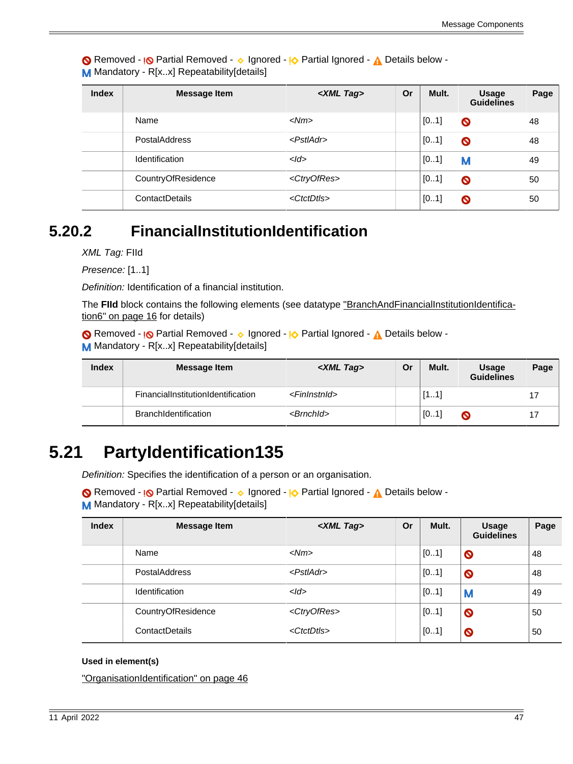Removed - Partial Removed - Ignored - Partial Ignored - Details below - Mandatory - R[x..x] Repeatability[details]

| Index | Message Item | <XML Tag> | Or | Mult. | Usage Guidelines | Page |
|---|---|---|---|---|---|---|
| | Name | <Nm> | | [0..1] | Removed | 48 |
| | PostalAddress | <PstlAdr> | | [0..1] | Removed | 48 |
| | Identification | <Id> | | [0..1] | M | 49 |
| | CountryOfResidence | <CtryOfRes> | | [0..1] | Removed | 50 |
| | ContactDetails | <CtctDtls> | | [0..1] | Removed | 50 |

### 5.20.2 FinancialInstitutionIdentification

*XML Tag:* FIId

*Presence:* [1..1]

*Definition:* Identification of a financial institution.

The **FIId** block contains the following elements (see datatype "BranchAndFinancialInstitutionIdentification6" on page 16 for details)

Removed - Partial Removed - Ignored - Partial Ignored - Details below - Mandatory - R[x..x] Repeatability[details]

| Index | Message Item | <XML Tag> | Or | Mult. | Usage Guidelines | Page |
|---|---|---|---|---|---|---|
| | FinancialInstitutionIdentification | <FinInstnId> | | [1..1] | | 17 |
| | BranchIdentification | <BrnchId> | | [0..1] | Removed | 17 |

## 5.21 PartyIdentification135

*Definition:* Specifies the identification of a person or an organisation.

Removed - Partial Removed - Ignored - Partial Ignored - Details below - Mandatory - R[x..x] Repeatability[details]

| Index | Message Item | <XML Tag> | Or | Mult. | Usage Guidelines | Page |
|---|---|---|---|---|---|---|
| | Name | <Nm> | | [0..1] | Removed | 48 |
| | PostalAddress | <PstlAdr> | | [0..1] | Removed | 48 |
| | Identification | <Id> | | [0..1] | M | 49 |
| | CountryOfResidence | <CtryOfRes> | | [0..1] | Removed | 50 |
| | ContactDetails | <CtctDtls> | | [0..1] | Removed | 50 |

**Used in element(s)**

"OrganisationIdentification" on page 46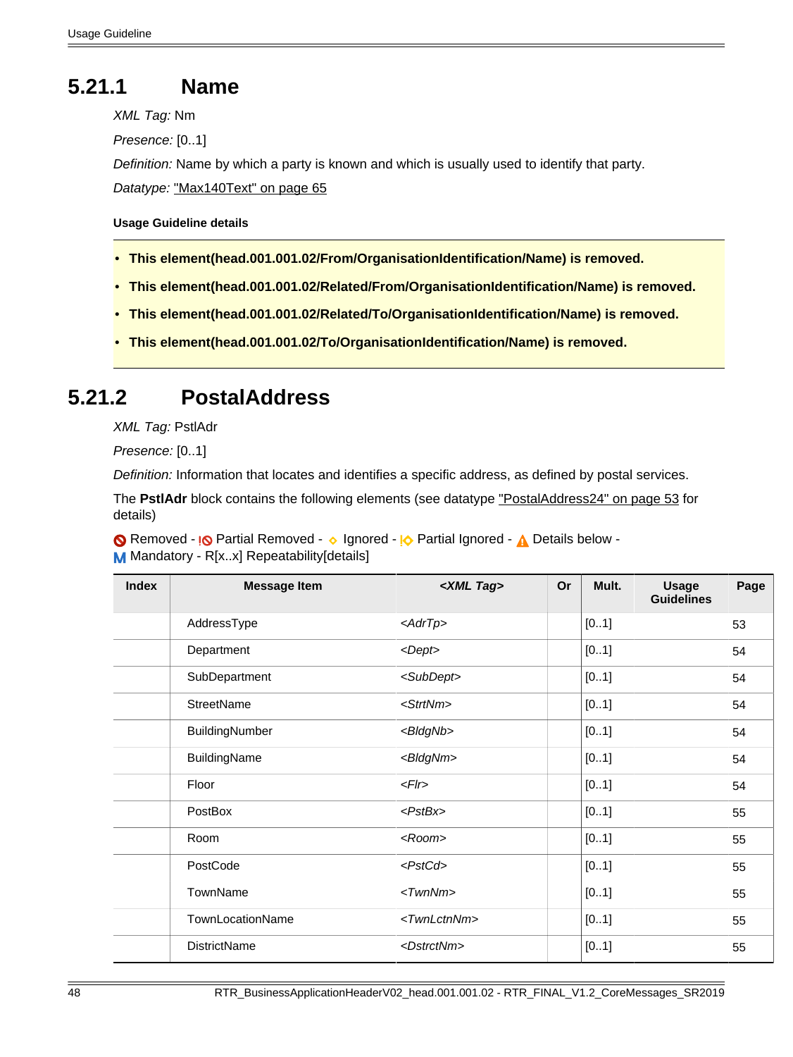### 5.21.1 Name

*XML Tag:* Nm

*Presence:* [0..1]

*Definition:* Name by which a party is known and which is usually used to identify that party.

*Datatype:* "Max140Text" on page 65

**Usage Guideline details**

- **This element(head.001.001.02/From/OrganisationIdentification/Name) is removed.**
- **This element(head.001.001.02/Related/From/OrganisationIdentification/Name) is removed.**
- **This element(head.001.001.02/Related/To/OrganisationIdentification/Name) is removed.**
- **This element(head.001.001.02/To/OrganisationIdentification/Name) is removed.**

### 5.21.2 PostalAddress

*XML Tag:* PstlAdr

*Presence:* [0..1]

*Definition:* Information that locates and identifies a specific address, as defined by postal services.

The **PstlAdr** block contains the following elements (see datatype "PostalAddress24" on page 53 for details)

Removed - Partial Removed - Ignored - Partial Ignored - Details below - **M** Mandatory - R[x..x] Repeatability[details]

| Index | Message Item | *<XML Tag>* | Or | Mult. | Usage Guidelines | Page |
|---|---|---|---|---|---|---|
| | AddressType | *<AdrTp>* | | [0..1] | | 53 |
| | Department | *<Dept>* | | [0..1] | | 54 |
| | SubDepartment | *<SubDept>* | | [0..1] | | 54 |
| | StreetName | *<StrtNm>* | | [0..1] | | 54 |
| | BuildingNumber | *<BldgNb>* | | [0..1] | | 54 |
| | BuildingName | *<BldgNm>* | | [0..1] | | 54 |
| | Floor | *<Flr>* | | [0..1] | | 54 |
| | PostBox | *<PstBx>* | | [0..1] | | 55 |
| | Room | *<Room>* | | [0..1] | | 55 |
| | PostCode | *<PstCd>* | | [0..1] | | 55 |
| | TownName | *<TwnNm>* | | [0..1] | | 55 |
| | TownLocationName | *<TwnLctnNm>* | | [0..1] | | 55 |
| | DistrictName | *<DstrctNm>* | | [0..1] | | 55 |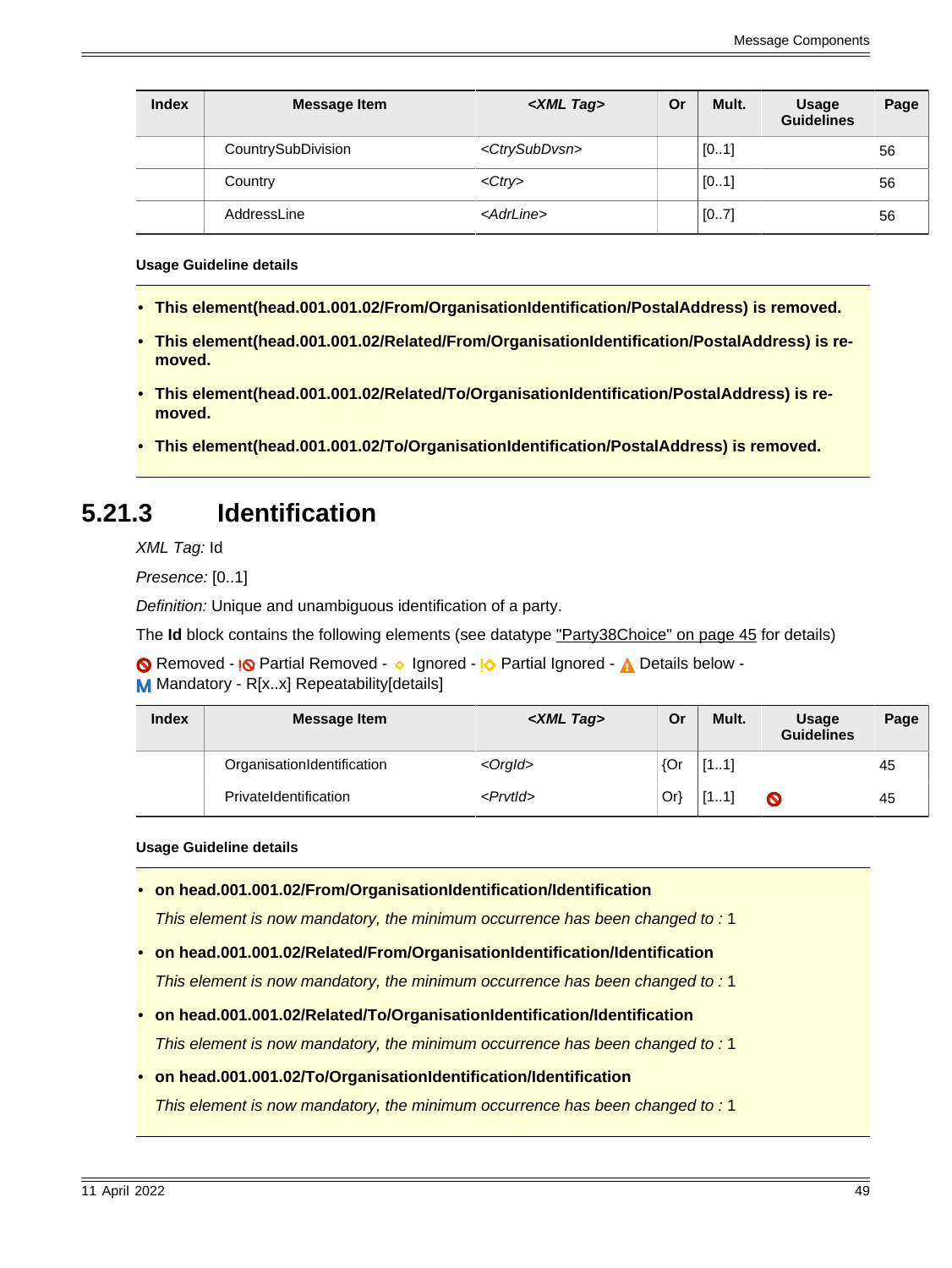| Index | Message Item | <XML Tag> | Or | Mult. | Usage Guidelines | Page |
|---|---|---|---|---|---|---|
| | CountrySubDivision | <CtrySubDvsn> | | [0..1] | | 56 |
| | Country | <Ctry> | | [0..1] | | 56 |
| | AddressLine | <AdrLine> | | [0..7] | | 56 |

**Usage Guideline details**

- **This element(head.001.001.02/From/OrganisationIdentification/PostalAddress) is removed.**
- **This element(head.001.001.02/Related/From/OrganisationIdentification/PostalAddress) is removed.**
- **This element(head.001.001.02/Related/To/OrganisationIdentification/PostalAddress) is removed.**
- **This element(head.001.001.02/To/OrganisationIdentification/PostalAddress) is removed.**

### 5.21.3 Identification

*XML Tag:* Id

*Presence:* [0..1]

*Definition:* Unique and unambiguous identification of a party.

The **Id** block contains the following elements (see datatype "Party38Choice" on page 45 for details)

Removed - Partial Removed - Ignored - Partial Ignored - Details below - M Mandatory - R[x..x] Repeatability[details]

| Index | Message Item | <XML Tag> | Or | Mult. | Usage Guidelines | Page |
|---|---|---|---|---|---|---|
| | OrganisationIdentification | <OrgId> | {Or | [1..1] | | 45 |
| | PrivateIdentification | <PrvtId> | Or} | [1..1] | Removed | 45 |

**Usage Guideline details**

- **on head.001.001.02/From/OrganisationIdentification/Identification**

  *This element is now mandatory, the minimum occurrence has been changed to :* 1

- **on head.001.001.02/Related/From/OrganisationIdentification/Identification**

  *This element is now mandatory, the minimum occurrence has been changed to :* 1

- **on head.001.001.02/Related/To/OrganisationIdentification/Identification**

  *This element is now mandatory, the minimum occurrence has been changed to :* 1

- **on head.001.001.02/To/OrganisationIdentification/Identification**

  *This element is now mandatory, the minimum occurrence has been changed to :* 1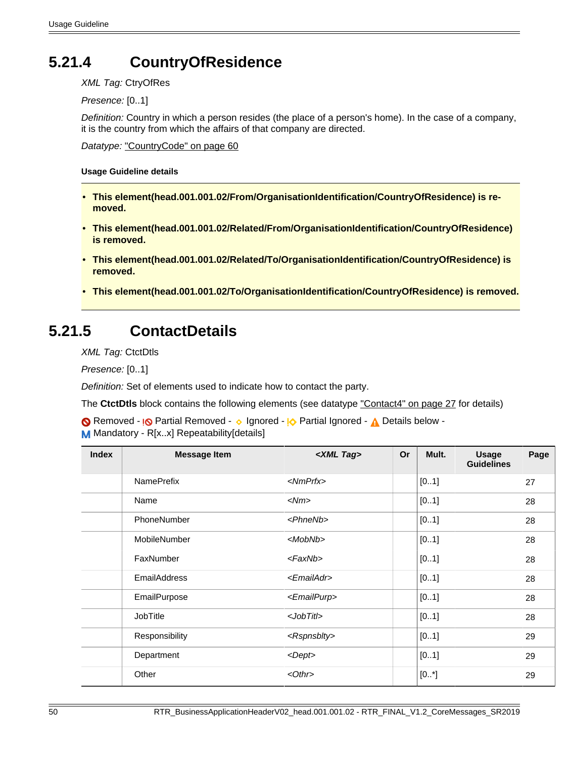### 5.21.4 CountryOfResidence

*XML Tag:* CtryOfRes

*Presence:* [0..1]

*Definition:* Country in which a person resides (the place of a person's home). In the case of a company, it is the country from which the affairs of that company are directed.

*Datatype:* "CountryCode" on page 60

**Usage Guideline details**

- **This element(head.001.001.02/From/OrganisationIdentification/CountryOfResidence) is removed.**
- **This element(head.001.001.02/Related/From/OrganisationIdentification/CountryOfResidence) is removed.**
- **This element(head.001.001.02/Related/To/OrganisationIdentification/CountryOfResidence) is removed.**
- **This element(head.001.001.02/To/OrganisationIdentification/CountryOfResidence) is removed.**

### 5.21.5 ContactDetails

*XML Tag:* CtctDtls

*Presence:* [0..1]

*Definition:* Set of elements used to indicate how to contact the party.

The **CtctDtls** block contains the following elements (see datatype "Contact4" on page 27 for details)

Removed - Partial Removed - Ignored - Partial Ignored - Details below - M Mandatory - R[x..x] Repeatability[details]

| Index | Message Item | *<XML Tag>* | Or | Mult. | Usage Guidelines | Page |
|---|---|---|---|---|---|---|
| | NamePrefix | *<NmPrfx>* | | [0..1] | | 27 |
| | Name | *<Nm>* | | [0..1] | | 28 |
| | PhoneNumber | *<PhneNb>* | | [0..1] | | 28 |
| | MobileNumber | *<MobNb>* | | [0..1] | | 28 |
| | FaxNumber | *<FaxNb>* | | [0..1] | | 28 |
| | EmailAddress | *<EmailAdr>* | | [0..1] | | 28 |
| | EmailPurpose | *<EmailPurp>* | | [0..1] | | 28 |
| | JobTitle | *<JobTitl>* | | [0..1] | | 28 |
| | Responsibility | *<Rspnsblty>* | | [0..1] | | 29 |
| | Department | *<Dept>* | | [0..1] | | 29 |
| | Other | *<Othr>* | | [0..*] | | 29 |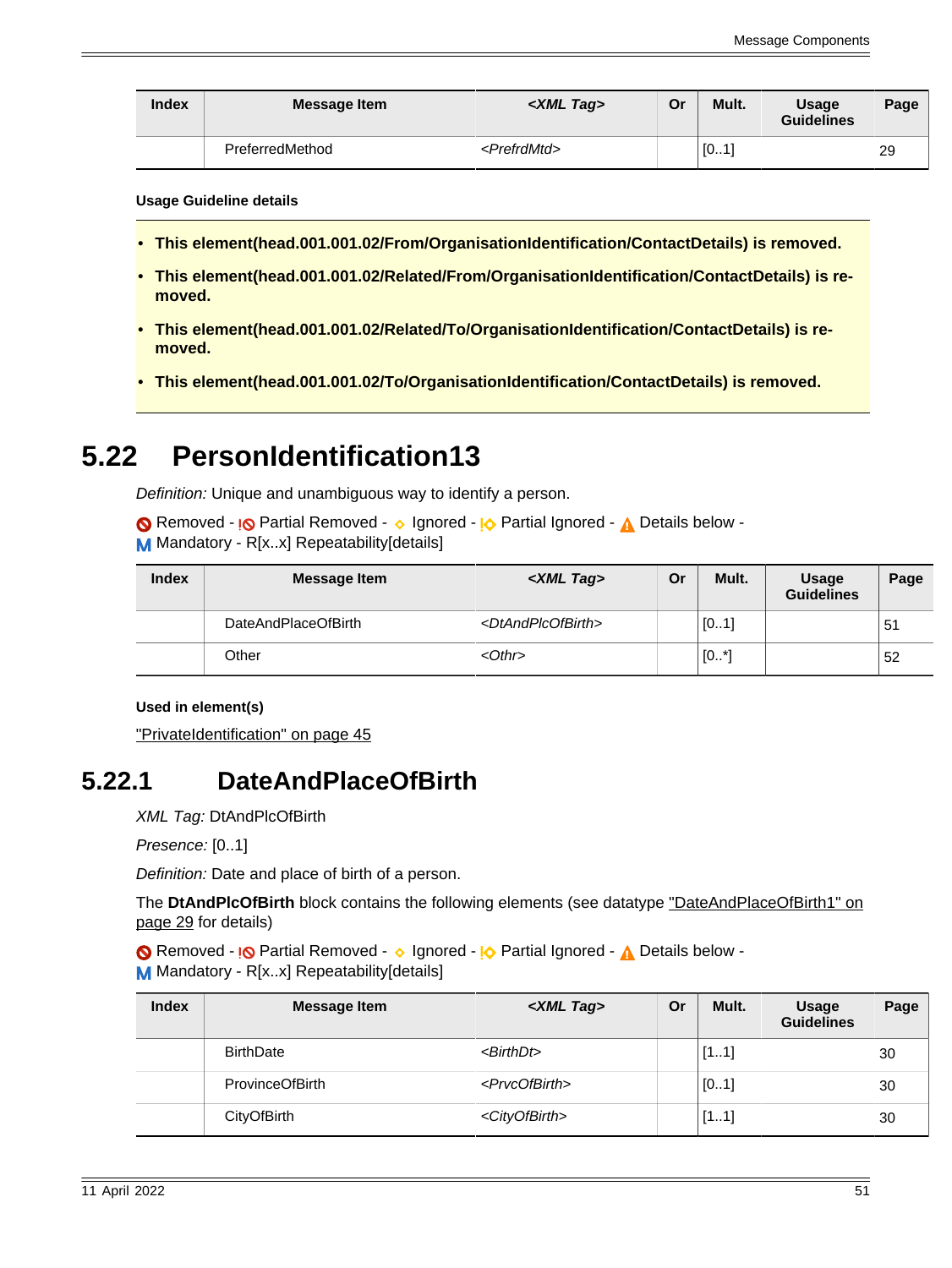| Index | Message Item | <XML Tag> | Or | Mult. | Usage Guidelines | Page |
|---|---|---|---|---|---|---|
| | PreferredMethod | <PrefrdMtd> | | [0..1] | | 29 |

**Usage Guideline details**

- **This element(head.001.001.02/From/OrganisationIdentification/ContactDetails) is removed.**
- **This element(head.001.001.02/Related/From/OrganisationIdentification/ContactDetails) is removed.**
- **This element(head.001.001.02/Related/To/OrganisationIdentification/ContactDetails) is removed.**
- **This element(head.001.001.02/To/OrganisationIdentification/ContactDetails) is removed.**

## 5.22 PersonIdentification13

*Definition:* Unique and unambiguous way to identify a person.

Removed - Partial Removed - Ignored - Partial Ignored - Details below - Mandatory - R[x..x] Repeatability[details]

| Index | Message Item | <XML Tag> | Or | Mult. | Usage Guidelines | Page |
|---|---|---|---|---|---|---|
| | DateAndPlaceOfBirth | <DtAndPlcOfBirth> | | [0..1] | | 51 |
| | Other | <Othr> | | [0..*] | | 52 |

**Used in element(s)**

"PrivateIdentification" on page 45

### 5.22.1 DateAndPlaceOfBirth

*XML Tag:* DtAndPlcOfBirth

*Presence:* [0..1]

*Definition:* Date and place of birth of a person.

The **DtAndPlcOfBirth** block contains the following elements (see datatype "DateAndPlaceOfBirth1" on page 29 for details)

Removed - Partial Removed - Ignored - Partial Ignored - Details below - Mandatory - R[x..x] Repeatability[details]

| Index | Message Item | <XML Tag> | Or | Mult. | Usage Guidelines | Page |
|---|---|---|---|---|---|---|
| | BirthDate | <BirthDt> | | [1..1] | | 30 |
| | ProvinceOfBirth | <PrvcOfBirth> | | [0..1] | | 30 |
| | CityOfBirth | <CityOfBirth> | | [1..1] | | 30 |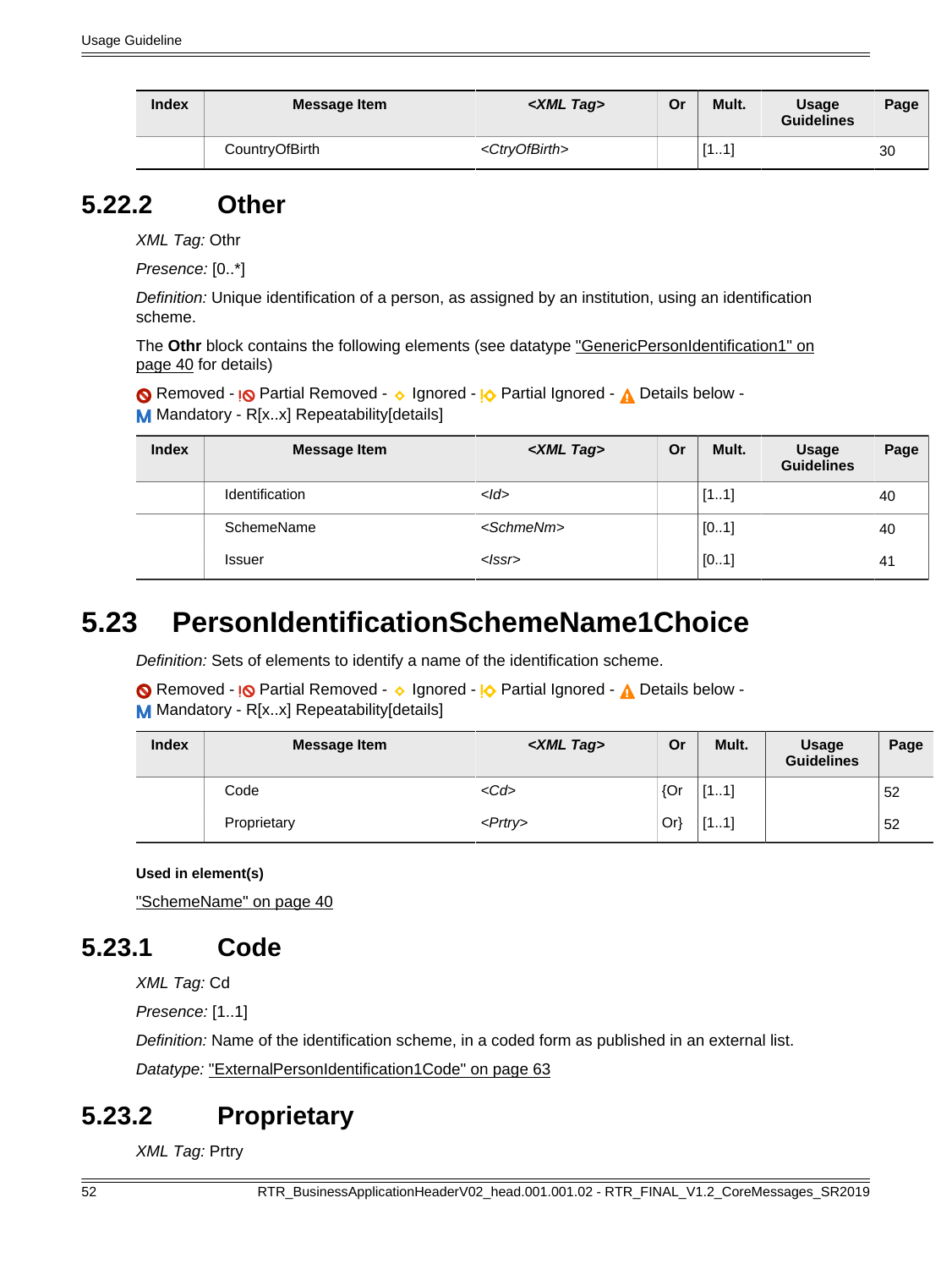| Index | Message Item | <XML Tag> | Or | Mult. | Usage Guidelines | Page |
|---|---|---|---|---|---|---|
| | CountryOfBirth | <CtryOfBirth> | | [1..1] | | 30 |

### 5.22.2 Other

*XML Tag:* Othr

*Presence:* [0..*]

*Definition:* Unique identification of a person, as assigned by an institution, using an identification scheme.

The **Othr** block contains the following elements (see datatype "GenericPersonIdentification1" on page 40 for details)

Removed - Partial Removed - Ignored - Partial Ignored - Details below - M Mandatory - R[x..x] Repeatability[details]

| Index | Message Item | <XML Tag> | Or | Mult. | Usage Guidelines | Page |
|---|---|---|---|---|---|---|
| | Identification | <Id> | | [1..1] | | 40 |
| | SchemeName | <SchmeNm> | | [0..1] | | 40 |
| | Issuer | <Issr> | | [0..1] | | 41 |

## 5.23 PersonIdentificationSchemeName1Choice

*Definition:* Sets of elements to identify a name of the identification scheme.

Removed - Partial Removed - Ignored - Partial Ignored - Details below - M Mandatory - R[x..x] Repeatability[details]

| Index | Message Item | <XML Tag> | Or | Mult. | Usage Guidelines | Page |
|---|---|---|---|---|---|---|
| | Code | <Cd> | {Or | [1..1] | | 52 |
| | Proprietary | <Prtry> | Or} | [1..1] | | 52 |

**Used in element(s)**

"SchemeName" on page 40

### 5.23.1 Code

*XML Tag:* Cd

*Presence:* [1..1]

*Definition:* Name of the identification scheme, in a coded form as published in an external list.

*Datatype:* "ExternalPersonIdentification1Code" on page 63

### 5.23.2 Proprietary

*XML Tag:* Prtry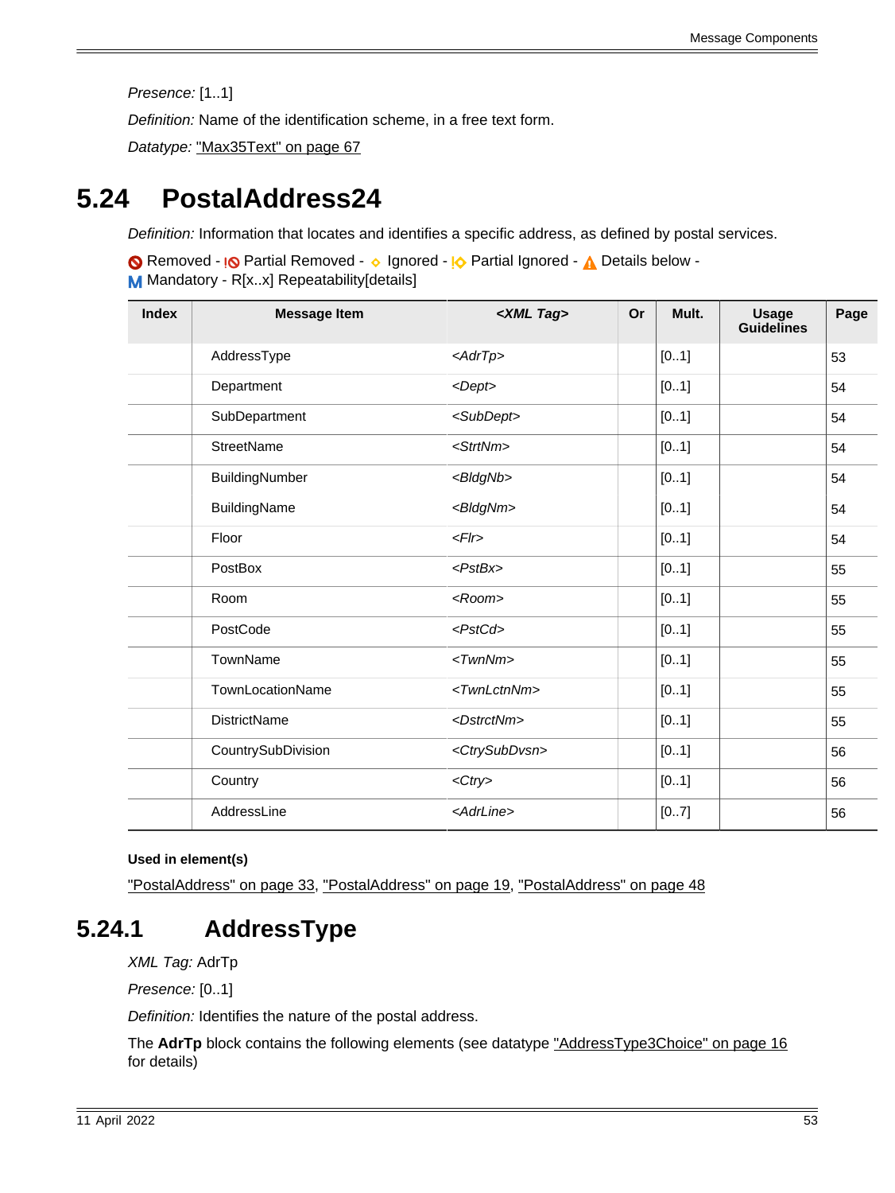*Presence:* [1..1]

*Definition:* Name of the identification scheme, in a free text form.

*Datatype:* "Max35Text" on page 67

# 5.24 PostalAddress24

*Definition:* Information that locates and identifies a specific address, as defined by postal services.

Removed - Partial Removed - Ignored - Partial Ignored - Details below - M Mandatory - R[x..x] Repeatability[details]

| Index | Message Item | *<XML Tag>* | Or | Mult. | Usage Guidelines | Page |
|---|---|---|---|---|---|---|
| | AddressType | *<AdrTp>* | | [0..1] | | 53 |
| | Department | *<Dept>* | | [0..1] | | 54 |
| | SubDepartment | *<SubDept>* | | [0..1] | | 54 |
| | StreetName | *<StrtNm>* | | [0..1] | | 54 |
| | BuildingNumber | *<BldgNb>* | | [0..1] | | 54 |
| | BuildingName | *<BldgNm>* | | [0..1] | | 54 |
| | Floor | *<Flr>* | | [0..1] | | 54 |
| | PostBox | *<PstBx>* | | [0..1] | | 55 |
| | Room | *<Room>* | | [0..1] | | 55 |
| | PostCode | *<PstCd>* | | [0..1] | | 55 |
| | TownName | *<TwnNm>* | | [0..1] | | 55 |
| | TownLocationName | *<TwnLctnNm>* | | [0..1] | | 55 |
| | DistrictName | *<DstrctNm>* | | [0..1] | | 55 |
| | CountrySubDivision | *<CtrySubDvsn>* | | [0..1] | | 56 |
| | Country | *<Ctry>* | | [0..1] | | 56 |
| | AddressLine | *<AdrLine>* | | [0..7] | | 56 |

**Used in element(s)**

"PostalAddress" on page 33, "PostalAddress" on page 19, "PostalAddress" on page 48

## 5.24.1 AddressType

*XML Tag:* AdrTp

*Presence:* [0..1]

*Definition:* Identifies the nature of the postal address.

The **AdrTp** block contains the following elements (see datatype "AddressType3Choice" on page 16 for details)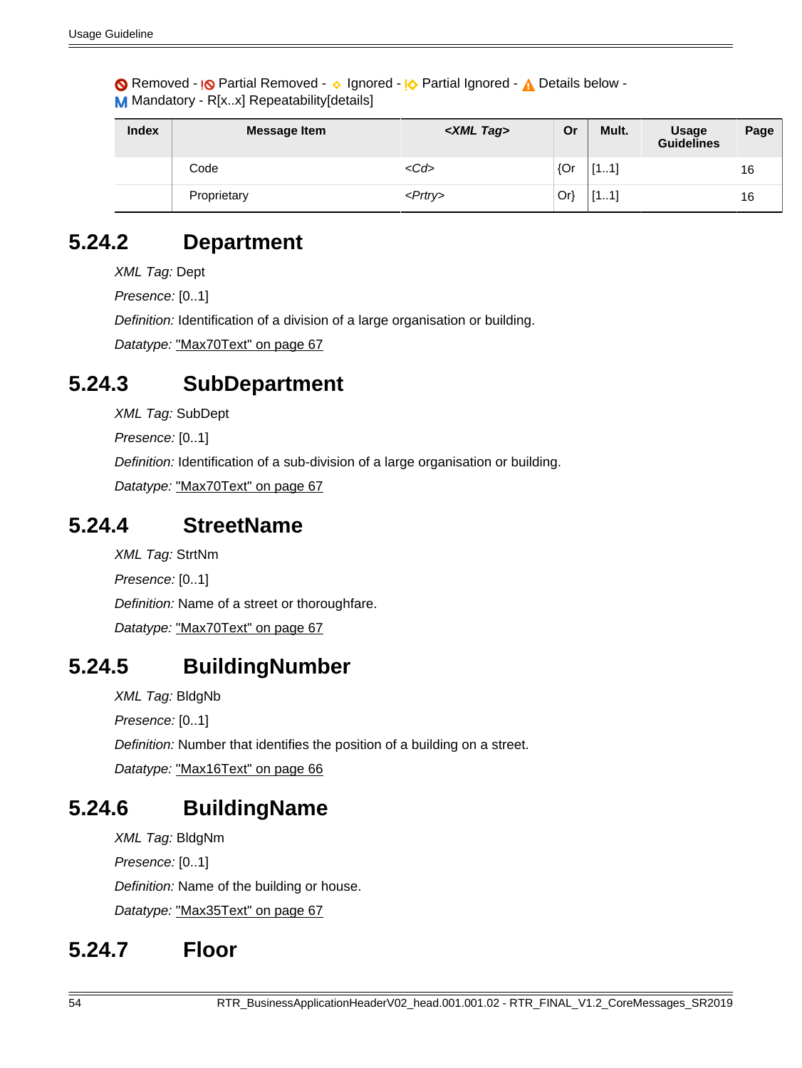Removed - Partial Removed - Ignored - Partial Ignored - Details below - Mandatory - R[x..x] Repeatability[details]

| Index | Message Item | *<XML Tag>* | Or | Mult. | Usage Guidelines | Page |
|---|---|---|---|---|---|---|
| | Code | *<Cd>* | {Or | [1..1] | | 16 |
| | Proprietary | *<Prtry>* | Or} | [1..1] | | 16 |

## 5.24.2 Department

*XML Tag:* Dept

*Presence:* [0..1]

*Definition:* Identification of a division of a large organisation or building.

*Datatype:* "Max70Text" on page 67

## 5.24.3 SubDepartment

*XML Tag:* SubDept

*Presence:* [0..1]

*Definition:* Identification of a sub-division of a large organisation or building.

*Datatype:* "Max70Text" on page 67

## 5.24.4 StreetName

*XML Tag:* StrtNm

*Presence:* [0..1]

*Definition:* Name of a street or thoroughfare.

*Datatype:* "Max70Text" on page 67

## 5.24.5 BuildingNumber

*XML Tag:* BldgNb

*Presence:* [0..1]

*Definition:* Number that identifies the position of a building on a street.

*Datatype:* "Max16Text" on page 66

## 5.24.6 BuildingName

*XML Tag:* BldgNm

*Presence:* [0..1]

*Definition:* Name of the building or house.

*Datatype:* "Max35Text" on page 67

## 5.24.7 Floor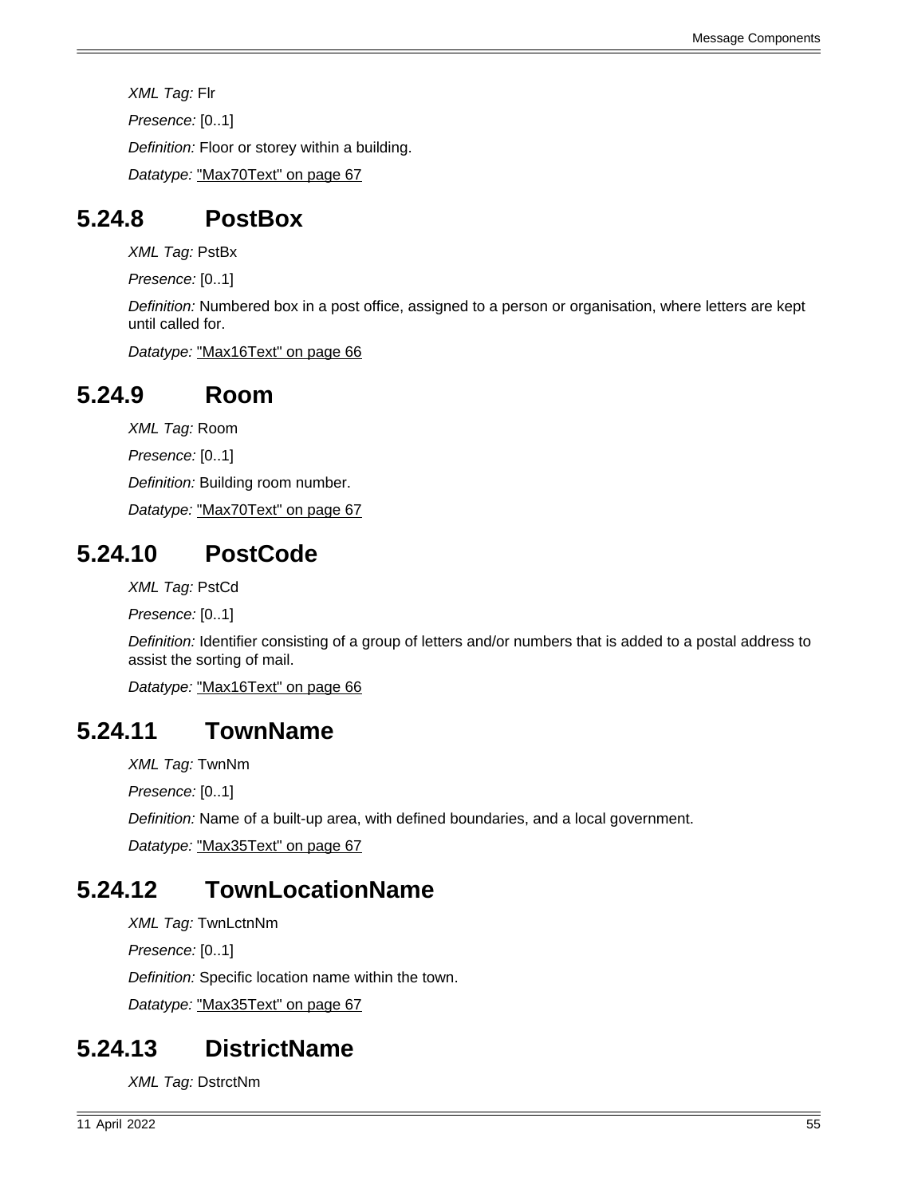*XML Tag:* Flr

*Presence:* [0..1]

*Definition:* Floor or storey within a building.

*Datatype:* "Max70Text" on page 67

## 5.24.8 PostBox

*XML Tag:* PstBx

*Presence:* [0..1]

*Definition:* Numbered box in a post office, assigned to a person or organisation, where letters are kept until called for.

*Datatype:* "Max16Text" on page 66

## 5.24.9 Room

*XML Tag:* Room

*Presence:* [0..1]

*Definition:* Building room number.

*Datatype:* "Max70Text" on page 67

## 5.24.10 PostCode

*XML Tag:* PstCd

*Presence:* [0..1]

*Definition:* Identifier consisting of a group of letters and/or numbers that is added to a postal address to assist the sorting of mail.

*Datatype:* "Max16Text" on page 66

## 5.24.11 TownName

*XML Tag:* TwnNm

*Presence:* [0..1]

*Definition:* Name of a built-up area, with defined boundaries, and a local government.

*Datatype:* "Max35Text" on page 67

## 5.24.12 TownLocationName

*XML Tag:* TwnLctnNm

*Presence:* [0..1]

*Definition:* Specific location name within the town.

*Datatype:* "Max35Text" on page 67

## 5.24.13 DistrictName

*XML Tag:* DstrctNm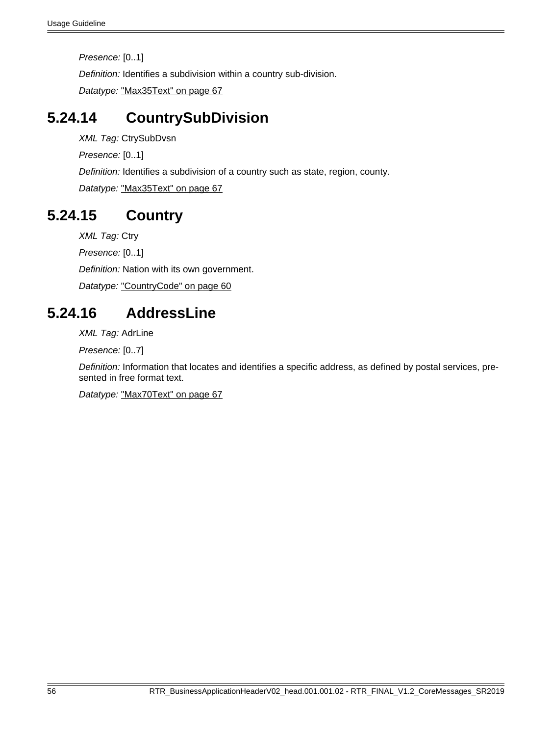*Presence:* [0..1]

*Definition:* Identifies a subdivision within a country sub-division.

*Datatype:* "Max35Text" on page 67

## 5.24.14 CountrySubDivision

*XML Tag:* CtrySubDvsn

*Presence:* [0..1]

*Definition:* Identifies a subdivision of a country such as state, region, county.

*Datatype:* "Max35Text" on page 67

## 5.24.15 Country

*XML Tag:* Ctry

*Presence:* [0..1]

*Definition:* Nation with its own government.

*Datatype:* "CountryCode" on page 60

## 5.24.16 AddressLine

*XML Tag:* AdrLine

*Presence:* [0..7]

*Definition:* Information that locates and identifies a specific address, as defined by postal services, presented in free format text.

*Datatype:* "Max70Text" on page 67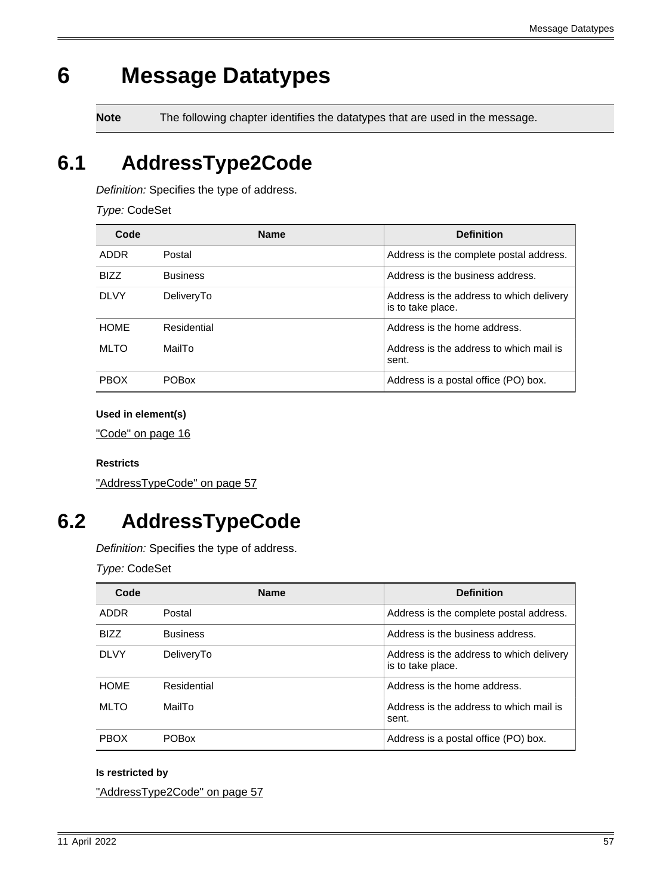# 6 Message Datatypes

**Note** The following chapter identifies the datatypes that are used in the message.

## 6.1 AddressType2Code

*Definition:* Specifies the type of address.

*Type:* CodeSet

| Code | Name | Definition |
|---|---|---|
| ADDR | Postal | Address is the complete postal address. |
| BIZZ | Business | Address is the business address. |
| DLVY | DeliveryTo | Address is the address to which delivery is to take place. |
| HOME | Residential | Address is the home address. |
| MLTO | MailTo | Address is the address to which mail is sent. |
| PBOX | POBox | Address is a postal office (PO) box. |

**Used in element(s)**

"Code" on page 16

**Restricts**

"AddressTypeCode" on page 57

## 6.2 AddressTypeCode

*Definition:* Specifies the type of address.

*Type:* CodeSet

| Code | Name | Definition |
|---|---|---|
| ADDR | Postal | Address is the complete postal address. |
| BIZZ | Business | Address is the business address. |
| DLVY | DeliveryTo | Address is the address to which delivery is to take place. |
| HOME | Residential | Address is the home address. |
| MLTO | MailTo | Address is the address to which mail is sent. |
| PBOX | POBox | Address is a postal office (PO) box. |

**Is restricted by**

"AddressType2Code" on page 57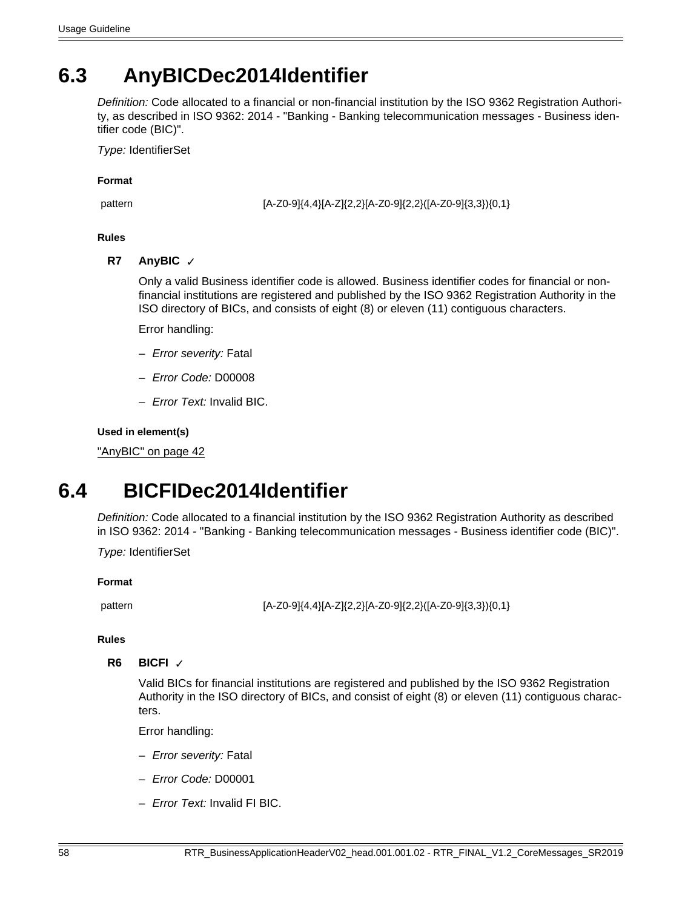## 6.3 AnyBICDec2014Identifier

*Definition:* Code allocated to a financial or non-financial institution by the ISO 9362 Registration Authority, as described in ISO 9362: 2014 - "Banking - Banking telecommunication messages - Business identifier code (BIC)".

*Type:* IdentifierSet

**Format**

| pattern | [A-Z0-9]{4,4}[A-Z]{2,2}[A-Z0-9]{2,2}([A-Z0-9]{3,3}){0,1} |
|---|---|

**Rules**

**R7 AnyBIC ✓**

Only a valid Business identifier code is allowed. Business identifier codes for financial or non-financial institutions are registered and published by the ISO 9362 Registration Authority in the ISO directory of BICs, and consists of eight (8) or eleven (11) contiguous characters.

Error handling:

- *Error severity:* Fatal
- *Error Code:* D00008
- *Error Text:* Invalid BIC.

**Used in element(s)**

"AnyBIC" on page 42

## 6.4 BICFIDec2014Identifier

*Definition:* Code allocated to a financial institution by the ISO 9362 Registration Authority as described in ISO 9362: 2014 - "Banking - Banking telecommunication messages - Business identifier code (BIC)".

*Type:* IdentifierSet

**Format**

| pattern | [A-Z0-9]{4,4}[A-Z]{2,2}[A-Z0-9]{2,2}([A-Z0-9]{3,3}){0,1} |
|---|---|

**Rules**

**R6 BICFI ✓**

Valid BICs for financial institutions are registered and published by the ISO 9362 Registration Authority in the ISO directory of BICs, and consist of eight (8) or eleven (11) contiguous characters.

Error handling:

- *Error severity:* Fatal
- *Error Code:* D00001
- *Error Text:* Invalid FI BIC.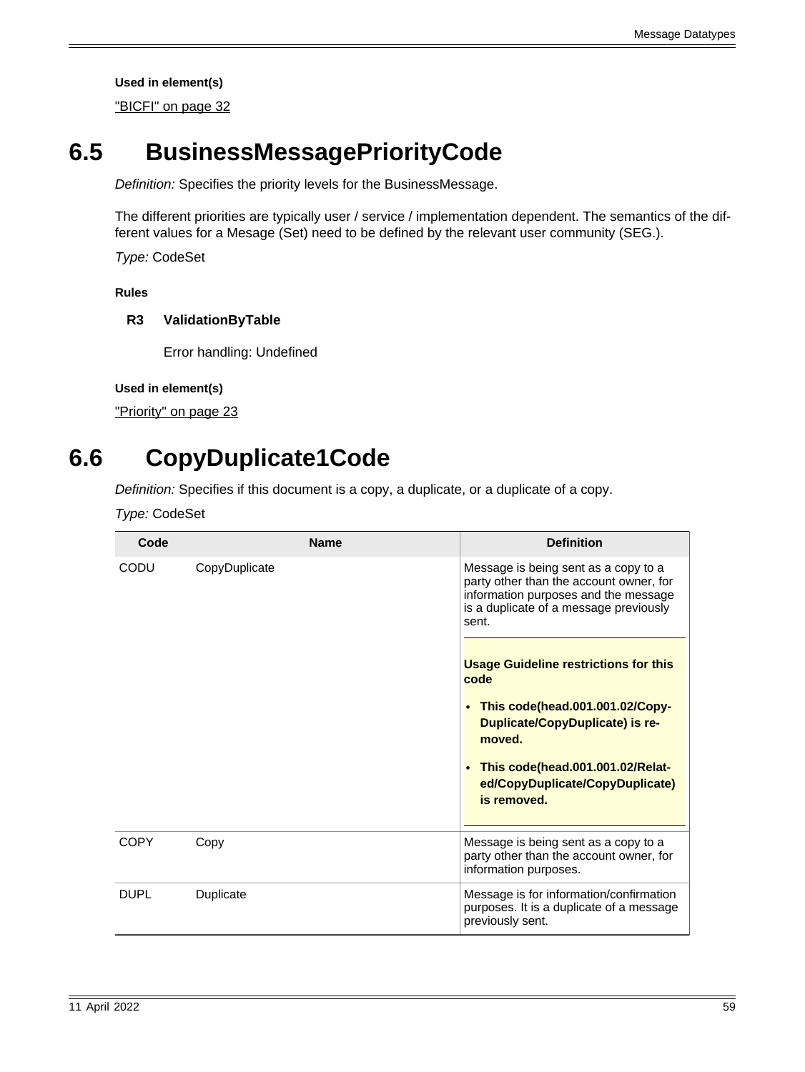**Used in element(s)**

"BICFI" on page 32

# 6.5 BusinessMessagePriorityCode

*Definition:* Specifies the priority levels for the BusinessMessage.

The different priorities are typically user / service / implementation dependent. The semantics of the different values for a Mesage (Set) need to be defined by the relevant user community (SEG.).

*Type:* CodeSet

**Rules**

**R3 ValidationByTable**

Error handling: Undefined

**Used in element(s)**

"Priority" on page 23

# 6.6 CopyDuplicate1Code

*Definition:* Specifies if this document is a copy, a duplicate, or a duplicate of a copy.

*Type:* CodeSet

| Code | Name | Definition |
|---|---|---|
| CODU | CopyDuplicate | Message is being sent as a copy to a party other than the account owner, for information purposes and the message is a duplicate of a message previously sent.<br><br>**Usage Guideline restrictions for this code**<br>• **This code(head.001.001.02/CopyDuplicate/CopyDuplicate) is removed.**<br>• **This code(head.001.001.02/Related/CopyDuplicate/CopyDuplicate) is removed.** |
| COPY | Copy | Message is being sent as a copy to a party other than the account owner, for information purposes. |
| DUPL | Duplicate | Message is for information/confirmation purposes. It is a duplicate of a message previously sent. |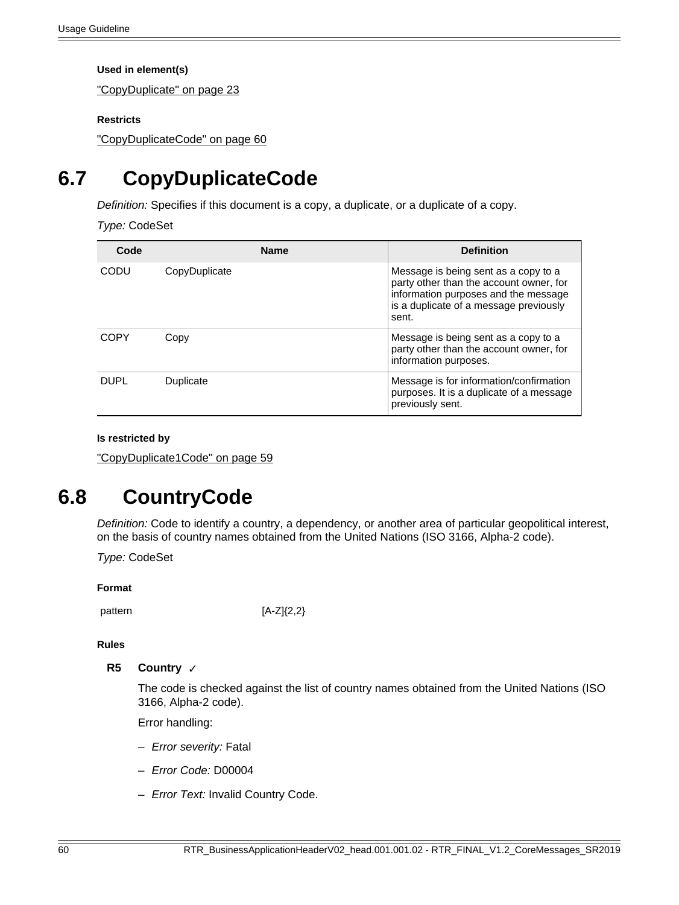**Used in element(s)**

"CopyDuplicate" on page 23

**Restricts**

"CopyDuplicateCode" on page 60

# 6.7 CopyDuplicateCode

*Definition:* Specifies if this document is a copy, a duplicate, or a duplicate of a copy.

*Type:* CodeSet

| Code | Name | Definition |
|---|---|---|
| CODU | CopyDuplicate | Message is being sent as a copy to a party other than the account owner, for information purposes and the message is a duplicate of a message previously sent. |
| COPY | Copy | Message is being sent as a copy to a party other than the account owner, for information purposes. |
| DUPL | Duplicate | Message is for information/confirmation purposes. It is a duplicate of a message previously sent. |

**Is restricted by**

"CopyDuplicate1Code" on page 59

# 6.8 CountryCode

*Definition:* Code to identify a country, a dependency, or another area of particular geopolitical interest, on the basis of country names obtained from the United Nations (ISO 3166, Alpha-2 code).

*Type:* CodeSet

**Format**

| | |
|---|---|
| pattern | [A-Z]{2,2} |

**Rules**

**R5 Country ✓**

The code is checked against the list of country names obtained from the United Nations (ISO 3166, Alpha-2 code).

Error handling:

– *Error severity:* Fatal

– *Error Code:* D00004

– *Error Text:* Invalid Country Code.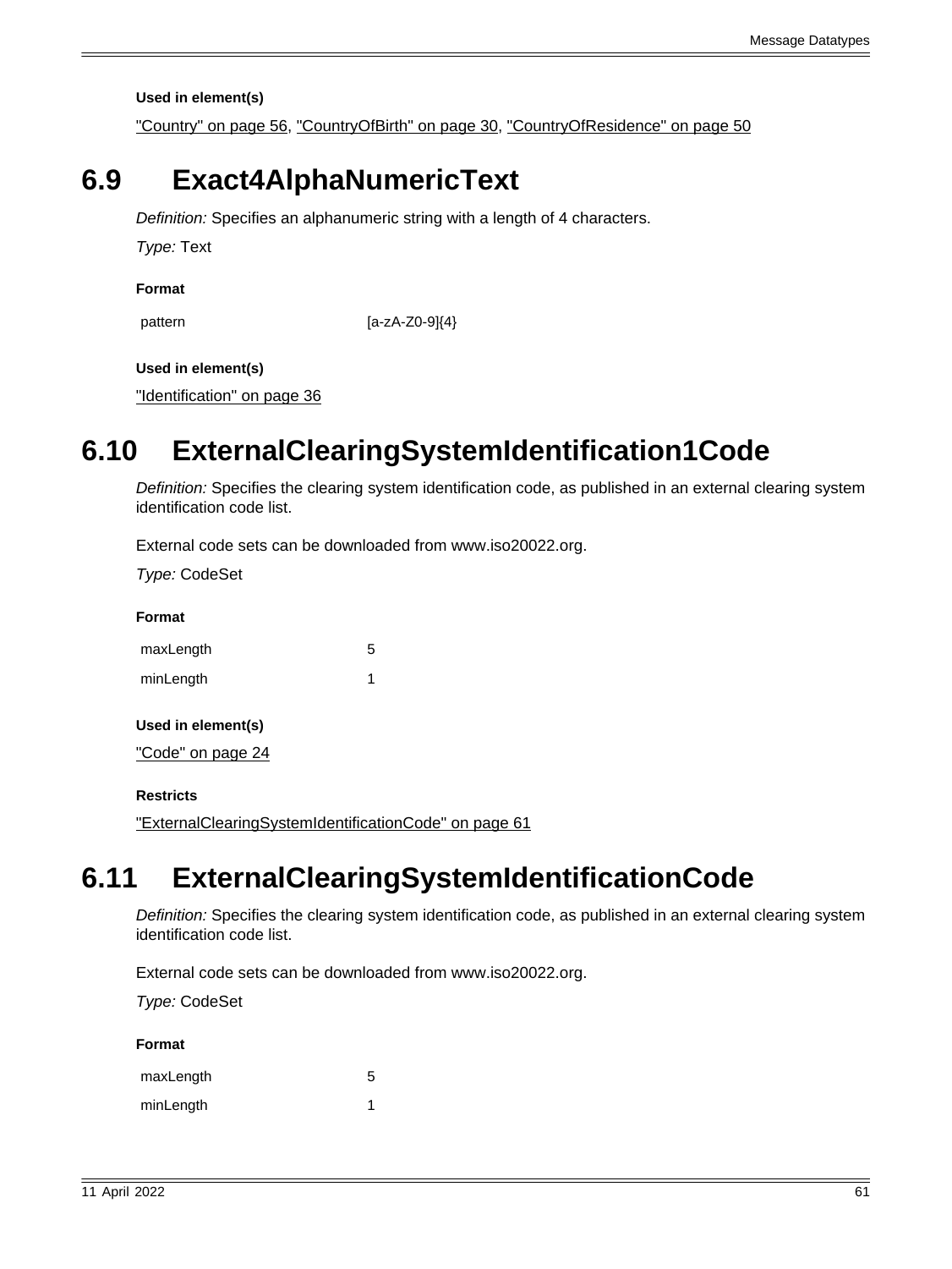**Used in element(s)**

"Country" on page 56, "CountryOfBirth" on page 30, "CountryOfResidence" on page 50

# 6.9 Exact4AlphaNumericText

*Definition:* Specifies an alphanumeric string with a length of 4 characters.

*Type:* Text

**Format**

| | |
|---|---|
| pattern | [a-zA-Z0-9]{4} |

**Used in element(s)**

"Identification" on page 36

# 6.10 ExternalClearingSystemIdentification1Code

*Definition:* Specifies the clearing system identification code, as published in an external clearing system identification code list.

External code sets can be downloaded from www.iso20022.org.

*Type:* CodeSet

**Format**

| | |
|---|---|
| maxLength | 5 |
| minLength | 1 |

**Used in element(s)**

"Code" on page 24

**Restricts**

"ExternalClearingSystemIdentificationCode" on page 61

# 6.11 ExternalClearingSystemIdentificationCode

*Definition:* Specifies the clearing system identification code, as published in an external clearing system identification code list.

External code sets can be downloaded from www.iso20022.org.

*Type:* CodeSet

**Format**

| | |
|---|---|
| maxLength | 5 |
| minLength | 1 |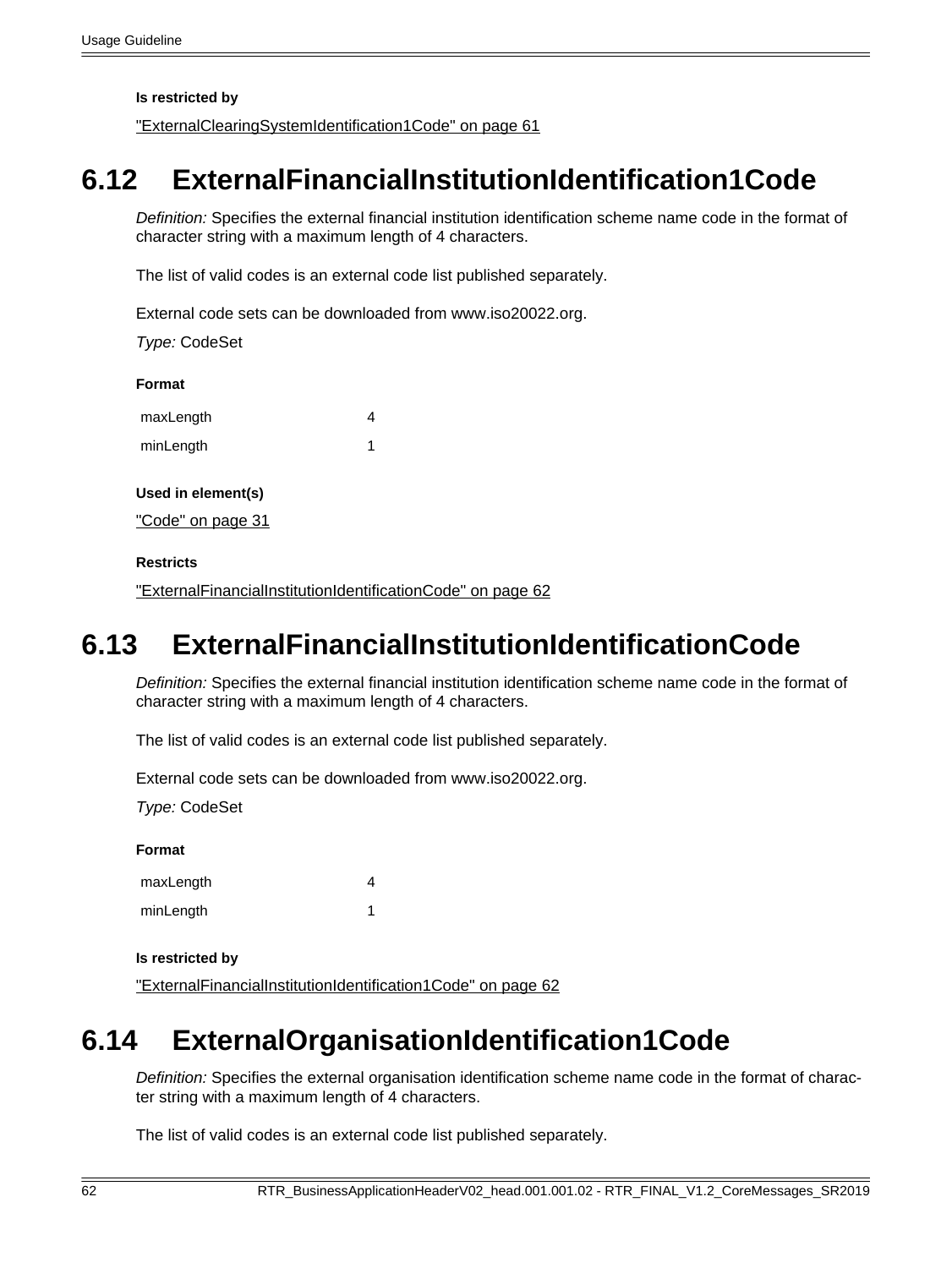**Is restricted by**

"ExternalClearingSystemIdentification1Code" on page 61

## 6.12 ExternalFinancialInstitutionIdentification1Code

*Definition:* Specifies the external financial institution identification scheme name code in the format of character string with a maximum length of 4 characters.

The list of valid codes is an external code list published separately.

External code sets can be downloaded from www.iso20022.org.

*Type:* CodeSet

**Format**

| | |
|---|---|
| maxLength | 4 |
| minLength | 1 |

**Used in element(s)**

"Code" on page 31

**Restricts**

"ExternalFinancialInstitutionIdentificationCode" on page 62

## 6.13 ExternalFinancialInstitutionIdentificationCode

*Definition:* Specifies the external financial institution identification scheme name code in the format of character string with a maximum length of 4 characters.

The list of valid codes is an external code list published separately.

External code sets can be downloaded from www.iso20022.org.

*Type:* CodeSet

**Format**

| | |
|---|---|
| maxLength | 4 |
| minLength | 1 |

**Is restricted by**

"ExternalFinancialInstitutionIdentification1Code" on page 62

## 6.14 ExternalOrganisationIdentification1Code

*Definition:* Specifies the external organisation identification scheme name code in the format of character string with a maximum length of 4 characters.

The list of valid codes is an external code list published separately.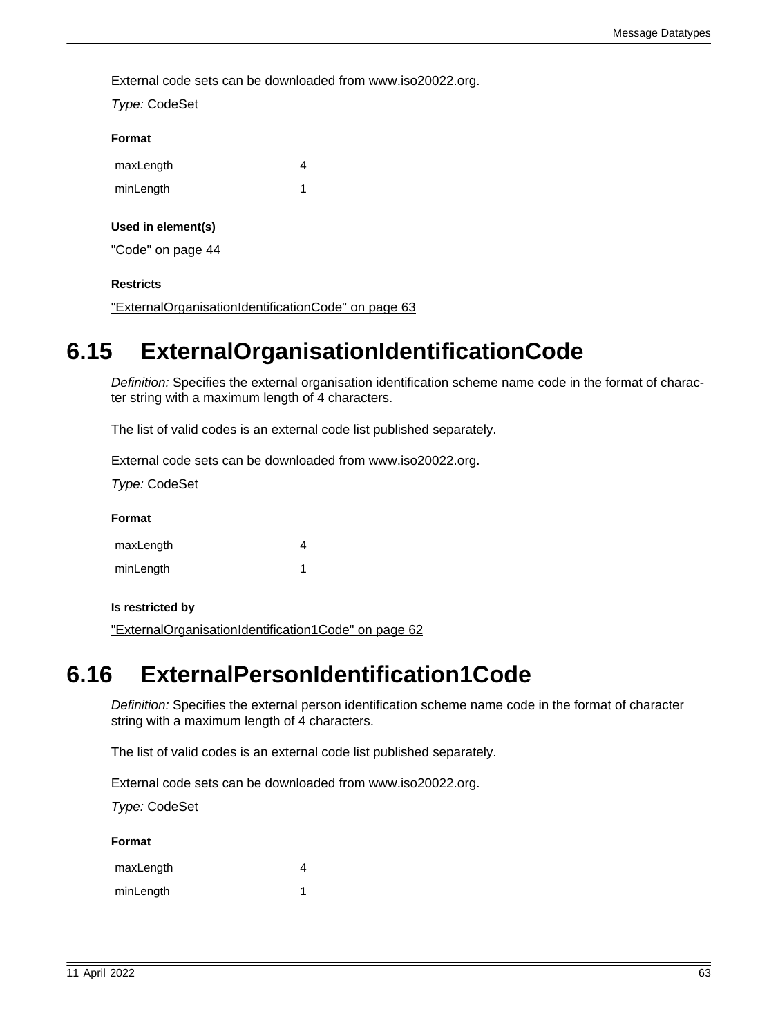External code sets can be downloaded from www.iso20022.org.

*Type:* CodeSet

**Format**

| | |
|---|---|
| maxLength | 4 |
| minLength | 1 |

**Used in element(s)**

"Code" on page 44

**Restricts**

"ExternalOrganisationIdentificationCode" on page 63

## 6.15 ExternalOrganisationIdentificationCode

*Definition:* Specifies the external organisation identification scheme name code in the format of character string with a maximum length of 4 characters.

The list of valid codes is an external code list published separately.

External code sets can be downloaded from www.iso20022.org.

*Type:* CodeSet

**Format**

| | |
|---|---|
| maxLength | 4 |
| minLength | 1 |

**Is restricted by**

"ExternalOrganisationIdentification1Code" on page 62

## 6.16 ExternalPersonIdentification1Code

*Definition:* Specifies the external person identification scheme name code in the format of character string with a maximum length of 4 characters.

The list of valid codes is an external code list published separately.

External code sets can be downloaded from www.iso20022.org.

*Type:* CodeSet

**Format**

| | |
|---|---|
| maxLength | 4 |
| minLength | 1 |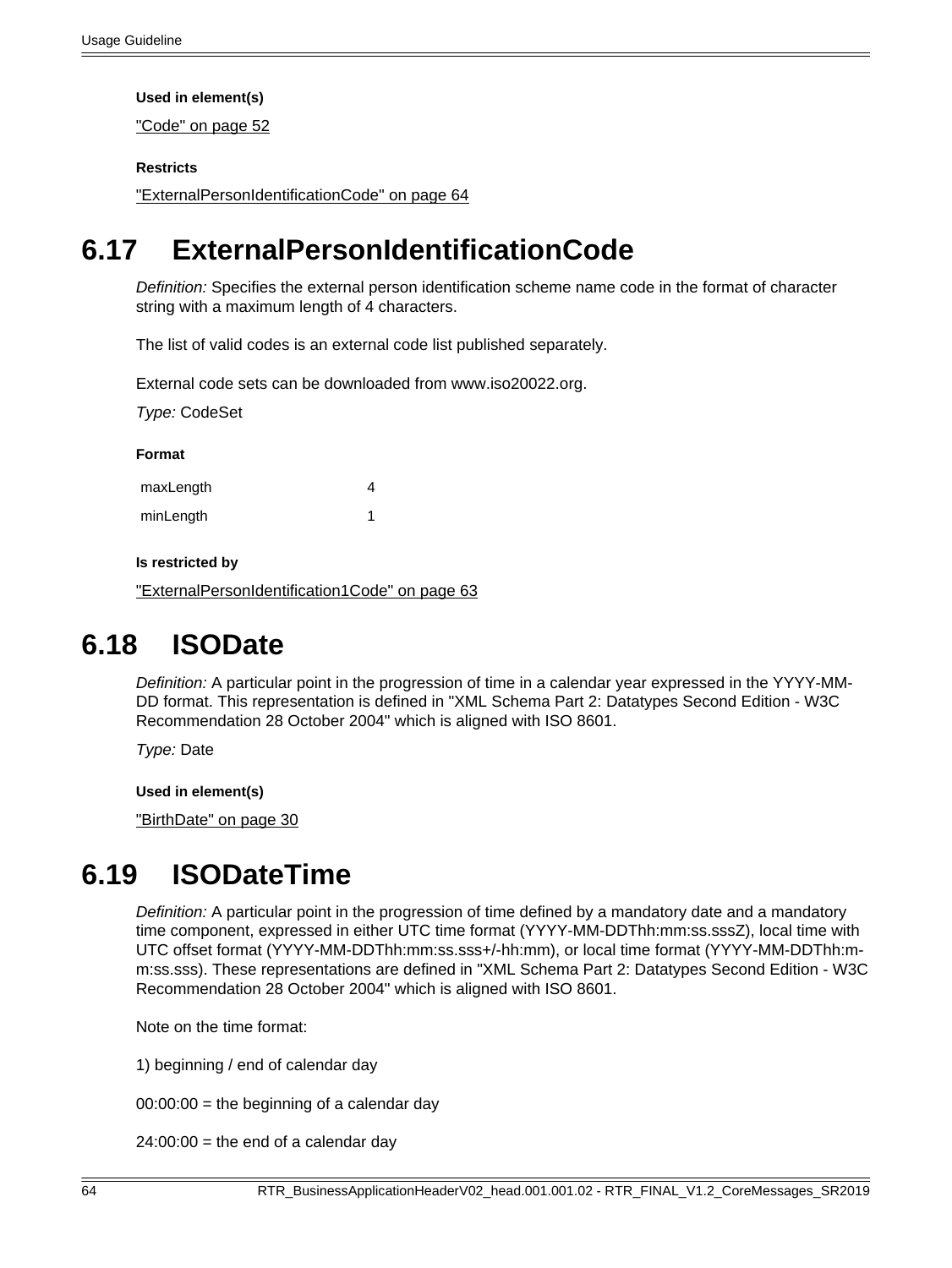**Used in element(s)**

"Code" on page 52

**Restricts**

"ExternalPersonIdentificationCode" on page 64

## 6.17 ExternalPersonIdentificationCode

*Definition:* Specifies the external person identification scheme name code in the format of character string with a maximum length of 4 characters.

The list of valid codes is an external code list published separately.

External code sets can be downloaded from www.iso20022.org.

*Type:* CodeSet

**Format**

| | |
|---|---|
| maxLength | 4 |
| minLength | 1 |

**Is restricted by**

"ExternalPersonIdentification1Code" on page 63

## 6.18 ISODate

*Definition:* A particular point in the progression of time in a calendar year expressed in the YYYY-MM-DD format. This representation is defined in "XML Schema Part 2: Datatypes Second Edition - W3C Recommendation 28 October 2004" which is aligned with ISO 8601.

*Type:* Date

**Used in element(s)**

"BirthDate" on page 30

## 6.19 ISODateTime

*Definition:* A particular point in the progression of time defined by a mandatory date and a mandatory time component, expressed in either UTC time format (YYYY-MM-DDThh:mm:ss.sssZ), local time with UTC offset format (YYYY-MM-DDThh:mm:ss.sss+/-hh:mm), or local time format (YYYY-MM-DDThh:mm:ss.sss). These representations are defined in "XML Schema Part 2: Datatypes Second Edition - W3C Recommendation 28 October 2004" which is aligned with ISO 8601.

Note on the time format:

1) beginning / end of calendar day

00:00:00 = the beginning of a calendar day

24:00:00 = the end of a calendar day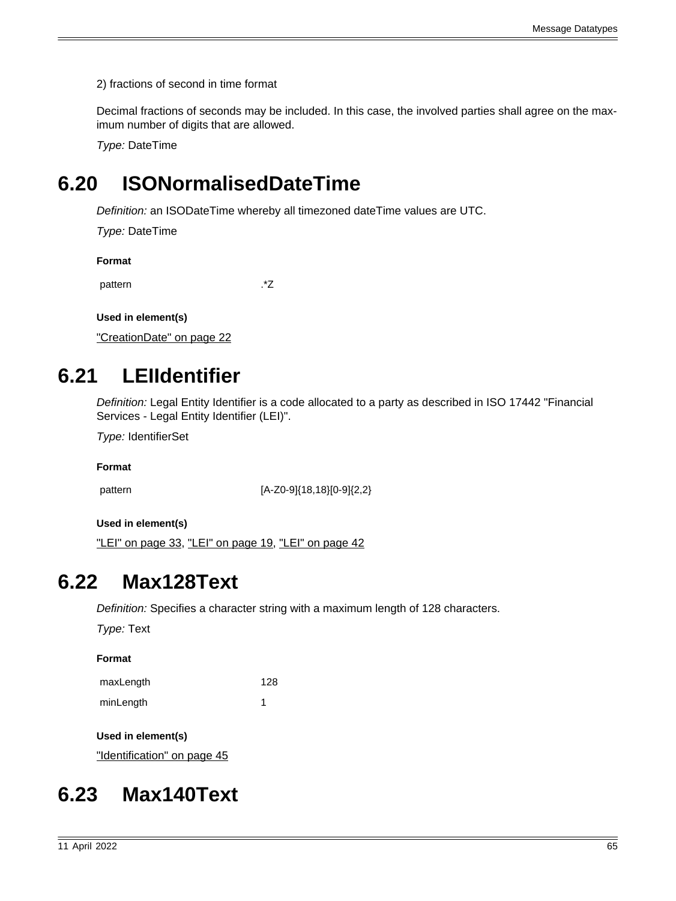2) fractions of second in time format

Decimal fractions of seconds may be included. In this case, the involved parties shall agree on the maximum number of digits that are allowed.

*Type:* DateTime

# 6.20 ISONormalisedDateTime

*Definition:* an ISODateTime whereby all timezoned dateTime values are UTC.

*Type:* DateTime

**Format**

| | |
|---|---|
| pattern | .*Z |

**Used in element(s)**

"CreationDate" on page 22

# 6.21 LEIIdentifier

*Definition:* Legal Entity Identifier is a code allocated to a party as described in ISO 17442 "Financial Services - Legal Entity Identifier (LEI)".

*Type:* IdentifierSet

**Format**

| | |
|---|---|
| pattern | [A-Z0-9]{18,18}[0-9]{2,2} |

**Used in element(s)**

"LEI" on page 33, "LEI" on page 19, "LEI" on page 42

# 6.22 Max128Text

*Definition:* Specifies a character string with a maximum length of 128 characters.

*Type:* Text

**Format**

| | |
|---|---|
| maxLength | 128 |
| minLength | 1 |

**Used in element(s)**

"Identification" on page 45

# 6.23 Max140Text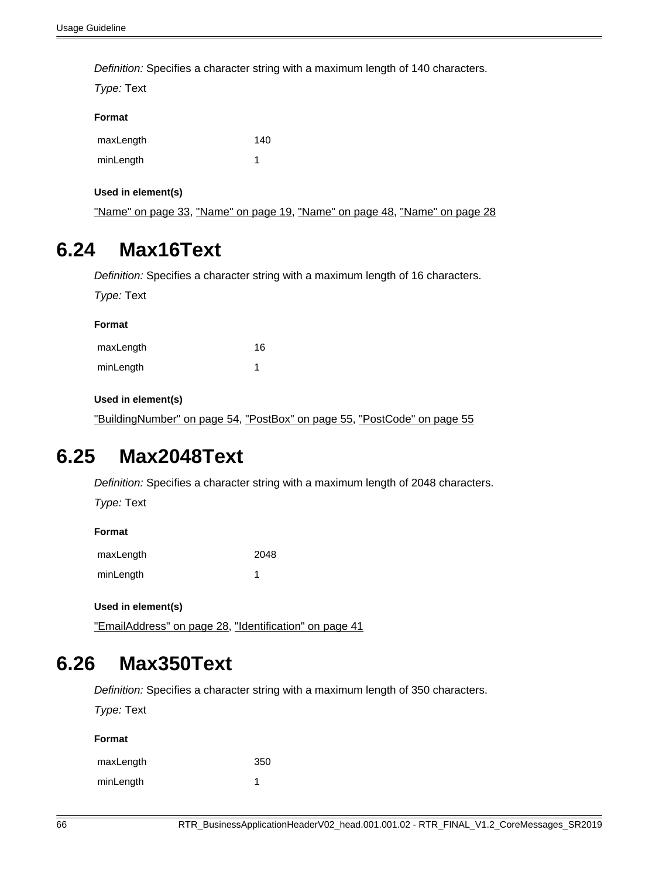*Definition:* Specifies a character string with a maximum length of 140 characters.

*Type:* Text

**Format**

| | |
|---|---|
| maxLength | 140 |
| minLength | 1 |

**Used in element(s)**

"Name" on page 33, "Name" on page 19, "Name" on page 48, "Name" on page 28

## 6.24 Max16Text

*Definition:* Specifies a character string with a maximum length of 16 characters.

*Type:* Text

**Format**

| | |
|---|---|
| maxLength | 16 |
| minLength | 1 |

**Used in element(s)**

"BuildingNumber" on page 54, "PostBox" on page 55, "PostCode" on page 55

## 6.25 Max2048Text

*Definition:* Specifies a character string with a maximum length of 2048 characters.

*Type:* Text

**Format**

| | |
|---|---|
| maxLength | 2048 |
| minLength | 1 |

**Used in element(s)**

"EmailAddress" on page 28, "Identification" on page 41

## 6.26 Max350Text

*Definition:* Specifies a character string with a maximum length of 350 characters.

*Type:* Text

**Format**

| | |
|---|---|
| maxLength | 350 |
| minLength | 1 |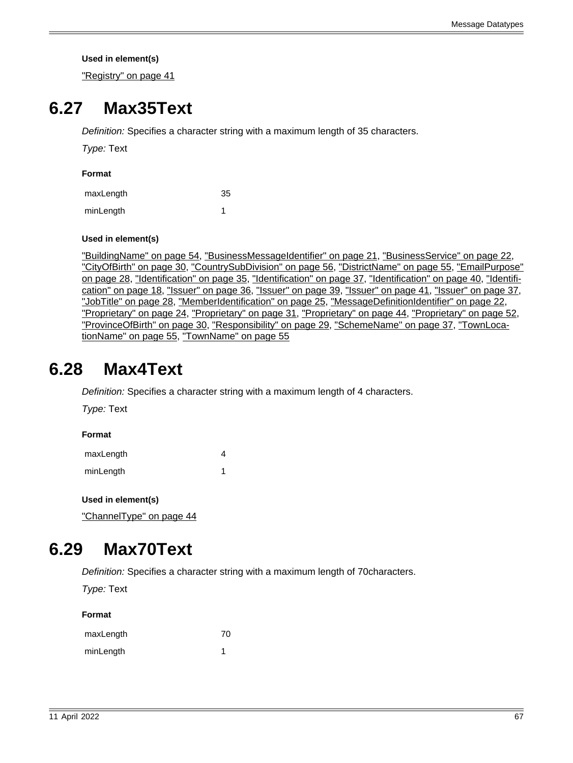**Used in element(s)**

"Registry" on page 41

## 6.27 Max35Text

*Definition:* Specifies a character string with a maximum length of 35 characters.

*Type:* Text

**Format**

| | |
|---|---|
| maxLength | 35 |
| minLength | 1 |

**Used in element(s)**

"BuildingName" on page 54, "BusinessMessageIdentifier" on page 21, "BusinessService" on page 22, "CityOfBirth" on page 30, "CountrySubDivision" on page 56, "DistrictName" on page 55, "EmailPurpose" on page 28, "Identification" on page 35, "Identification" on page 37, "Identification" on page 40, "Identification" on page 18, "Issuer" on page 36, "Issuer" on page 39, "Issuer" on page 41, "Issuer" on page 37, "JobTitle" on page 28, "MemberIdentification" on page 25, "MessageDefinitionIdentifier" on page 22, "Proprietary" on page 24, "Proprietary" on page 31, "Proprietary" on page 44, "Proprietary" on page 52, "ProvinceOfBirth" on page 30, "Responsibility" on page 29, "SchemeName" on page 37, "TownLocationName" on page 55, "TownName" on page 55

## 6.28 Max4Text

*Definition:* Specifies a character string with a maximum length of 4 characters.

*Type:* Text

**Format**

| | |
|---|---|
| maxLength | 4 |
| minLength | 1 |

**Used in element(s)**

"ChannelType" on page 44

## 6.29 Max70Text

*Definition:* Specifies a character string with a maximum length of 70characters.

*Type:* Text

**Format**

| | |
|---|---|
| maxLength | 70 |
| minLength | 1 |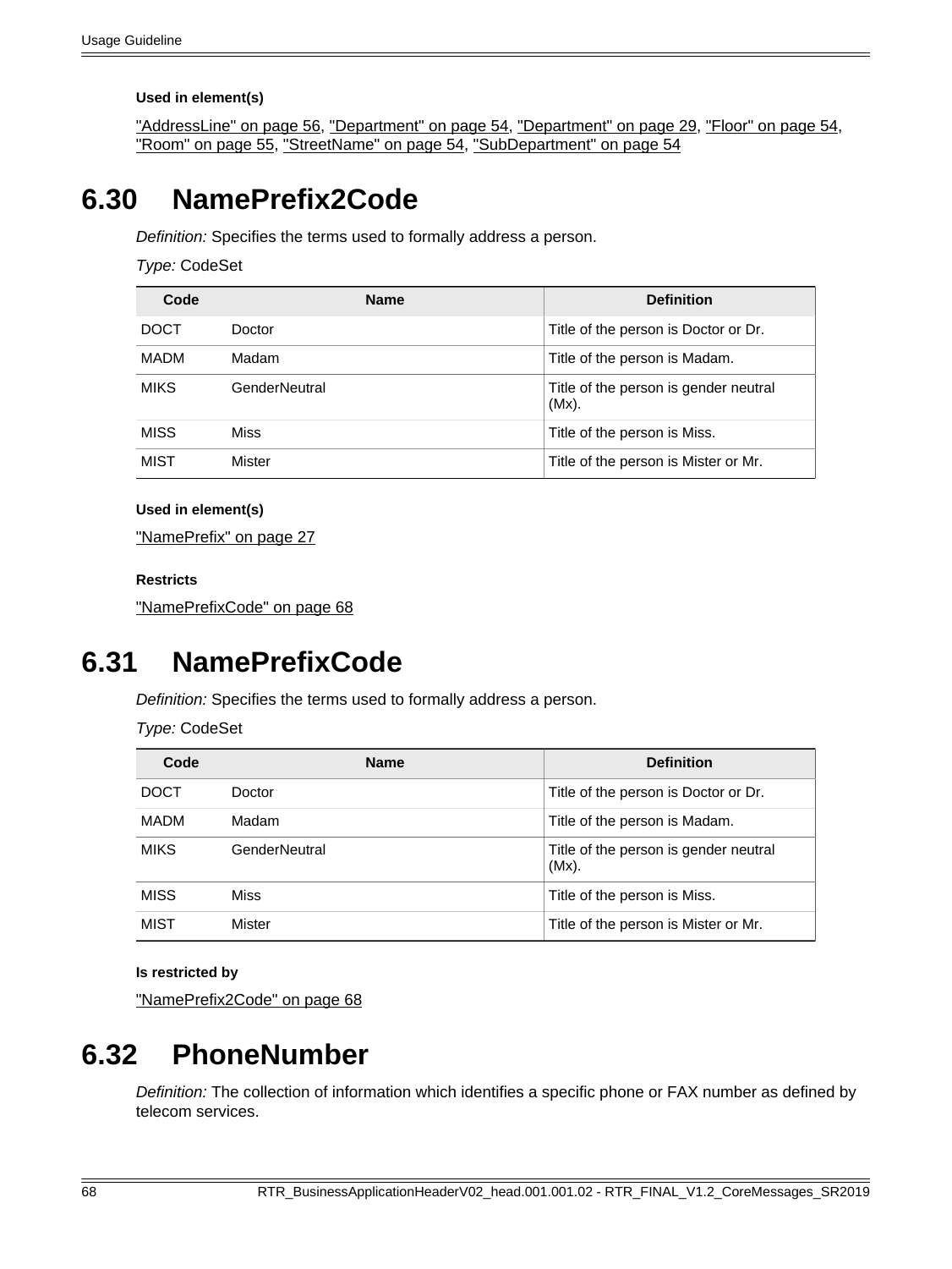**Used in element(s)**

"AddressLine" on page 56, "Department" on page 54, "Department" on page 29, "Floor" on page 54, "Room" on page 55, "StreetName" on page 54, "SubDepartment" on page 54

# 6.30 NamePrefix2Code

*Definition:* Specifies the terms used to formally address a person.

*Type:* CodeSet

| Code | Name | Definition |
|---|---|---|
| DOCT | Doctor | Title of the person is Doctor or Dr. |
| MADM | Madam | Title of the person is Madam. |
| MIKS | GenderNeutral | Title of the person is gender neutral (Mx). |
| MISS | Miss | Title of the person is Miss. |
| MIST | Mister | Title of the person is Mister or Mr. |

**Used in element(s)**

"NamePrefix" on page 27

**Restricts**

"NamePrefixCode" on page 68

# 6.31 NamePrefixCode

*Definition:* Specifies the terms used to formally address a person.

*Type:* CodeSet

| Code | Name | Definition |
|---|---|---|
| DOCT | Doctor | Title of the person is Doctor or Dr. |
| MADM | Madam | Title of the person is Madam. |
| MIKS | GenderNeutral | Title of the person is gender neutral (Mx). |
| MISS | Miss | Title of the person is Miss. |
| MIST | Mister | Title of the person is Mister or Mr. |

**Is restricted by**

"NamePrefix2Code" on page 68

# 6.32 PhoneNumber

*Definition:* The collection of information which identifies a specific phone or FAX number as defined by telecom services.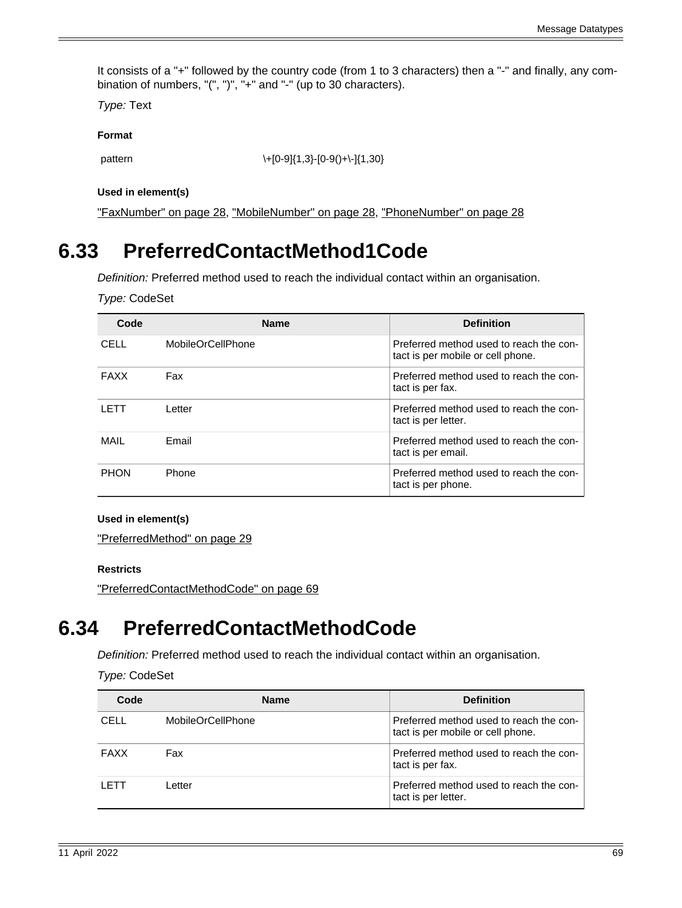It consists of a "+" followed by the country code (from 1 to 3 characters) then a "-" and finally, any combination of numbers, "(", ")", "+" and "-" (up to 30 characters).

*Type:* Text

**Format**

| | |
|---|---|
| pattern | \+[0-9]{1,3}-[0-9()+\-]{1,30} |

**Used in element(s)**

"FaxNumber" on page 28, "MobileNumber" on page 28, "PhoneNumber" on page 28

# 6.33 PreferredContactMethod1Code

*Definition:* Preferred method used to reach the individual contact within an organisation.

*Type:* CodeSet

| Code | Name | Definition |
|---|---|---|
| CELL | MobileOrCellPhone | Preferred method used to reach the contact is per mobile or cell phone. |
| FAXX | Fax | Preferred method used to reach the contact is per fax. |
| LETT | Letter | Preferred method used to reach the contact is per letter. |
| MAIL | Email | Preferred method used to reach the contact is per email. |
| PHON | Phone | Preferred method used to reach the contact is per phone. |

**Used in element(s)**

"PreferredMethod" on page 29

**Restricts**

"PreferredContactMethodCode" on page 69

# 6.34 PreferredContactMethodCode

*Definition:* Preferred method used to reach the individual contact within an organisation.

*Type:* CodeSet

| Code | Name | Definition |
|---|---|---|
| CELL | MobileOrCellPhone | Preferred method used to reach the contact is per mobile or cell phone. |
| FAXX | Fax | Preferred method used to reach the contact is per fax. |
| LETT | Letter | Preferred method used to reach the contact is per letter. |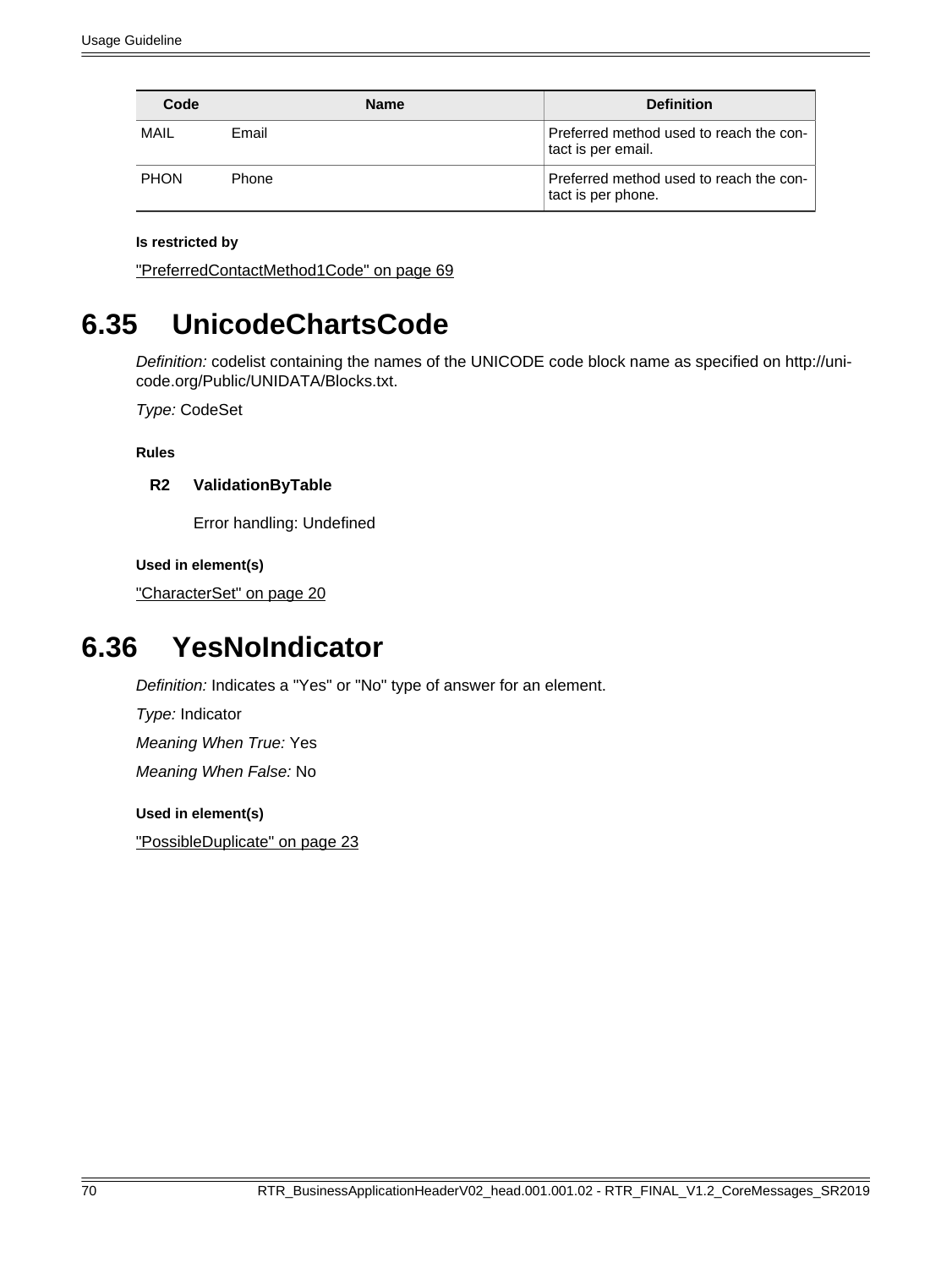| Code | Name | Definition |
|---|---|---|
| MAIL | Email | Preferred method used to reach the contact is per email. |
| PHON | Phone | Preferred method used to reach the contact is per phone. |

**Is restricted by**

"PreferredContactMethod1Code" on page 69

## 6.35 UnicodeChartsCode

*Definition:* codelist containing the names of the UNICODE code block name as specified on http://unicode.org/Public/UNIDATA/Blocks.txt.

*Type:* CodeSet

**Rules**

**R2 ValidationByTable**

Error handling: Undefined

**Used in element(s)**

"CharacterSet" on page 20

## 6.36 YesNoIndicator

*Definition:* Indicates a "Yes" or "No" type of answer for an element.

*Type:* Indicator

*Meaning When True:* Yes

*Meaning When False:* No

**Used in element(s)**

"PossibleDuplicate" on page 23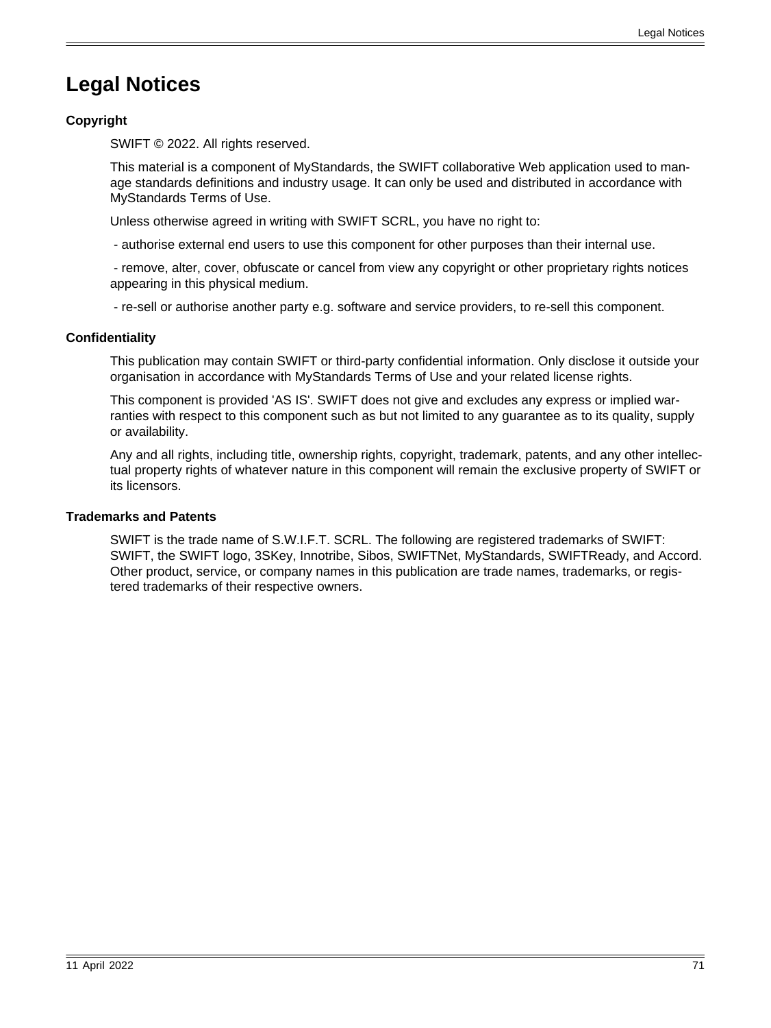# Legal Notices

### Copyright

SWIFT © 2022. All rights reserved.

This material is a component of MyStandards, the SWIFT collaborative Web application used to manage standards definitions and industry usage. It can only be used and distributed in accordance with MyStandards Terms of Use.

Unless otherwise agreed in writing with SWIFT SCRL, you have no right to:

- authorise external end users to use this component for other purposes than their internal use.

- remove, alter, cover, obfuscate or cancel from view any copyright or other proprietary rights notices appearing in this physical medium.

- re-sell or authorise another party e.g. software and service providers, to re-sell this component.

### Confidentiality

This publication may contain SWIFT or third-party confidential information. Only disclose it outside your organisation in accordance with MyStandards Terms of Use and your related license rights.

This component is provided 'AS IS'. SWIFT does not give and excludes any express or implied warranties with respect to this component such as but not limited to any guarantee as to its quality, supply or availability.

Any and all rights, including title, ownership rights, copyright, trademark, patents, and any other intellectual property rights of whatever nature in this component will remain the exclusive property of SWIFT or its licensors.

### Trademarks and Patents

SWIFT is the trade name of S.W.I.F.T. SCRL. The following are registered trademarks of SWIFT: SWIFT, the SWIFT logo, 3SKey, Innotribe, Sibos, SWIFTNet, MyStandards, SWIFTReady, and Accord. Other product, service, or company names in this publication are trade names, trademarks, or registered trademarks of their respective owners.